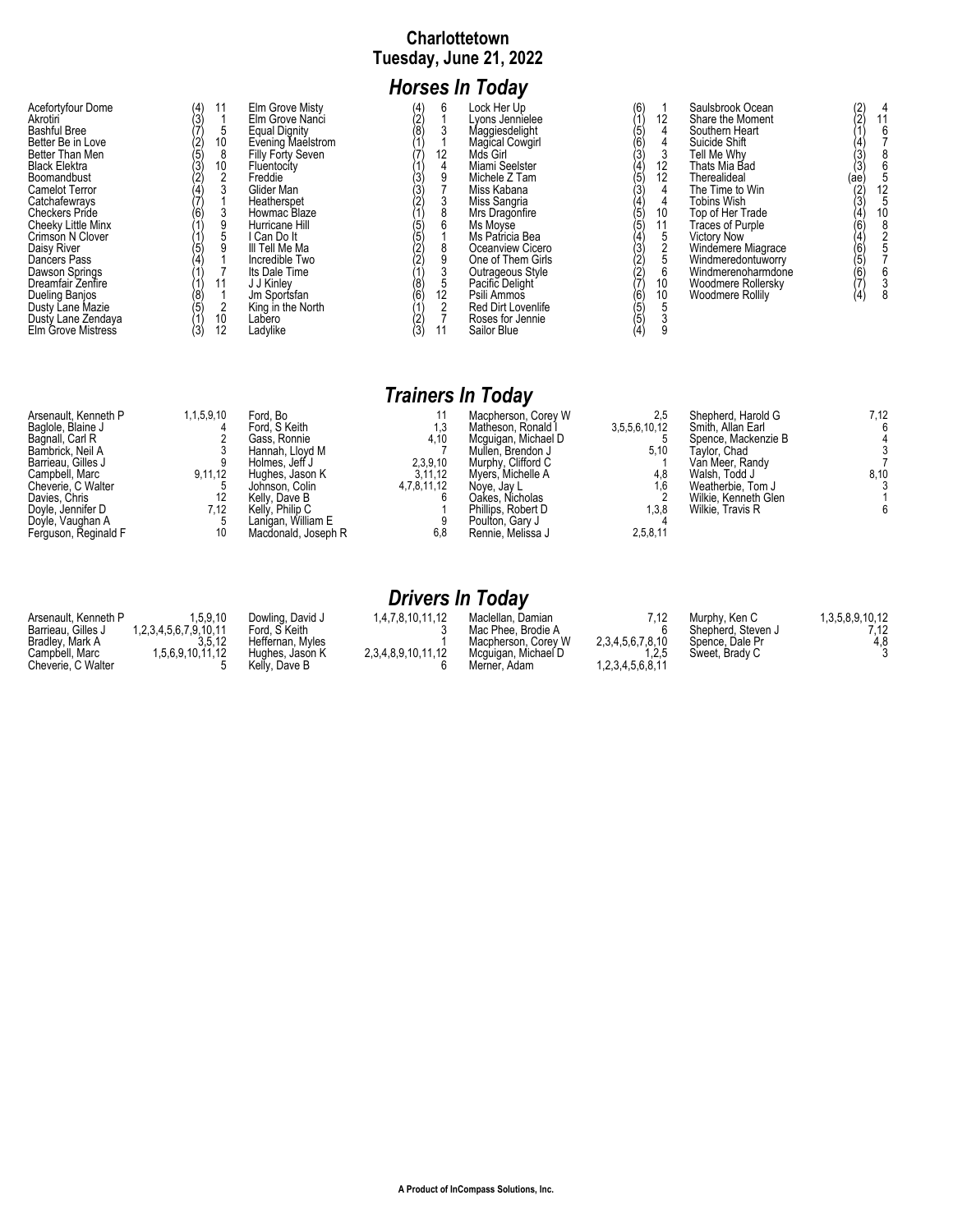# Charlottetown
## Tuesday, June 21, 2022

## *Horses In Today*

| Horse | PP | Race | Horse | PP | Race | Horse | PP | Race | Horse | PP | Race |
|---|---|---|---|---|---|---|---|---|---|---|---|
| Acefortyfour Dome | (4) | 11 | Elm Grove Misty | (4) | 6 | Lock Her Up | (6) | 1 | Saulsbrook Ocean | (2) | 4 |
| Akrotiri | (3) | 1 | Elm Grove Nanci | (2) | 1 | Lyons Jennielee | (1) | 12 | Share the Moment | (2) | 11 |
| Bashful Bree | (7) | 5 | Equal Dignity | (8) | 3 | Maggiesdelight | (5) | 4 | Southern Heart | (1) | 6 |
| Better Be in Love | (2) | 10 | Evening Maelstrom | (1) | 1 | Magical Cowgirl | (6) | 4 | Suicide Shift | (4) | 7 |
| Better Than Men | (5) | 8 | Filly Forty Seven | (7) | 12 | Mds Girl | (3) | 3 | Tell Me Why | (3) | 8 |
| Black Elektra | (3) | 10 | Fluentocity | (1) | 4 | Miami Seelster | (4) | 12 | Thats Mia Bad | (3) | 6 |
| Boomandbust | (2) | 2 | Freddie | (3) | 9 | Michele Z Tam | (5) | 12 | Therealideal | (ae) | 5 |
| Camelot Terror | (4) | 3 | Glider Man | (3) | 7 | Miss Kabana | (3) | 4 | The Time to Win | (2) | 12 |
| Catchafewrays | (7) | 1 | Heatherspet | (2) | 3 | Miss Sangria | (4) | 4 | Tobins Wish | (3) | 5 |
| Checkers Pride | (6) | 3 | Howmac Blaze | (1) | 8 | Mrs Dragonfire | (5) | 10 | Top of Her Trade | (4) | 10 |
| Cheeky Little Minx | (1) | 9 | Hurricane Hill | (5) | 6 | Ms Moyse | (5) | 11 | Traces of Purple | (6) | 8 |
| Crimson N Clover | (1) | 5 | I Can Do It | (5) | 1 | Ms Patricia Bea | (4) | 5 | Victory Now | (4) | 2 |
| Daisy River | (5) | 9 | Ill Tell Me Ma | (2) | 8 | Oceanview Cicero | (3) | 2 | Windemere Miagrace | (6) | 5 |
| Dancers Pass | (4) | 1 | Incredible Two | (2) | 9 | One of Them Girls | (2) | 5 | Windmeredontuworry | (5) | 7 |
| Dawson Springs | (1) | 7 | Its Dale Time | (1) | 3 | Outrageous Style | (2) | 6 | Windmerenoharmdone | (6) | 6 |
| Dreamfair Zenfire | (1) | 11 | J J Kinley | (8) | 5 | Pacific Delight | (7) | 10 | Woodmere Rollersky | (7) | 3 |
| Dueling Banjos | (8) | 1 | Jm Sportsfan | (6) | 12 | Psili Ammos | (6) | 10 | Woodmere Rollily | (4) | 8 |
| Dusty Lane Mazie | (5) | 2 | King in the North | (1) | 2 | Red Dirt Lovenlife | (5) | 5 | | | |
| Dusty Lane Zendaya | (1) | 10 | Labero | (2) | 7 | Roses for Jennie | (5) | 3 | | | |
| Elm Grove Mistress | (3) | 12 | Ladylike | (3) | 11 | Sailor Blue | (4) | 9 | | | |

## *Trainers In Today*

| Trainer | Races | Trainer | Races | Trainer | Races | Trainer | Races |
|---|---|---|---|---|---|---|---|
| Arsenault, Kenneth P | 1,1,5,9,10 | Ford, Bo | 11 | Macpherson, Corey W | 2,5 | Shepherd, Harold G | 7,12 |
| Baglole, Blaine J | 4 | Ford, S Keith | 1,3 | Matheson, Ronald I | 3,5,5,6,10,12 | Smith, Allan Earl | 6 |
| Bagnall, Carl R | 2 | Gass, Ronnie | 4,10 | Mcguigan, Michael D | 5 | Spence, Mackenzie B | 4 |
| Bambrick, Neil A | 3 | Hannah, Lloyd M | 7 | Mullen, Brendon J | 5,10 | Taylor, Chad | 3 |
| Barrieau, Gilles J | 9 | Holmes, Jeff J | 2,3,9,10 | Murphy, Clifford C | 1 | Van Meer, Randy | 7 |
| Campbell, Marc | 9,11,12 | Hughes, Jason K | 3,11,12 | Myers, Michelle A | 4,8 | Walsh, Todd J | 8,10 |
| Cheverie, C Walter | 5 | Johnson, Colin | 4,7,8,11,12 | Noye, Jay L | 1,6 | Weatherbie, Tom J | 3 |
| Davies, Chris | 12 | Kelly, Dave B | 6 | Oakes, Nicholas | 2 | Wilkie, Kenneth Glen | 1 |
| Doyle, Jennifer D | 7,12 | Kelly, Philip C | 1 | Phillips, Robert D | 1,3,8 | Wilkie, Travis R | 6 |
| Doyle, Vaughan A | 5 | Lanigan, William E | 9 | Poulton, Gary J | 4 | | |
| Ferguson, Reginald F | 10 | Macdonald, Joseph R | 6,8 | Rennie, Melissa J | 2,5,8,11 | | |

## *Drivers In Today*

| Driver | Races | Driver | Races | Driver | Races | Driver | Races |
|---|---|---|---|---|---|---|---|
| Arsenault, Kenneth P | 1,5,9,10 | Dowling, David J | 1,4,7,8,10,11,12 | Maclellan, Damian | 7,12 | Murphy, Ken C | 1,3,5,8,9,10,12 |
| Barrieau, Gilles J | 1,2,3,4,5,6,7,9,10,11 | Ford, S Keith | 3 | Mac Phee, Brodie A | 6 | Shepherd, Steven J | 7,12 |
| Bradley, Mark A | 3,5,12 | Heffernan, Myles | 1 | Macpherson, Corey W | 2,3,4,5,6,7,8,10 | Spence, Dale Pr | 4,8 |
| Campbell, Marc | 1,5,6,9,10,11,12 | Hughes, Jason K | 2,3,4,8,9,10,11,12 | Mcguigan, Michael D | 1,2,5 | Sweet, Brady C | 3 |
| Cheverie, C Walter | 5 | Kelly, Dave B | 6 | Merner, Adam | 1,2,3,4,5,6,8,11 | | |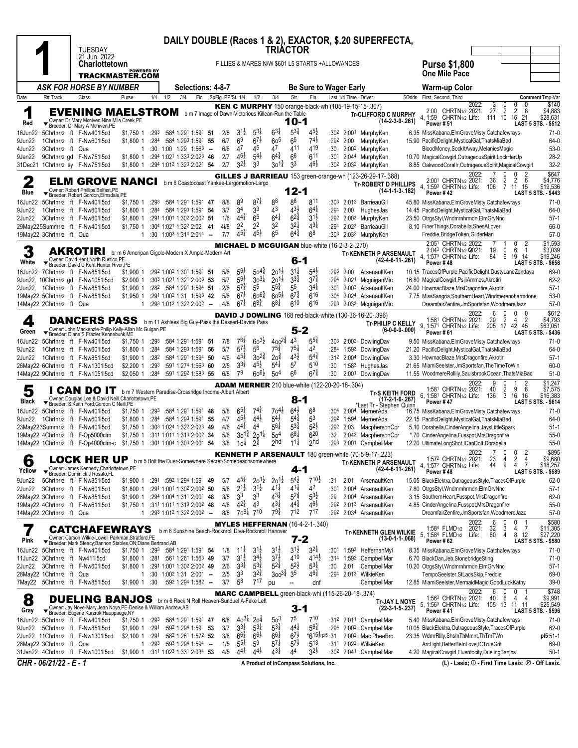# DAILY DOUBLE (Races 1 & 2), EXACTOR, $.20 SUPERFECTA, TRIACTOR

**1** — TUESDAY 21 Jun. 2022 — **Charlottetown** — POWERED BY TRACKMASTER.COM

FILLIES & MARES N/W $601 L5 STARTS +ALLOWANCES

**Purse $1,800** — **One Mile Pace**

*ASK FOR HORSE BY NUMBER* — Selections: 4-8-7 — **Be Sure to Wager Early** — **Warm-up Color**

| Date | R# Track | Class | Purse | 1/4 | 1/2 | 3/4 | Fin | SpFig | PP/St | 1/4 | 1/2 | 3/4 | Str | Fin | Last 1/4 | Time | Driver | $Odds | First, Second, Third | Comment Tmp-Var |
|---|---|---|---|---|---|---|---|---|---|---|---|---|---|---|---|---|---|---|---|---|

---

## 1 (Red) — EVENING MAELSTROM — 10-1
b m 7 Image of Dawn-Victorious Killean-Run the Table
Owner: Dr Mary Mcniven,Nine Mile Creek,PE
Breeder: Dr Mary A Mcniven,PE

**KEN C MURPHY** 150 orange-black-wh (105-19-15-15-.307)
Tr-CLIFFORD C MURPHY (14-2-3-0-.261)

2022: 3 0 0 0 $140; 2:00 CHRTN1/2 2021: 27 2 2 8 $4,883; 4, 1:59 CHRTN1/2 Life: 111 10 16 21 $28,631; Power # 51; LAST 5 STS. - $512

| Date | R# Track | Class | Purse | 1/4 | 1/2 | 3/4 | Fin | SpFig | PP/St | 1/4 | 1/2 | 3/4 | Str | Fin | Last 1/4 | Time | Driver | $Odds | First, Second, Third | Comment Tmp-Var |
|---|---|---|---|---|---|---|---|---|---|---|---|---|---|---|---|---|---|---|---|---|
| 16Jun22 | 5Chrtn1/2 ft | F-Nw401l5cd | $1,750 1 | :29³ | :58⁴ | 1:29¹ | 1:59¹ | 51 | 2/8 | 3^1½ | 5^3¼ | 6^3¼ | 5^3¼ | 4^5½ | :30² | 2:00¹ | MurphyKen | 6.35 | MissKabana,ElmGroveMisty,Catchafewrays | 71-0 |
| 9Jun22 | 1Chrtn1/2 ft | F-Nw601l5cd | $1,800 1 | :28⁴ | :58⁴ | 1:29³ | 1:59¹ | 55 | 6/7 | 6^9 | 6^7½ | 6o^5 | 6^5 | 7^4½ | :29² | 2:00 | MurphyKen | 15.90 | PacificDelight,MysticalGal,ThatsMiaBad | 64-0 |
| 4Jun22 | 3Chrtn1/2 ft | Qua | 1 | :30 | 1:00 | 1:29 | 1:56³ | -- | 6/6 | 4^7 | 4^5 | 4^7 | 4^11 | 4^19 | :30 | 2:00² | MurphyKen | | BloodMoney,SockItAway,MelaniesMagic | 53-0 |
| 9Jan22 | 9Chrtn1/2 gd | F-Nw751l5cd | $1,800 1 | :29⁴ | 1:02¹ | 1:33³ | 2:02³ | 46 | 2/7 | 4^6½ | 5^4½ | 6^4¾ | 6^6 | 6^11 | :30¹ | 2:04⁴ | MurphyKen | 10.70 | MagicalCowgirl,OutrageousSpirit,LockHerUp | 28-2 |
| 31Dec21 | 1Chrtn1/2 sy | F-Nw751l5cd | $1,800 1 | :29⁴ | 1:01² | 1:32³ | 2:02¹ | 54 | 2/7 | 3^2½ | 3^3 | 3o^1¾ | 3^3 | 4^6½ | :30² | 2:03² | MurphyKen | 8.85 | OakwoodCorallr,OutrageousSpirit,MagicalCowgirl | 32-2 |

---

## 2 (Blue) — ELM GROVE NANCI — 12-1
b m 6 Coastocoast Yankee-Largomotion-Largo
Owner: Robert Phillips,Belfast,PE
Breeder: Robert Gordon,Elmsdale,PE

**GILLES J BARRIEAU** 153 green-orange-wh (123-26-29-17-.388)
Tr-ROBERT D PHILLIPS (14-1-1-3-.182)

2022: 7 0 0 2 $647; 2:00¹ CHRTN1/2 2021: 36 2 2 6 $4,776; 4, 1:59³ CHRTN1/2 Life: 106 7 11 15 $19,536; Power # 42; LAST 5 STS. - $443

| Date | R# Track | Class | Purse | 1/4 | 1/2 | 3/4 | Fin | SpFig | PP/St | 1/4 | 1/2 | 3/4 | Str | Fin | Last 1/4 | Time | Driver | $Odds | First, Second, Third | Comment Tmp-Var |
|---|---|---|---|---|---|---|---|---|---|---|---|---|---|---|---|---|---|---|---|---|
| 16Jun22 | 5Chrtn1/2 ft | F-Nw401l5cd | $1,750 1 | :29³ | :58⁴ | 1:29¹ | 1:59¹ | 47 | 8/8 | 8^9 | 8^7¼ | 8^8 | 8^8 | 8^11 | :30³ | 2:01² | BarrieauGil | 45.80 | MissKabana,ElmGroveMisty,Catchafewrays | 71-0 |
| 9Jun22 | 1Chrtn1/2 ft | F-Nw601l5cd | $1,800 1 | :28⁴ | :58⁴ | 1:29³ | 1:59¹ | 54 | 3/7 | 3^4 | 3^3 | 4^3 | 4^3½ | 6^4¼ | :29⁴ | 2:00 | HughesJas | 14.45 | PacificDelight,MysticalGal,ThatsMiaBad | 64-0 |
| 2Jun22 | 3Chrtn1/2 ft | F-Nw601l5cd | $1,800 1 | :29¹ | 1:00¹ | 1:30² | 2:00² | 51 | 1/6 | 4^4¾ | 6^5 | 6^4¼ | 6^2¾ | 3^1½ | :29² | 2:00³ | MurphyKen | 23.50 | OtrgsStyl,Wndmrnhrmdn,ElmGrvNnc | 57-1 |
| 29May22 | 5Summ1/2 ft | F-Nw401l5cd | $1,750 1 | :30⁴ | 1:02¹ | 1:32² | 2:02 | 41 | 4i/8 | 2^2 | 2^2 | 3^2 | 3^2¼ | 4^3¼ | :29⁴ | 2:02³ | BarrieauGil | 8.10 | FinerThings,Dorabella,ShesALover | 66-0 |
| 19May22 | 3Chrtn1/2 ft | Qua | 1 | :30 | 1:00³ | 1:31⁴ | 2:01⁴ | -- | 7/7 | 4^5¾ | 4^5½ | 6^5 | 6^4¾ | 6^8 | :30³ | 2:03² | MurphyKen | | Freddie,BridgeToken,GliderMan | 57-0 |

---

## 3 (White) — AKROTIRI — 6-1
br m 6 Ameripan Gigolo-Modern X Ample-Modern Art
Owner: David Kent,North Rustico,PE
Breeder: David C Kent,Hunter River,PE

**MICHAEL D MCGUIGAN** blue-white (16-2-3-2-.270)
Tr-KENNETH P ARSENAULT (42-4-6-11-.261)

2022: 7 1 0 2 $1,593; 2:05¹ CHRTN1/2 2021: 19 0 6 1 $3,039; 2:04³ CHRTN1/2 Q2021; 4, 1:57³ CHRTN1/2 Life: 84 6 19 14 $19,246; Power # 48; LAST 5 STS. - $658

| Date | R# Track | Class | Purse | 1/4 | 1/2 | 3/4 | Fin | SpFig | PP/St | 1/4 | 1/2 | 3/4 | Str | Fin | Last 1/4 | Time | Driver | $Odds | First, Second, Third | Comment Tmp-Var |
|---|---|---|---|---|---|---|---|---|---|---|---|---|---|---|---|---|---|---|---|---|
| 16Jun22 | 7Chrtn1/2 ft | F-Nw851l5cd | $1,900 1 | :29² | 1:00² | 1:30¹ | 1:59¹ | 51 | 5/6 | 5^6½ | 5o^4¾ | 2o^1½ | 3^1¼ | 5^4½ | :29³ | 2:00 | ArsenaultKen | 10.15 | TracesOfPurple,PacificDelight,DustyLaneZendaya | 69-0 |
| 9Jun22 | 10Chrtn1/2 gd | F-Nw1051l5cd | $2,000 1 | :30³ | 1:02¹ | 1:32¹ | 2:00³ | 53 | 5/7 | 5^6½ | 3o^3¼ | 2o^1½ | 3^3¾ | 3^7¾ | :29⁴ | 2:02¹ | McguiganMic | 16.80 | MagicalCowgirl,PsiliAmmos,Akrotiri | 62-2 |
| 2Jun22 | 1Chrtn1/2 ft | F-Nw851l5cd | $1,900 1 | :28² | :58⁴ | 1:29¹ | 1:59⁴ | 51 | 2/6 | 5^7¾ | 5^5 | 5^5¾ | 5^5 | 3^4¼ | :30¹ | 2:00³ | ArsenaultKen | 24.00 | HowmacBlaze,MrsDragonfire,Akrotiri | 57-1 |
| 19May22 | 5Chrtn1/2 ft | F-Nw851l5cd | $1,950 1 | :29¹ | 1:00² | 1:31 | 1:59³ | 42 | 5/6 | 6^7½ | 6o^6¾ | 6o^5½ | 6^7¾ | 6^16 | :30⁴ | 2:02⁴ | ArsenaultKen | 7.75 | MissSangria,SouthernHeart,Windmereneharmdone | 53-0 |
| 14May22 | 2Chrtn1/2 ft | Qua | 1 | :29³ | 1:01² | 1:32² | 2:00² | -- | 4/8 | 6^7¼ | 6^8¾ | 6^8¼ | 6^10 | 6^16 | :29³ | 2:03³ | McguiganMic | | DreamfairZenfire,JmSportsfan,WoodmereJazz | 57-0 |

---

## 4 (Green) — DANCERS PASS — 5-2
b m 11 Ashlees Big Guy-Pass the Dessert-Davids Pass
Owner: John Mackenzie-Philip Kelly-Allan Mc Guigan,PE
Breeder: Diane S Frazier,Kennebunk,ME

**DAVID J DOWLING** 168 red-black-white (130-36-16-20-.396)
Tr-PHILIP C KELLY (6-0-0-0-.000)

2022: 6 0 0 0 $612; 1:58¹ CHRTN1/2 2021: 20 2 4 2 $4,793; 9, 1:57¹ CHRTN1/2 Life: 205 17 42 45 $63,051; Power # 61; LAST 5 STS. - $436

| Date | R# Track | Class | Purse | 1/4 | 1/2 | 3/4 | Fin | SpFig | PP/St | 1/4 | 1/2 | 3/4 | Str | Fin | Last 1/4 | Time | Driver | $Odds | First, Second, Third | Comment Tmp-Var |
|---|---|---|---|---|---|---|---|---|---|---|---|---|---|---|---|---|---|---|---|---|
| 16Jun22 | 5Chrtn1/2 ft | F-Nw401l5cd | $1,750 1 | :29³ | :58⁴ | 1:29¹ | 1:59¹ | 51 | 7/8 | 7^6¾ | 6o^3½ | 4oo^2¾ | 4^3 | 5^5¾ | :30³ | 2:00² | DowlingDav | 9.50 | MissKabana,ElmGroveMisty,Catchafewrays | 71-0 |
| 9Jun22 | 1Chrtn1/2 ft | F-Nw601l5cd | $1,800 1 | :28⁴ | :58⁴ | 1:29³ | 1:59¹ | 56 | 5/7 | 5^7½ | 5^6 | 7^5¾ | 7^5¼ | 4^2 | :28⁴ | 1:59³ | DowlingDav | 21.20 | PacificDelight,MysticalGal,ThatsMiaBad | 64-0 |
| 2Jun22 | 1Chrtn1/2 ft | F-Nw851l5cd | $1,900 1 | :28² | :58⁴ | 1:29¹ | 1:59⁴ | 50 | 4/6 | 4^5¼ | 3o^2¾ | 2o^¾ | 4^3½ | 5^4¾ | :31² | 2:00⁴ | DowlingDav | 3.30 | HowmacBlaze,MrsDragonfire,Akrotiri | 57-1 |
| 26May22 | 6Chrtn1/2 ft | F-Nw1301l5cd | $2,200 1 | :29³ | :59¹ | 1:27⁴ | 1:56³ | 60 | 2/5 | 3^3¾ | 4^5½ | 5^4¼ | 5^7 | 5^10 | :30 | 1:58³ | HughesJas | 21.65 | MiamiSeelster,JmSportsfan,TheTimeToWin | 60-0 |
| 14May22 | 9Chrtn1/2 ft | F-Nw1051l5cd | $2,050 1 | :28⁴ | :59¹ | 1:29² | 1:58³ | 55 | 6/8 | 7^9 | 6o^6½ | 5o^4 | 6^6 | 6^7¾ | :30 | 2:00¹ | DowlingDav | 11.55 | WoodmereRollily,SaulsbrookOcean,ThatsMiaBad | 51-0 |

---

## 5 (Black) — I CAN DO IT — 8-1
b m 7 Western Paradise-Crossridge Income-Albert Albert
Owner: Douglas Lee & David Neill,Charlottetown,PE
Breeder: S Keith Ford;Gordon C Neill,PE

**ADAM MERNER** 210 blue-white (122-20-20-18-.304)
Tr-S KEITH FORD (17-2-1-6-.267)
*Last Tr - Stephen Quinn

2022: 9 0 1 2 $1,247; 1:58¹ CHRTN1/2 2021: 40 2 9 8 $7,575; 6, 1:58¹ CHRTN1/2 Life: 136 3 16 18 $16,383; Power # 47; LAST 5 STS. - $614

| Date | R# Track | Class | Purse | 1/4 | 1/2 | 3/4 | Fin | SpFig | PP/St | 1/4 | 1/2 | 3/4 | Str | Fin | Last 1/4 | Time | Driver | $Odds | First, Second, Third | Comment Tmp-Var |
|---|---|---|---|---|---|---|---|---|---|---|---|---|---|---|---|---|---|---|---|---|
| 16Jun22 | 5Chrtn1/2 ft | F-Nw401l5cd | $1,750 1 | :29³ | :58⁴ | 1:29¹ | 1:59¹ | 48 | 5/8 | 6^5¼ | 7^4¾ | 7o^4½ | 6^4¼ | 6^8 | :30⁴ | 2:00⁴ | MernerAda | 16.75 | MissKabana,ElmGroveMisty,Catchafewrays | 71-0 |
| 9Jun22 | 1Chrtn1/2 ft | F-Nw601l5cd | $1,800 1 | :28⁴ | :58⁴ | 1:29³ | 1:59¹ | 55 | 4/7 | 4^5½ | 4^4½ | 5^4½ | 5^4¾ | 5^3 | :29² | 1:59⁴ | MernerAda | 22.15 | PacificDelight,MysticalGal,ThatsMiaBad | 64-0 |
| 23May22 | 3Summ1/2 ft | F-Nw401l5cd | $1,750 1 | :30³ | 1:02⁴ | 1:32² | 2:02³ | 49 | 4/6 | 4^4¼ | 4^4 | 5^6¼ | 5^3¾ | 5^2½ | :29² | 2:03 | MacphersonCor | 5.10 | Dorabella,CinderAngelina,JaysLittleSpark | 51-1 |
| 19May22 | 4Chrtn1/2 ft | F-Op5000clm | $1,750 1 | :31¹ | 1:01¹ | 1:31³ | 2:00² | 34 | 5/6 | 3o^1¾ | 2o^1¼ | 5o^4 | 6^8¼ | 6^20 | :32 | 2:04² | MacphersonCor | *.70 | CinderAngelina,Fusspot,MrsDragonfire | 55-0 |
| 14May22 | 7Chrtn1/2 ft | F-Op4000clm-c | $1,750 1 | :30¹ | 1:00⁴ | 1:30³ | 2:00¹ | 54 | 3/8 | 1o^¼ | 2^¾ | 2^hd | 1^1¼ | 2^hd | :29³ | 2:00¹ | CampbellMar | 12.20 | UltimateLongShot,ICanDolt,Dorabella | 55-0 |

---

## 6 (Yellow) — LOCK HER UP — 4-1
b m 5 Bolt the Duer-Somewhere Secret-Somebeachsomewhere
Owner: James Kennedy,Charlottetown,PE
Breeder: Dominick J Rosato,FL

**KENNETH P ARSENAULT** 180 green-white (70-5-9-17-.223)
Tr-KENNETH P ARSENAULT (42-4-6-11-.261)

2022: 7 0 0 2 $895; 1:57² CHRTN1/2 2021: 23 4 2 4 $9,680; 4, 1:57² CHRTN1/2 Life: 44 9 4 7 $18,257; Power # 48; LAST 5 STS. - $589

| Date | R# Track | Class | Purse | 1/4 | 1/2 | 3/4 | Fin | SpFig | PP/St | 1/4 | 1/2 | 3/4 | Str | Fin | Last 1/4 | Time | Driver | $Odds | First, Second, Third | Comment Tmp-Var |
|---|---|---|---|---|---|---|---|---|---|---|---|---|---|---|---|---|---|---|---|---|
| 9Jun22 | 5Chrtn1/2 ft | F-Nw851l5cd | $1,900 1 | :29¹ | :59² | 1:29⁴ | 1:59 | 49 | 5/7 | 4^5¾ | 2o^1½ | 2o^1½ | 5^4½ | 7^10½ | :31 | 2:01 | ArsenaultKen | 15.05 | BlackElektra,OutrageousStyle,TracesOfPurple | 62-0 |
| 2Jun22 | 3Chrtn1/2 ft | F-Nw601l5cd | $1,800 1 | :29¹ | 1:00¹ | 1:30² | 2:00² | 50 | 5/6 | 2^1½ | 3^1½ | 4^1¼ | 4^1¼ | 4^2 | :30¹ | 2:00⁴ | ArsenaultKen | 7.80 | OtrgsStyl,Wndmrnhrmdn,ElmGrvNnc | 57-1 |
| 26May22 | 3Chrtn1/2 ft | F-Nw851l5cd | $1,900 1 | :29⁴ | 1:00⁴ | 1:31¹ | 2:00¹ | 48 | 3/5 | 3^3 | 3^3 | 4^3¾ | 5^2¾ | 5^3½ | :29 | 2:00⁴ | ArsenaultKen | 3.15 | SouthernHeart,Fusspot,MrsDragonfire | 62-0 |
| 19May22 | 4Chrtn1/2 ft | F-Nw611l5cd | $1,750 1 | :31¹ | 1:01¹ | 1:31³ | 2:00² | 48 | 4/6 | 4^2¾ | 4^3 | 4^3¼ | 4^4¾ | 4^6½ | :29² | 2:01³ | ArsenaultKen | 4.85 | CinderAngelina,Fusspot,MrsDragonfire | 55-0 |
| 14May22 | 2Chrtn1/2 ft | Qua | 1 | :29³ | 1:01² | 1:32² | 2:00² | -- | 8/8 | 7o^9¼ | 7^10 | 7^9¾ | 7^12 | 7^17 | :29² | 2:03⁴ | ArsenaultKen | | DreamfairZenfire,JmSportsfan,WoodmereJazz | 57-0 |

---

## 7 (Pink) — CATCHAFEWRAYS — 7-2
b m 6 Sunshine Beach-Rocknroll Diva-Rocknroll Hanover
Owner: Carson Wilkie-Lowell Parkman,Stratford,PE
Breeder: Mark Steacy;Bannon Stables,ON;Diane Bertrand,AB

**MYLES HEFFERNAN** (16-4-2-1-.340)
Tr-KENNETH GLEN WILKIE (13-0-1-1-.068)

2022: 6 0 0 1 $580; 1:58⁴ FLMD1/2 2021: 32 3 4 7 $11,305; 5, 1:58⁴ FLMD1/2 Life: 60 4 8 12 $27,220; Power # 62; LAST 5 STS. - $580

| Date | R# Track | Class | Purse | 1/4 | 1/2 | 3/4 | Fin | SpFig | PP/St | 1/4 | 1/2 | 3/4 | Str | Fin | Last 1/4 | Time | Driver | $Odds | First, Second, Third | Comment Tmp-Var |
|---|---|---|---|---|---|---|---|---|---|---|---|---|---|---|---|---|---|---|---|---|
| 16Jun22 | 5Chrtn1/2 ft | F-Nw401l5cd | $1,750 1 | :29³ | :58⁴ | 1:29¹ | 1:59¹ | 54 | 1/8 | 1^1¼ | 3^1½ | 3^1½ | 3^1½ | 3^2¼ | :30¹ | 1:59³ | HeffernanMyl | 8.35 | MissKabana,ElmGroveMisty,Catchafewrays | 71-0 |
| 11Jun22 | 3Chrtn1/2 ft | Nw411l5cd | $1,800 1 | :28¹ | :56¹ | 1:26¹ | 1:56³ | 49 | 3/7 | 3^1½ | 3^4½ | 3^7½ | 4^10 | 4^14½ | :31⁴ | 1:59² | CampbellMar | 6.70 | BlackDan,Jeb,StonebridgeSting | 71-0 |
| 2Jun22 | 3Chrtn1/2 ft | F-Nw601l5cd | $1,800 1 | :29¹ | 1:00¹ | 1:30² | 2:00² | 49 | 2/6 | 3^3¼ | 5^3¾ | 5^2¾ | 5^2½ | 5^3¼ | :30 | 2:01 | CampbellMar | 10.20 | OtrgsStyl,Wndmrnhrmdn,ElmGrvNnc | 57-1 |
| 28May22 | 1Chrtn1/2 ft | Qua | 1 | :30 | 1:00² | 1:31 | 2:01 | -- | 2/5 | 3^3 | 3^2¾ | 3oo^3¾ | 3^5 | 4^6¾ | :29⁴ | 2:01³ | WilkieKen | | TempoSeelster,StLadsSkip,Freddie | 69-0 |
| 7May22 | 5Chrtn1/2 ft | F-Nw851l5cd | $1,900 1 | :30 | :59² | 1:29⁴ | 1:58² | -- | 3/7 | 5^8 | 7^17 | pu | -- | dnf | | | CampbellMar | 12.85 | MiamiSeelster,MermaidMagic,GoodLuckKathy | 39-0 |

---

## 8 (Gray) — DUELING BANJOS — 3-1
br m 6 Rock N Roll Heaven-Sunduel A-Fake Left
Owner: Jay Noye-Mary Jean Noye,PE-Denise & William Andrew,AB
Breeder: Eugene Kurzrok,Hauppauge,NY

**MARC CAMPBELL** green-black-whi (115-26-20-18-.374)
Tr-JAY L NOYE (22-3-1-5-.237)

2022: 6 0 0 1 $748; 1:56³ CHRTN1/2 2021: 40 6 4 4 $9,991; 5, 1:56³ CHRTN1/2 Life: 105 13 11 11 $25,549; Power # 41; LAST 5 STS. - $596

| Date | R# Track | Class | Purse | 1/4 | 1/2 | 3/4 | Fin | SpFig | PP/St | 1/4 | 1/2 | 3/4 | Str | Fin | Last 1/4 | Time | Driver | $Odds | First, Second, Third | Comment Tmp-Var |
|---|---|---|---|---|---|---|---|---|---|---|---|---|---|---|---|---|---|---|---|---|
| 16Jun22 | 5Chrtn1/2 ft | F-Nw401l5cd | $1,750 1 | :29³ | :58⁴ | 1:29¹ | 1:59¹ | 47 | 6/8 | 4o^3¼ | 2o^¼ | 5o^3 | 7^5 | 7^10 | :31² | 2:01¹ | CampbellMar | 5.40 | MissKabana,ElmGroveMisty,Catchafewrays | 71-0 |
| 9Jun22 | 5Chrtn1/2 ft | F-Nw851l5cd | $1,900 1 | :29¹ | :59² | 1:29⁴ | 1:59 | 53 | 3/7 | 3^3¼ | 5^3¼ | 5^3¾ | 4^4¼ | 5^6¾ | :29⁴ | 2:00² | CampbellMar | 10.05 | BlackElektra,OutrageousStyle,TracesOfPurple | 62-0 |
| 2Jun22 | 11Chrtn1/2 ft | F-Nw1301l5cd | $2,100 1 | :29¹ | :58² | 1:28¹ | 1:57² | 52 | 3/6 | 6^6¾ | 6^6½ | 6^6¼ | 6^7½ | *6^15½ pl5 | :31 | 2:00² | Mac PheeBro | 23.35 | WdmrRllly,ShsInThMmnt,ThTmTWn | pl5 51-1 |
| 28May22 | 3Chrtn1/2 ft | Qua | 1 | :29³ | :59³ | 1:29⁴ | 1:58² | -- | 1/5 | 5^5½ | 5^9 | 5^7¼ | 5^7½ | 5^13 | :31¹ | 2:01² | WilkieKen | | ArcLight,BetterBeInLove,ICTrueGrit | 69-0 |
| 31Jan22 | 4Chrtn1/2 ft | F-Nw1001l5cd | $1,900 1 | :31¹ | 1:02³ | 1:33¹ | 2:03⁴ | 53 | 4/5 | 4^4½ | 4^4½ | 4^3¼ | 4^4 | 3^2½ | :30² | 2:04¹ | CampbellMar | 4.20 | MagicalCowgirl,Fluentocity,DuelingBanjos | 50-1 |

CHR - 06/21/22 - E - 1 — A Product of InCompass Solutions, Inc. — (L) - Lasix; ① - First Time Lasix; ② - Off Lasix.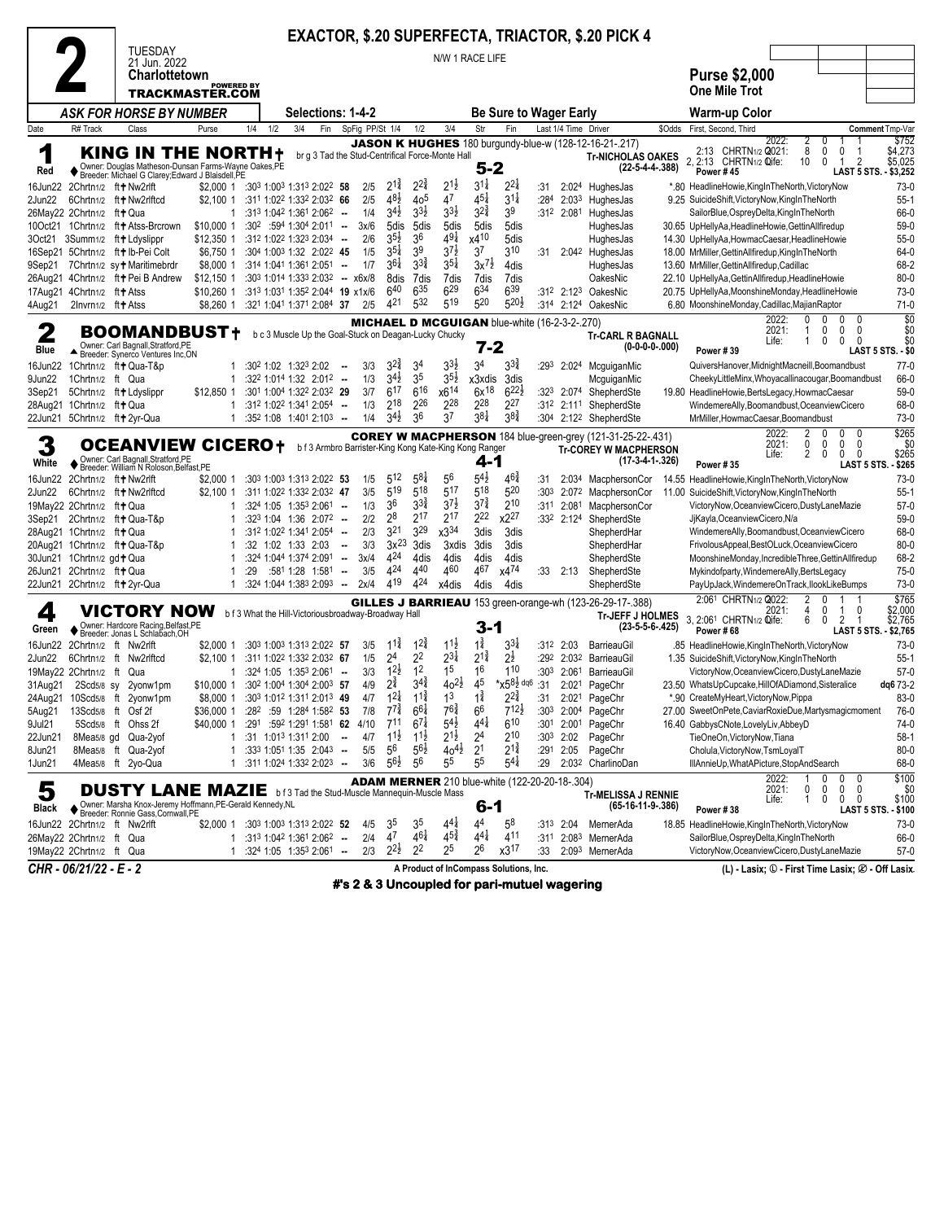# EXACTOR, $.20 SUPERFECTA, TRIACTOR, $.20 PICK 4

**2** — TUESDAY 21 Jun. 2022 — Charlottetown — TRACKMASTER.COM (POWERED BY)

N/W 1 RACE LIFE

**Purse $2,000**
**One Mile Trot**

ASK FOR HORSE BY NUMBER — Selections: 1-4-2 — Be Sure to Wager Early — Warm-up Color

| Date | R# Track | Class | Purse | 1/4 | 1/2 | 3/4 | Fin | SpFig | PP/St | 1/4 | 1/2 | 3/4 | Str | Fin | Last 1/4 | Time | Driver | $Odds | First, Second, Third | Comment | Tmp-Var |
|---|---|---|---|---|---|---|---|---|---|---|---|---|---|---|---|---|---|---|---|---|---|

## 1 — Red — KING IN THE NORTH† (5-2)

br g 3 Tad the Stud-Centrifical Force-Monte Hall
Owner: Douglas Matheson-Dunsan Farms-Wayne Oakes,PE
Breeder: Michael G Clarey;Edward J Blaisdell,PE
JASON K HUGHES 180 burgundy-blue-w (128-12-16-21-.217)
Tr-NICHOLAS OAKES (22-5-4-4-.388)
2022: 2 0 1 1 $752 — 2:13 CHRTN1/2 Q 2021: 8 0 0 1 $4,273 — 2, 2:13 CHRTN1/2 Q Life: 10 0 1 2 $5,025
Power # 45 — LAST 5 STS. - $3,252

| Date | R# Track | Class | Purse | 1/4 | 1/2 | 3/4 | Fin | SpFig | PP/St | 1/4 | 1/2 | 3/4 | Str | Fin | Last 1/4 | Time | Driver | $Odds | First, Second, Third | Tmp-Var |
|---|---|---|---|---|---|---|---|---|---|---|---|---|---|---|---|---|---|---|---|---|
| 16Jun22 | 2Chrtn1/2 | ft† Nw2rlft | $2,000 1 | :30³ | 1:00³ | 1:31³ | 2:02² | 58 | 2/5 | 2^1¾ | 2^2¾ | 2^1½ | 3^1¼ | 2^2¼ | :31 | 2:02⁴ | HughesJas | *.80 | HeadlineHowie,KingInTheNorth,VictoryNow | 73-0 |
| 2Jun22 | 6Chrtn1/2 | ft† Nw2rlftcd | $2,100 1 | :31¹ | 1:02² | 1:33² | 2:03² | 66 | 2/5 | 4^8½ | 4o^5 | 4^7 | 4^5¼ | 3^1¼ | :28⁴ | 2:03³ | HughesJas | 9.25 | SuicideShift,VictoryNow,KingInTheNorth | 55-1 |
| 26May22 | 2Chrtn1/2 | ft† Qua | 1 | :31³ | 1:04² | 1:36¹ | 2:06² | -- | 1/4 | 3^4½ | 3^3½ | 3^3½ | 3^2¾ | 3^9 | :31² | 2:08¹ | HughesJas | | SailorBlue,OspreyDelta,KingInTheNorth | 66-0 |
| 10Oct21 | 1Chrtn1/2 | ft† Atss-Brcrown | $10,000 1 | :30² | :59⁴ | 1:30⁴ | 2:01¹ | -- | 3x/6 | 5dis | 5dis | 5dis | 5dis | 5dis | | | HughesJas | 30.65 | UpHellyAa,HeadlineHowie,GettinAllfiredup | 59-0 |
| 3Oct21 | 3Summ1/2 | ft† Ldyslippr | $12,350 1 | :31² | 1:02² | 1:32³ | 2:03⁴ | -- | 2/6 | 3^5½ | 3^6 | 4^9¼ | x4^10 | 5dis | | | HughesJas | 14.30 | UpHellyAa,HowmacCaesar,HeadlineHowie | 55-0 |
| 16Sep21 | 5Chrtn1/2 | ft† Ib-Pei Colt | $6,750 1 | :30⁴ | 1:00³ | 1:32 | 2:02² | 45 | 1/5 | 3^5¼ | 3^9 | 3^7½ | 3^7 | 3^10 | :31 | 2:04² | HughesJas | 18.00 | MrMiller,GettinAllfiredup,KingInTheNorth | 64-0 |
| 9Sep21 | 7Chrtn1/2 | sy† Maritimebrdr | $8,000 1 | :31⁴ | 1:04¹ | 1:36¹ | 2:05¹ | -- | 1/7 | 3^6¼ | 3^3¾ | 3^5¼ | 3x^7½ | 4dis | | | HughesJas | 13.60 | MrMiller,GettinAllfiredup,Cadillac | 68-2 |
| 26Aug21 | 4Chrtn1/2 | ft† Pei B Andrew | $12,150 1 | :30³ | 1:01³ | 1:33³ | 2:03² | -- | x6x/8 | 8dis | 7dis | 7dis | 7dis | 7dis | | | OakesNic | 22.10 | UpHellyAa,GettinAllfiredup,HeadlineHowie | 80-0 |
| 17Aug21 | 4Chrtn1/2 | ft† Atss | $10,260 1 | :31³ | 1:03¹ | 1:35² | 2:04⁴ | 19 | x1x/6 | 6^40 | 6^35 | 6^29 | 6^34 | 6^39 | :31² | 2:12³ | OakesNic | 20.75 | UpHellyAa,MoonshineMonday,HeadlineHowie | 73-0 |
| 4Aug21 | 2Invrn1/2 | ft† Atss | $8,260 1 | :32¹ | 1:04¹ | 1:37¹ | 2:08⁴ | 37 | 2/5 | 4^21 | 5^32 | 5^19 | 5^20 | 5^20½ | :31⁴ | 2:12⁴ | OakesNic | 6.80 | MoonshineMonday,Cadillac,MajianRaptor | 71-0 |

## 2 — Blue — BOOMANDBUST† (7-2)

b c 3 Muscle Up the Goal-Stuck on Deagan-Lucky Chucky
Owner: Carl Bagnall,Stratford,PE
Breeder: Synerco Ventures Inc,ON
MICHAEL D MCGUIGAN blue-white (16-2-3-2-.270)
Tr-CARL R BAGNALL (0-0-0-0-.000)
2022: 0 0 0 0 $0 — 2021: 1 0 0 0 $0 — Life: 1 0 0 0 $0
Power # 39 — LAST 5 STS. - $0

| Date | R# Track | Class | Purse | 1/4 | 1/2 | 3/4 | Fin | SpFig | PP/St | 1/4 | 1/2 | 3/4 | Str | Fin | Last 1/4 | Time | Driver | $Odds | First, Second, Third | Tmp-Var |
|---|---|---|---|---|---|---|---|---|---|---|---|---|---|---|---|---|---|---|---|---|
| 16Jun22 | 1Chrtn1/2 | ft† Qua-T&p | 1 | :30² | 1:02 | 1:32³ | 2:02 | -- | 3/3 | 3^2¾ | 3^4 | 3^3½ | 3^4 | 3^3¾ | :29³ | 2:02⁴ | McguiganMic | | QuiversHanover,MidnightMacneill,Boomandbust | 77-0 |
| 9Jun22 | 1Chrtn1/2 | ft Qua | 1 | :32² | 1:01⁴ | 1:32 | 2:01² | -- | 1/3 | 3^4½ | 3^5 | 3^5½ | x3xdis | 3dis | | | McguiganMic | | CheekyLittleMinx,Whoyacallinacougar,Boomandbust | 66-0 |
| 3Sep21 | 5Chrtn1/2 | ft† Ldyslippr | $12,850 1 | :30¹ | 1:00⁴ | 1:32² | 2:03² | 29 | 3/7 | 6^17 | 6^16 | x6^14 | 6x^18 | 6^22½ | :32³ | 2:07⁴ | ShepherdSte | 19.80 | HeadlineHowie,BertsLegacy,HowmacCaesar | 59-0 |
| 28Aug21 | 1Chrtn1/2 | ft† Qua | 1 | :31² | 1:02² | 1:34¹ | 2:05⁴ | -- | 1/3 | 2^18 | 2^26 | 2^28 | 2^28 | 2^27 | :31² | 2:11¹ | ShepherdSte | | WindemereAlly,Boomandbust,OceanviewCicero | 68-0 |
| 22Jun21 | 5Chrtn1/2 | ft† 2yr-Qua | 1 | :35² | 1:08 | 1:40¹ | 2:10³ | -- | 1/4 | 3^4½ | 3^6 | 3^7 | 3^8¼ | 3^8¾ | :30⁴ | 2:12² | ShepherdSte | | MrMiller,HowmacCaesar,Boomandbust | 73-0 |

## 3 — White — OCEANVIEW CICERO† (4-1)

b f 3 Armbro Barrister-King Kong Kate-King Kong Ranger
Owner: Carl Bagnall,Stratford,PE
Breeder: William N Roloson,Belfast,PE
COREY W MACPHERSON 184 blue-green-grey (121-31-25-22-.431)
Tr-COREY W MACPHERSON (17-3-4-1-.326)
2022: 2 0 0 0 $265 — 2021: 0 0 0 0 $0 — Life: 2 0 0 0 $265
Power # 35 — LAST 5 STS. - $265

| Date | R# Track | Class | Purse | 1/4 | 1/2 | 3/4 | Fin | SpFig | PP/St | 1/4 | 1/2 | 3/4 | Str | Fin | Last 1/4 | Time | Driver | $Odds | First, Second, Third | Tmp-Var |
|---|---|---|---|---|---|---|---|---|---|---|---|---|---|---|---|---|---|---|---|---|
| 16Jun22 | 2Chrtn1/2 | ft† Nw2rlft | $2,000 1 | :30³ | 1:00³ | 1:31³ | 2:02² | 53 | 1/5 | 5^12 | 5^8¼ | 5^6 | 5^4½ | 4^6¾ | :31 | 2:03⁴ | MacphersonCor | 14.55 | HeadlineHowie,KingInTheNorth,VictoryNow | 73-0 |
| 2Jun22 | 6Chrtn1/2 | ft† Nw2rlftcd | $2,100 1 | :31¹ | 1:02² | 1:33² | 2:03² | 47 | 3/5 | 5^19 | 5^18 | 5^17 | 5^18 | 5^20 | :30³ | 2:07² | MacphersonCor | 11.00 | SuicideShift,VictoryNow,KingInTheNorth | 55-1 |
| 19May22 | 2Chrtn1/2 | ft† Qua | 1 | :32⁴ | 1:05 | 1:35³ | 2:06¹ | -- | 1/3 | 3^6 | 3^3¾ | 3^7½ | 3^7¾ | 2^10 | :31¹ | 2:08¹ | MacphersonCor | | VictoryNow,OceanviewCicero,DustyLaneMazie | 57-0 |
| 3Sep21 | 2Chrtn1/2 | ft† Qua-T&p | 1 | :32³ | 1:04 | 1:36 | 2:07² | -- | 2/2 | 2^8 | 2^17 | 2^17 | 2^22 | x2^27 | :33² | 2:12⁴ | ShepherdSte | | JjKayla,OceanviewCicero,N/a | 59-0 |
| 28Aug21 | 1Chrtn1/2 | ft† Qua | 1 | :31² | 1:02² | 1:34¹ | 2:05⁴ | -- | 2/3 | 3^21 | 3^29 | x3^34 | 3dis | 3dis | | | ShepherdHar | | WindemereAlly,Boomandbust,OceanviewCicero | 68-0 |
| 20Aug21 | 1Chrtn1/2 | ft† Qua-T&p | 1 | :32 | 1:02 | 1:33 | 2:03 | -- | 3/3 | 3x^23 | 3dis | 3xdis | 3dis | 3dis | | | ShepherdHar | | FrivolousAppeal,BestOLuck,OceanviewCicero | 80-0 |
| 30Jun21 | 1Chrtn1/2 | gd† Qua | 1 | :32⁴ | 1:04⁴ | 1:37⁴ | 2:09¹ | -- | 3x/4 | 4^24 | 4dis | 4dis | 4dis | 4dis | | | ShepherdSte | | MoonshineMonday,IncredibleThree,GettinAllfiredup | 68-2 |
| 26Jun21 | 2Chrtn1/2 | ft† Qua | 1 | :29 | :58¹ | 1:28 | 1:58¹ | -- | 3/5 | 4^24 | 4^40 | 4^60 | 4^67 | x4^74 | :33 | 2:13 | ShepherdSte | | Mykindofparty,WindemereAlly,BertsLegacy | 75-0 |
| 22Jun21 | 2Chrtn1/2 | ft† 2yr-Qua | 1 | :32⁴ | 1:04⁴ | 1:38³ | 2:09³ | -- | 2x/4 | 4^19 | 4^24 | x4dis | 4dis | 4dis | | | ShepherdSte | | PayUpJack,WindemereOnTrack,IlookLikeBumps | 73-0 |

## 4 — Green — VICTORY NOW (3-1)

b f 3 What the Hill-Victoriousbroadway-Broadway Hall
Owner: Hardcore Racing,Belfast,PE
Breeder: Jonas L Schlabach,OH
GILLES J BARRIEAU 153 green-orange-wh (123-26-29-17-.388)
Tr-JEFF J HOLMES (23-5-5-6-.425)
2:06¹ CHRTN1/2 Q 2022: 2 0 1 1 $765 — 2021: 4 0 1 0 $2,000 — 3, 2:06¹ CHRTN1/2 Q Life: 6 0 2 1 $2,765
Power # 68 — LAST 5 STS. - $2,765

| Date | R# Track | Class | Purse | 1/4 | 1/2 | 3/4 | Fin | SpFig | PP/St | 1/4 | 1/2 | 3/4 | Str | Fin | Last 1/4 | Time | Driver | $Odds | First, Second, Third | Tmp-Var |
|---|---|---|---|---|---|---|---|---|---|---|---|---|---|---|---|---|---|---|---|---|
| 16Jun22 | 2Chrtn1/2 | ft Nw2rlft | $2,000 1 | :30³ | 1:00³ | 1:31³ | 2:02² | 57 | 3/5 | 1^1¾ | 1^2¾ | 1^1½ | 1^¾ | 3^3¼ | :31² | 2:03 | BarrieauGil | .85 | HeadlineHowie,KingInTheNorth,VictoryNow | 73-0 |
| 2Jun22 | 6Chrtn1/2 | ft Nw2rlftcd | $2,100 1 | :31¹ | 1:02² | 1:33² | 2:03² | 67 | 1/5 | 2^4 | 2^2 | 2^3¼ | 2^1¾ | 2^½ | :29² | 2:03² | BarrieauGil | 1.35 | SuicideShift,VictoryNow,KingInTheNorth | 55-1 |
| 19May22 | 2Chrtn1/2 | ft Qua | 1 | :32⁴ | 1:05 | 1:35³ | 2:06¹ | -- | 3/3 | 1^2½ | 1^2 | 1^5 | 1^6 | 1^10 | :30³ | 2:06¹ | BarrieauGil | | VictoryNow,OceanviewCicero,DustyLaneMazie | 57-0 |
| 31Aug21 | 2Scd5/8 | sy 2yonw1pm | $10,000 1 | :30² | 1:00⁴ | 1:30⁴ | 2:00³ | 57 | 4/9 | 2^¾ | 3^4¾ | 4o^2½ | 4^5 | *x5^8½ dq6 | :31 | 2:02¹ | PageChr | 23.50 | WhatsUpCupcake,HillOfADiamond,Sisteralice | dq6 73-2 |
| 24Aug21 | 10Scd5/8 | ft 2yonw1pm | $8,000 1 | :30³ | 1:01² | 1:31¹ | 2:01³ | 49 | 4/7 | 1^2¼ | 1^1¾ | 1^3 | 1^¾ | 2^2¾ | :31 | 2:02¹ | PageChr | *.90 | CreateMyHeart,VictoryNow,Pippa | 83-0 |
| 5Aug21 | 13Scd5/8 | ft Osf 2f | $36,000 1 | :28² | :59 | 1:28⁴ | 1:58² | 53 | 7/8 | 7^7¾ | 6^6¼ | 7^6¾ | 6^6 | 7^12½ | :30³ | 2:00⁴ | PageChr | 27.00 | SweetOnPete,CaviarRoxieDue,Martysmagicmoment | 76-0 |
| 9Jul21 | 5Scd5/8 | ft Ohss 2f | $40,000 1 | :29¹ | :59² | 1:29¹ | 1:58¹ | 62 | 4/10 | 7^11 | 6^7¼ | 5^4½ | 4^4¼ | 6^10 | :30¹ | 2:00¹ | PageChr | 16.40 | GabbysCNote,LovelyLiv,AbbeyD | 74-0 |
| 22Jun21 | 8Meas5/8 | gd Qua-2yof | 1 | :31 | 1:01³ | 1:31² | 2:00 | -- | 4/7 | 1^1½ | 1^1½ | 2^1½ | 2^4 | 2^10 | :30³ | 2:02 | PageChr | | TieOneOn,VictoryNow,Tiana | 58-1 |
| 8Jun21 | 8Meas5/8 | ft Qua-2yof | 1 | :33³ | 1:05¹ | 1:35 | 2:04³ | -- | 5/5 | 5^6 | 5^6½ | 4o^4½ | 2^1 | 2^1¾ | :29¹ | 2:05 | PageChr | | Cholula,VictoryNow,TsmLoyalT | 80-0 |
| 1Jun21 | 4Meas5/8 | ft 2yo-Qua | 1 | :31¹ | 1:02⁴ | 1:33² | 2:02³ | -- | 3/6 | 5^6½ | 5^6 | 5^5 | 5^5 | 5^4¼ | :29 | 2:03² | CharlintoDan | | IllAnnieUp,WhatAPicture,StopAndSearch | 68-0 |

## 5 — Black — DUSTY LANE MAZIE (6-1)

b f 3 Tad the Stud-Muscle Mannequin-Muscle Mass
Owner: Marsha Knox-Jeremy Hoffmann,PE-Gerald Kennedy,NL
Breeder: Ronnie Gass,Cornwall,PE
ADAM MERNER 210 blue-white (122-20-20-18-.304)
Tr-MELISSA J RENNIE (65-16-11-9-.386)
2022: 1 0 0 0 $100 — 2021: 0 0 0 0 $0 — Life: 1 0 0 0 $100
Power # 38 — LAST 5 STS. - $100

| Date | R# Track | Class | Purse | 1/4 | 1/2 | 3/4 | Fin | SpFig | PP/St | 1/4 | 1/2 | 3/4 | Str | Fin | Last 1/4 | Time | Driver | $Odds | First, Second, Third | Tmp-Var |
|---|---|---|---|---|---|---|---|---|---|---|---|---|---|---|---|---|---|---|---|---|
| 16Jun22 | 2Chrtn1/2 | ft Nw2rlft | $2,000 1 | :30³ | 1:00³ | 1:31³ | 2:02² | 52 | 4/5 | 3^5 | 3^5 | 4^4¼ | 4^4 | 5^8 | :31³ | 2:04 | MernerAda | 18.85 | HeadlineHowie,KingInTheNorth,VictoryNow | 73-0 |
| 26May22 | 2Chrtn1/2 | ft Qua | 1 | :31³ | 1:04² | 1:36¹ | 2:06² | -- | 2/4 | 4^7 | 4^6¼ | 4^5¾ | 4^4¼ | 4^11 | :31¹ | 2:08³ | MernerAda | | SailorBlue,OspreyDelta,KingInTheNorth | 66-0 |
| 19May22 | 2Chrtn1/2 | ft Qua | 1 | :32⁴ | 1:05 | 1:35³ | 2:06¹ | -- | 2/3 | 2^2½ | 2^2 | 2^5 | 2^6 | x3^17 | :33 | 2:09³ | MernerAda | | VictoryNow,OceanviewCicero,DustyLaneMazie | 57-0 |

CHR - 06/21/22 - E - 2 — A Product of InCompass Solutions, Inc. — (L) - Lasix; ① - First Time Lasix; ② - Off Lasix.

**#'s 2 & 3 Uncoupled for pari-mutuel wagering**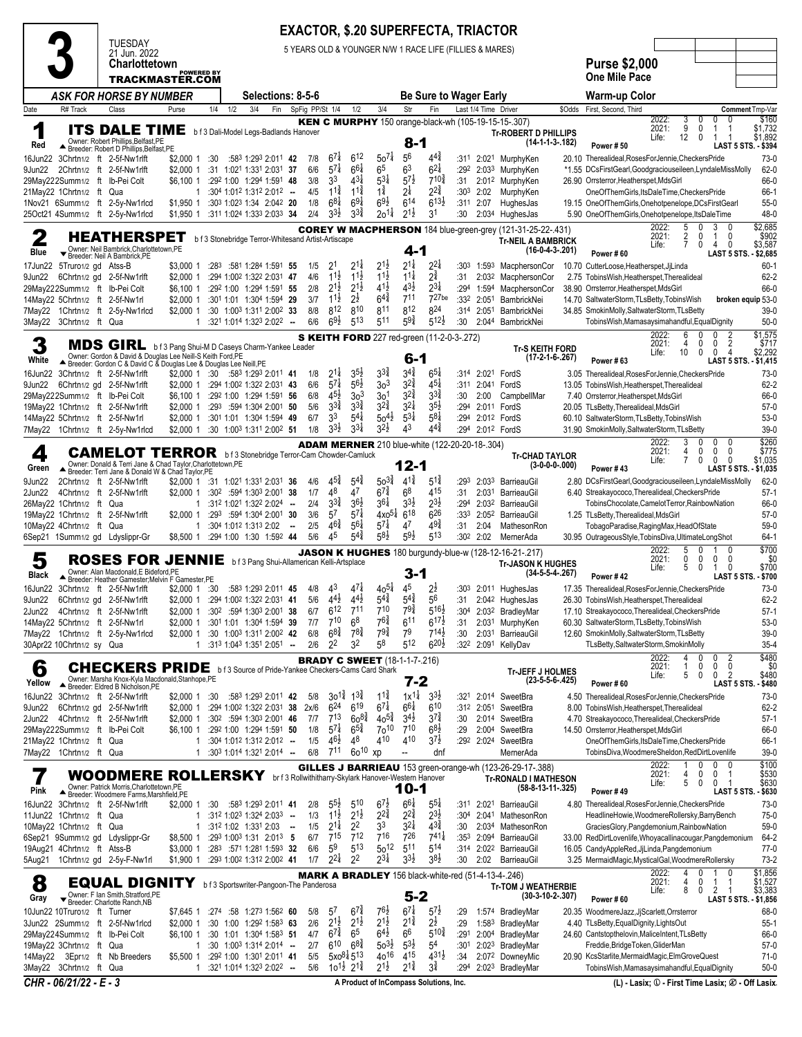# 3

**TUESDAY 21 Jun. 2022 — Charlottetown**
TRACKMASTER.COM (Powered by)

**EXACTOR, $.20 SUPERFECTA, TRIACTOR**

5 YEARS OLD & YOUNGER N/W 1 RACE LIFE (FILLIES & MARES)

**Purse $2,000**
**One Mile Pace**

*ASK FOR HORSE BY NUMBER* — Selections: 8-5-6 — Be Sure to Wager Early — Warm-up Color

| Date | R# Track | Class | Purse | 1/4 | 1/2 | 3/4 | Fin | SpFig | PP/St | 1/4 | 1/2 | 3/4 | Str | Fin | Last 1/4 | Time | Driver | $Odds | First, Second, Third | Comment Tmp-Var |
|---|---|---|---|---|---|---|---|---|---|---|---|---|---|---|---|---|---|---|---|---|

## 1 — ITS DALE TIME (Red) — 8-1

b f 3 Dali-Model Legs-Badlands Hanover
Owner: Robert Phillips,Belfast,PE
Breeder: Robert D Phillips,Belfast,PE
**KEN C MURPHY** 150 orange-black-wh (105-19-15-15-.307)
Tr-ROBERT D PHILLIPS (14-1-1-3-.182)
Power # 50
2022: 3 0 0 0 $160 | 2021: 9 0 1 1 $1,732 | Life: 12 0 1 1 $1,892 | LAST 5 STS. - $394

| Date | R# Track | Class | Purse | 1/4 | 1/2 | 3/4 | Fin | SpFig | PP/St | 1/4 | 1/2 | 3/4 | Str | Fin | Last 1/4 | Time | Driver | $Odds | First, Second, Third | Comment Tmp-Var |
|---|---|---|---|---|---|---|---|---|---|---|---|---|---|---|---|---|---|---|---|---|
| 16Jun22 | 3Chrtn1/2 ft | 2-5f-Nw1rlft | $2,000 1 | :30 | :58³ | 1:29³ | 2:01¹ | 42 | 7/8 | 6⁷¼ | 6¹² | 5o⁷¼ | 5⁶ | 4⁴¾ | :31¹ | 2:02¹ | MurphyKen | 20.10 | Therealideal,RosesForJennie,CheckersPride | 73-0 |
| 9Jun22 | 2Chrtn1/2 ft | 2-5f-Nw1rlft | $2,000 1 | :31 | 1:02¹ | 1:33¹ | 2:03¹ | 37 | 6/6 | 5⁷¼ | 6⁶¼ | 6⁵ | 6³ | 6²¼ | :29² | 2:03³ | MurphyKen | *1.55 | DCsFirstGearl,Goodgraciouseileen,LyndaleMissMolly | 62-0 |
| 29May22 | 2Summ1/2 ft | Ib-Pei Colt | $6,100 1 | :29² | 1:00 | 1:29⁴ | 1:59¹ | 48 | 3/8 | 3³ | 4³¾ | 5³¼ | 5⁷½ | 7¹⁰¾ | :31 | 2:01² | MurphyKen | 26.90 | Orrsterror,Heatherspet,MdsGirl | 66-0 |
| 21May22 | 1Chrtn1/2 ft | Qua | 1 | :30⁴ | 1:01² | 1:31² | 2:01² | -- | 4/5 | 1¹¾ | 1¹¾ | 1¾ | 2¼ | 2²¾ | :30³ | 2:02 | MurphyKen | | OneOfThemGirls,ItsDaleTime,CheckersPride | 66-1 |
| 1Nov21 | 6Summ1/2 ft | 2-5y-Nw1rlcd | $1,950 1 | :30³ | 1:02³ | 1:34 | 2:04² | 20 | 1/8 | 6⁸¼ | 6⁹¼ | 6⁹½ | 6¹⁴ | 6¹³½ | :31¹ | 2:07 | HughesJas | 19.15 | OneOfThemGirls,Onehotpenelope,DCsFirstGearl | 55-0 |
| 25Oct21 | 4Summ1/2 ft | 2-5y-Nw1rlcd | $1,950 1 | :31¹ | 1:02⁴ | 1:33³ | 2:03³ | 34 | 2/4 | 3³½ | 3³¾ | 2o¹¼ | 2¹½ | 3¹ | :30 | 2:03⁴ | HughesJas | 5.90 | OneOfThemGirls,Onehotpenelope,ItsDaleTime | 48-0 |

## 2 — HEATHERSPET (Blue) — 4-1

b f 3 Stonebridge Terror-Whitesand Artist-Artiscape
Owner: Neil Bambrick,Charlottetown,PE
Breeder: Neil A Bambrick,PE
**COREY W MACPHERSON** 184 blue-green-grey (121-31-25-22-.431)
Tr-NEIL A BAMBRICK (16-0-4-3-.201)
Power # 60
2022: 5 0 3 0 $2,685 | 2021: 2 0 1 0 $902 | Life: 7 0 4 0 $3,587 | LAST 5 STS. - $2,685

| Date | R# Track | Class | Purse | 1/4 | 1/2 | 3/4 | Fin | SpFig | PP/St | 1/4 | 1/2 | 3/4 | Str | Fin | Last 1/4 | Time | Driver | $Odds | First, Second, Third | Comment Tmp-Var |
|---|---|---|---|---|---|---|---|---|---|---|---|---|---|---|---|---|---|---|---|---|
| 17Jun22 | 5Truro1/2 gd | Atss-B | $3,000 1 | :28³ | :58¹ | 1:28⁴ | 1:59¹ | 55 | 1/5 | 2¹ | 2¹¼ | 2¹½ | 2¹¼ | 2²¼ | :30³ | 1:59³ | MacphersonCor | 10.70 | CutterLoose,Heatherspet,JjLinda | 60-1 |
| 9Jun22 | 6Chrtn1/2 gd | 2-5f-Nw1rlft | $2,000 1 | :29⁴ | 1:00² | 1:32² | 2:03¹ | 47 | 4/6 | 1¹½ | 1¹½ | 1¹½ | 1¹¼ | 2¾ | :31 | 2:03² | MacphersonCor | 2.75 | TobinsWish,Heatherspet,Therealideal | 62-2 |
| 29May22 | 2Summ1/2 ft | Ib-Pei Colt | $6,100 1 | :29² | 1:00 | 1:29⁴ | 1:59¹ | 55 | 2/8 | 2¹½ | 2¹½ | 4¹½ | 4³½ | 2³¼ | :29⁴ | 1:59⁴ | MacphersonCor | 38.90 | Orrsterror,Heatherspet,MdsGirl | 66-0 |
| 14May22 | 5Chrtn1/2 ft | 2-5f-Nw1rl | $2,000 1 | :30¹ | 1:01 | 1:30⁴ | 1:59⁴ | 29 | 3/7 | 1¹½ | 2½ | 6⁴¾ | 7¹¹ | 7²⁷be | :33² | 2:05¹ | BambrickNei | 14.70 | SaltwaterStorm,TLsBetty,TobinsWish | broken equip 53-0 |
| 7May22 | 1Chrtn1/2 ft | 2-5y-Nw1rlcd | $2,000 1 | :30 | 1:00³ | 1:31¹ | 2:00² | 33 | 8/8 | 8¹² | 8¹⁰ | 8¹¹ | 8¹² | 8²⁴ | :31⁴ | 2:05¹ | BambrickNei | 34.85 | SmokinMolly,SaltwaterStorm,TLsBetty | 39-0 |
| 3May22 | 3Chrtn1/2 ft | Qua | 1 | :32¹ | 1:01⁴ | 1:32³ | 2:02² | -- | 6/6 | 6⁹½ | 5¹³ | 5¹¹ | 5⁹¾ | 5¹²½ | :30 | 2:04⁴ | BambrickNei | | TobinsWish,Mamasaysimahandful,EqualDignity | 50-0 |

## 3 — MDS GIRL (White) — 6-1

b f 3 Pang Shui-M D Caseys Charm-Yankee Leader
Owner: Gordon & David & Douglas Lee Neill-S Keith Ford,PE
Breeder: Gordon C & David C & Douglas Lee & Douglas Lee Neill,PE
**S KEITH FORD** 227 red-green (11-2-0-3-.272)
Tr-S KEITH FORD (17-2-1-6-.267)
Power # 63
2022: 6 0 0 2 $1,575 | 2021: 4 0 0 2 $717 | Life: 10 0 0 4 $2,292 | LAST 5 STS. - $1,415

| Date | R# Track | Class | Purse | 1/4 | 1/2 | 3/4 | Fin | SpFig | PP/St | 1/4 | 1/2 | 3/4 | Str | Fin | Last 1/4 | Time | Driver | $Odds | First, Second, Third | Comment Tmp-Var |
|---|---|---|---|---|---|---|---|---|---|---|---|---|---|---|---|---|---|---|---|---|
| 16Jun22 | 3Chrtn1/2 ft | 2-5f-Nw1rlft | $2,000 1 | :30 | :58³ | 1:29³ | 2:01¹ | 41 | 1/8 | 2¹¼ | 3⁵½ | 3³¾ | 3⁴¾ | 6⁵¼ | :31⁴ | 2:02¹ | FordS | 3.05 | Therealideal,RosesForJennie,CheckersPride | 73-0 |
| 9Jun22 | 6Chrtn1/2 gd | 2-5f-Nw1rlft | $2,000 1 | :29⁴ | 1:00² | 1:32² | 2:03¹ | 43 | 6/6 | 5⁷¼ | 5⁶½ | 3o³ | 3²¾ | 4⁵¼ | :31¹ | 2:04¹ | FordS | 13.05 | TobinsWish,Heatherspet,Therealideal | 62-2 |
| 29May22 | 2Summ1/2 ft | Ib-Pei Colt | $6,100 1 | :29² | 1:00 | 1:29⁴ | 1:59¹ | 56 | 6/8 | 4⁵½ | 3o³ | 3o¹ | 3²¾ | 3³¾ | :30 | 2:00 | CampbellMar | 7.40 | Orrsterror,Heatherspet,MdsGirl | 66-0 |
| 19May22 | 1Chrtn1/2 ft | 2-5f-Nw1rlft | $2,000 1 | :29³ | :59⁴ | 1:30⁴ | 2:00¹ | 50 | 5/6 | 3³¾ | 3³¾ | 3²¾ | 3²¼ | 3⁵½ | :29⁴ | 2:01¹ | FordS | 20.05 | TLsBetty,Therealideal,MdsGirl | 57-0 |
| 14May22 | 5Chrtn1/2 ft | 2-5f-Nw1rl | $2,000 1 | :30¹ | 1:01 | 1:30⁴ | 1:59⁴ | 49 | 6/7 | 3³ | 5⁴¾ | 5o⁴½ | 5³¼ | 5⁸¾ | :29⁴ | 2:01² | FordS | 60.10 | SaltwaterStorm,TLsBetty,TobinsWish | 53-0 |
| 7May22 | 1Chrtn1/2 ft | 2-5y-Nw1rlcd | $2,000 1 | :30 | 1:00³ | 1:31¹ | 2:00² | 51 | 1/8 | 3³½ | 3³¼ | 3²½ | 4³ | 4⁴¾ | :29⁴ | 2:01² | FordS | 31.90 | SmokinMolly,SaltwaterStorm,TLsBetty | 39-0 |

## 4 — CAMELOT TERROR (Green) — 12-1

b f 3 Stonebridge Terror-Cam Chowder-Camluck
Owner: Donald & Terri Jane & Chad Taylor,Charlottetown,PE
Breeder: Terri Jane & Donald W & Chad Taylor,PE
**ADAM MERNER** 210 blue-white (122-20-20-18-.304)
Tr-CHAD TAYLOR (3-0-0-0-.000)
Power # 43
2022: 3 0 0 0 $260 | 2021: 4 0 0 0 $775 | Life: 7 0 0 0 $1,035 | LAST 5 STS. - $1,035

| Date | R# Track | Class | Purse | 1/4 | 1/2 | 3/4 | Fin | SpFig | PP/St | 1/4 | 1/2 | 3/4 | Str | Fin | Last 1/4 | Time | Driver | $Odds | First, Second, Third | Comment Tmp-Var |
|---|---|---|---|---|---|---|---|---|---|---|---|---|---|---|---|---|---|---|---|---|
| 9Jun22 | 2Chrtn1/2 ft | 2-5f-Nw1rlft | $2,000 1 | :31 | 1:02¹ | 1:33¹ | 2:03¹ | 36 | 4/6 | 4⁵¾ | 5⁴¾ | 5o³¾ | 4¹¾ | 5¹¾ | :29³ | 2:03³ | BarrieauGil | 2.80 | DCsFirstGearl,Goodgraciouseileen,LyndaleMissMolly | 62-0 |
| 2Jun22 | 4Chrtn1/2 ft | 2-5f-Nw1rlft | $2,000 1 | :30² | :59⁴ | 1:30³ | 2:00¹ | 38 | 1/7 | 4⁸ | 4⁷ | 6⁷¾ | 6⁸ | 4¹⁵ | :31 | 2:03¹ | BarrieauGil | 6.40 | Streakayococo,Therealideal,CheckersPride | 57-1 |
| 26May22 | 1Chrtn1/2 ft | Qua | 1 | :31² | 1:02¹ | 1:32² | 2:02⁴ | -- | 2/4 | 3³¾ | 3⁶½ | 3⁶¼ | 3³½ | 2³½ | :29⁴ | 2:03² | BarrieauGil | | TobinsChocolate,CamelotTerror,RainbowNation | 66-0 |
| 19May22 | 1Chrtn1/2 ft | 2-5f-Nw1rlft | $2,000 1 | :29³ | :59⁴ | 1:30⁴ | 2:00¹ | 30 | 3/6 | 5⁷ | 5⁷¼ | 4xo⁵¼ | 6¹⁸ | 6²⁶ | :33³ | 2:05² | BarrieauGil | 1.25 | TLsBetty,Therealideal,MdsGirl | 57-0 |
| 10May22 | 4Chrtn1/2 ft | Qua | 1 | :30⁴ | 1:01³ | 1:31³ | 2:02 | -- | 2/5 | 4⁶¾ | 5⁶¼ | 5⁷¼ | 4⁷ | 4⁹¾ | :31 | 2:04 | MathesonRon | | TobagoParadise,RagingMax,HeadOfState | 59-0 |
| 6Sep21 | 1Summ1/2 gd | Ldyslippr-Gr | $8,500 1 | :29⁴ | 1:00 | 1:30 | 1:59² | 44 | 5/6 | 4⁵ | 5⁴¾ | 5⁸½ | 5⁹½ | 5¹³ | :30² | 2:02 | MernerAda | 30.95 | OutrageousStyle,TobinsDiva,UltimateLongShot | 64-1 |

## 5 — ROSES FOR JENNIE (Black) — 3-1

b f 3 Pang Shui-Allamerican Kelli-Artsplace
Owner: Alan Macdonald,E Bideford,PE
Breeder: Heather Gamester,Melvin F Gamester,PE
**JASON K HUGHES** 180 burgundy-blue-w (128-12-16-21-.217)
Tr-JASON K HUGHES (34-5-5-4-.267)
Power # 42
2022: 5 0 1 0 $700 | 2021: 0 0 0 0 $0 | Life: 5 0 1 0 $700 | LAST 5 STS. - $700

| Date | R# Track | Class | Purse | 1/4 | 1/2 | 3/4 | Fin | SpFig | PP/St | 1/4 | 1/2 | 3/4 | Str | Fin | Last 1/4 | Time | Driver | $Odds | First, Second, Third | Comment Tmp-Var |
|---|---|---|---|---|---|---|---|---|---|---|---|---|---|---|---|---|---|---|---|---|
| 16Jun22 | 3Chrtn1/2 ft | 2-5f-Nw1rlft | $2,000 1 | :30 | :58³ | 1:29³ | 2:01¹ | 45 | 4/8 | 4³ | 4⁷¼ | 4o⁵¼ | 4⁵ | 2½ | :30³ | 2:01³ | HughesJas | 17.35 | Therealideal,RosesForJennie,CheckersPride | 73-0 |
| 9Jun22 | 6Chrtn1/2 gd | 2-5f-Nw1rlft | $2,000 1 | :29⁴ | 1:00² | 1:32² | 2:03¹ | 41 | 5/6 | 4⁴½ | 4⁴½ | 5⁴¾ | 5⁴¾ | 5⁶ | :31 | 2:04² | HughesJas | 26.30 | TobinsWish,Heatherspet,Therealideal | 62-2 |
| 2Jun22 | 4Chrtn1/2 ft | 2-5f-Nw1rlft | $2,000 1 | :30² | :59⁴ | 1:30³ | 2:00¹ | 38 | 6/7 | 6¹² | 7¹¹ | 7¹⁰ | 7⁹¾ | 5¹⁶½ | :30⁴ | 2:03² | BradleyMar | 17.10 | Streakayococo,Therealideal,CheckersPride | 57-1 |
| 14May22 | 5Chrtn1/2 ft | 2-5f-Nw1rl | $2,000 1 | :30¹ | 1:01 | 1:30⁴ | 1:59⁴ | 39 | 7/7 | 7¹⁰ | 6⁸ | 7⁶¾ | 6¹¹ | 6¹⁷½ | :31 | 2:03¹ | MurphyKen | 60.30 | SaltwaterStorm,TLsBetty,TobinsWish | 53-0 |
| 7May22 | 1Chrtn1/2 ft | 2-5y-Nw1rlcd | $2,000 1 | :30 | 1:00³ | 1:31¹ | 2:00² | 42 | 6/8 | 6⁸¾ | 7⁸¾ | 7⁹¾ | 7⁹ | 7¹⁴½ | :30 | 2:03¹ | BarrieauGil | 12.60 | SmokinMolly,SaltwaterStorm,TLsBetty | 39-0 |
| 30Apr22 | 10Chrtn1/2 sy | Qua | 1 | :31³ | 1:04³ | 1:35¹ | 2:05¹ | -- | 2/6 | 2² | 3² | 5⁸ | 5¹² | 6²⁰½ | :32² | 2:09¹ | KellyDav | | TLsBetty,SaltwaterStorm,SmokinMolly | 35-4 |

## 6 — CHECKERS PRIDE (Yellow) — 7-2

b f 3 Source of Pride-Yankee Checkers-Cams Card Shark
Owner: Marsha Knox-Kyla Macdonald,Stanhope,PE
Breeder: Eldred B Nicholson,PE
**BRADY C SWEET** (18-1-1-7-.216)
Tr-JEFF J HOLMES (23-5-5-6-.425)
Power # 60
2022: 4 0 0 2 $480 | 2021: 1 0 0 0 $0 | Life: 5 0 0 2 $480 | LAST 5 STS. - $480

| Date | R# Track | Class | Purse | 1/4 | 1/2 | 3/4 | Fin | SpFig | PP/St | 1/4 | 1/2 | 3/4 | Str | Fin | Last 1/4 | Time | Driver | $Odds | First, Second, Third | Comment Tmp-Var |
|---|---|---|---|---|---|---|---|---|---|---|---|---|---|---|---|---|---|---|---|---|
| 16Jun22 | 3Chrtn1/2 ft | 2-5f-Nw1rlft | $2,000 1 | :30 | :58³ | 1:29³ | 2:01¹ | 42 | 5/8 | 3o¹¾ | 1³¾ | 1¹¾ | 1x¹¼ | 3³½ | :32¹ | 2:01⁴ | SweetBra | 4.50 | Therealideal,RosesForJennie,CheckersPride | 73-0 |
| 9Jun22 | 6Chrtn1/2 gd | 2-5f-Nw1rlft | $2,000 1 | :29⁴ | 1:00² | 1:32² | 2:03¹ | 38 | 2x/6 | 6²⁴ | 6¹⁹ | 6⁷¼ | 6⁶¼ | 6¹⁰ | :31² | 2:05¹ | SweetBra | 8.00 | TobinsWish,Heatherspet,Therealideal | 62-2 |
| 2Jun22 | 4Chrtn1/2 ft | 2-5f-Nw1rlft | $2,000 1 | :30² | :59⁴ | 1:30³ | 2:00¹ | 46 | 7/7 | 7¹³ | 6o⁸¾ | 4o⁵¾ | 3⁴½ | 3⁷¾ | :30 | 2:01⁴ | SweetBra | 4.70 | Streakayococo,Therealideal,CheckersPride | 57-1 |
| 29May22 | 2Summ1/2 ft | Ib-Pei Colt | $6,100 1 | :29² | 1:00 | 1:29⁴ | 1:59¹ | 50 | 1/8 | 5⁷¼ | 6⁵¾ | 7o¹⁰ | 7¹⁰ | 6⁸½ | :29 | 2:00⁴ | SweetBra | 14.50 | Orrsterror,Heatherspet,MdsGirl | 66-0 |
| 21May22 | 1Chrtn1/2 ft | Qua | 1 | :30⁴ | 1:01² | 1:31² | 2:01² | -- | 1/5 | 4⁶½ | 4⁸ | 4¹⁰ | 4¹⁰ | 3⁷½ | :29² | 2:02⁴ | SweetBra | | OneOfThemGirls,ItsDaleTime,CheckersPride | 66-1 |
| 7May22 | 1Chrtn1/2 ft | Qua | 1 | :30³ | 1:01⁴ | 1:32¹ | 2:01⁴ | -- | 6/8 | 7¹¹ | 6o¹⁰ xp | -- | | dnf | | | MernerAda | | TobinsDiva,WoodmereSheldon,RedDirtLovenlife | 39-0 |

## 7 — WOODMERE ROLLERSKY (Pink) — 10-1

br f 3 Rollwithitharry-Skylark Hanover-Western Hanover
Owner: Patrick Morris,Charlottetown,PE
Breeder: Woodmere Farms,Marshfield,PE
**GILLES J BARRIEAU** 153 green-orange-wh (123-26-29-17-.388)
Tr-RONALD I MATHESON (58-8-13-11-.325)
Power # 49
2022: 1 0 0 0 $100 | 2021: 4 0 0 1 $530 | Life: 5 0 0 1 $630 | LAST 5 STS. - $630

| Date | R# Track | Class | Purse | 1/4 | 1/2 | 3/4 | Fin | SpFig | PP/St | 1/4 | 1/2 | 3/4 | Str | Fin | Last 1/4 | Time | Driver | $Odds | First, Second, Third | Comment Tmp-Var |
|---|---|---|---|---|---|---|---|---|---|---|---|---|---|---|---|---|---|---|---|---|
| 16Jun22 | 3Chrtn1/2 ft | 2-5f-Nw1rlft | $2,000 1 | :30 | :58³ | 1:29³ | 2:01¹ | 41 | 2/8 | 5⁵½ | 5¹⁰ | 6⁷½ | 6⁶¼ | 5⁵¼ | :31¹ | 2:02¹ | BarrieauGil | 4.80 | Therealideal,RosesForJennie,CheckersPride | 73-0 |
| 11Jun22 | 1Chrtn1/2 ft | Qua | 1 | :31² | 1:02³ | 1:32⁴ | 2:03³ | -- | 1/3 | 1¹½ | 2¹½ | 2²¼ | 2²¾ | 2³½ | :30⁴ | 2:04¹ | MathesonRon | | HeadlineHowie,WoodmereRollersky,BarryBench | 75-0 |
| 10May22 | 1Chrtn1/2 ft | Qua | 1 | :31² | 1:02 | 1:33¹ | 2:03 | -- | 1/5 | 2¹¼ | 2² | 3³ | 3²¼ | 4³¾ | :30 | 2:03⁴ | MathesonRon | | GraciesGlory,Pangdemonium,RainbowNation | 59-0 |
| 6Sep21 | 9Summ1/2 gd | Ldyslippr-Gr | $8,500 1 | :29³ | 1:00³ | 1:31 | 2:01³ | 5 | 6/7 | 7¹⁵ | 7¹⁶ | 7¹⁶ | 7²⁶ | 7⁴¹¼ | :35³ | 2:09⁴ | BarrieauGil | 33.00 | RedDirtLovenlife,Whoyacallinacougar,Pangdemonium | 64-2 |
| 19Aug21 | 4Chrtn1/2 ft | Atss-B | $3,000 1 | :28³ | :57¹ | 1:28¹ | 1:59³ | 32 | 6/6 | 5⁹ | 5¹³ | 5o¹² | 5¹¹ | 5¹⁴ | :31⁴ | 2:02² | BarrieauGil | 16.05 | CandyAppleRed,JjLinda,Pangdemonium | 77-0 |
| 5Aug21 | 1Chrtn1/2 gd | 2-5y-F-Nw1rl | $1,900 1 | :29³ | 1:00² | 1:31² | 2:00² | 41 | 1/7 | 2²¼ | 2² | 2³¼ | 3³½ | 3⁸½ | :30 | 2:02 | BarrieauGil | 3.25 | MermaidMagic,MysticalGal,WoodmereRollersky | 73-2 |

## 8 — EQUAL DIGNITY (Gray) — 5-2

b f 3 Sportswriter-Pangoon-The Panderosa
Owner: F Ian Smith,Stratford,PE
Breeder: Charlotte Ranch,NB
**MARK A BRADLEY** 156 black-white-red (51-4-13-4-.246)
Tr-TOM J WEATHERBIE (30-3-10-2-.307)
Power # 60
2022: 4 0 1 0 $1,856 | 2021: 4 0 1 1 $1,527 | Life: 8 0 2 1 $3,383 | LAST 5 STS. - $1,856

| Date | R# Track | Class | Purse | 1/4 | 1/2 | 3/4 | Fin | SpFig | PP/St | 1/4 | 1/2 | 3/4 | Str | Fin | Last 1/4 | Time | Driver | $Odds | First, Second, Third | Comment Tmp-Var |
|---|---|---|---|---|---|---|---|---|---|---|---|---|---|---|---|---|---|---|---|---|
| 10Jun22 | 10Truro1/2 ft | Turner | $7,645 1 | :27⁴ | :58 | 1:27³ | 1:56² | 60 | 5/8 | 5⁷ | 6⁷¾ | 7⁶½ | 6⁷¼ | 5⁷½ | :29 | 1:57⁴ | BradleyMar | 20.35 | WoodmereJazz,JjScarlett,Orrsterror | 68-0 |
| 3Jun22 | 2Summ1/2 ft | 2-5f-Nw1rlcd | $2,000 1 | :30 | 1:00 | 1:29² | 1:58³ | 63 | 2/6 | 2¹½ | 2¹½ | 2¹½ | 2¹¾ | 2½ | :29 | 1:58³ | BradleyMar | 4.40 | TLsBetty,EqualDignity,LightsOut | 55-1 |
| 29May22 | 4Summ1/2 ft | Ib-Pei Colt | $6,100 1 | :30 | 1:01 | 1:30⁴ | 1:58⁴ | 51 | 4/7 | 6⁷¾ | 6⁵ | 6⁴½ | 6⁶ | 5¹⁰¾ | :29¹ | 2:00⁴ | BradleyMar | 24.60 | Cantstopthelovin,MaliceIntent,TLsBetty | 66-0 |
| 19May22 | 3Chrtn1/2 ft | Qua | 1 | :30 | 1:00³ | 1:31⁴ | 2:01⁴ | -- | 2/7 | 6¹⁰ | 6⁸¾ | 5o³½ | 5³½ | 5⁴ | :30¹ | 2:02³ | BradleyMar | | Freddie,BridgeToken,GliderMan | 57-0 |
| 14May22 | 3EPr1/2 ft | Nb Breeders | $5,500 1 | :29² | 1:00 | 1:30¹ | 2:01¹ | 44 | 5/5 | 5xo⁸¼ | 5¹³ | 4o¹⁶ | 4¹⁵ | 4³¹½ | :34 | 2:07² | DowneyMic | 20.90 | KcsStarlite,MermaidMagic,ElmGroveQuest | 71-0 |
| 3May22 | 3Chrtn1/2 ft | Qua | 1 | :32¹ | 1:01⁴ | 1:32³ | 2:02² | -- | 5/6 | 1o¹½ | 2¹¾ | 2¹½ | 2¹¾ | 3¾ | :29⁴ | 2:02³ | BradleyMar | | TobinsWish,Mamasaysimahandful,EqualDignity | 50-0 |

CHR - 06/21/22 - E - 3 — A Product of InCompass Solutions, Inc. — (L) - Lasix; ① - First Time Lasix; ② - Off Lasix.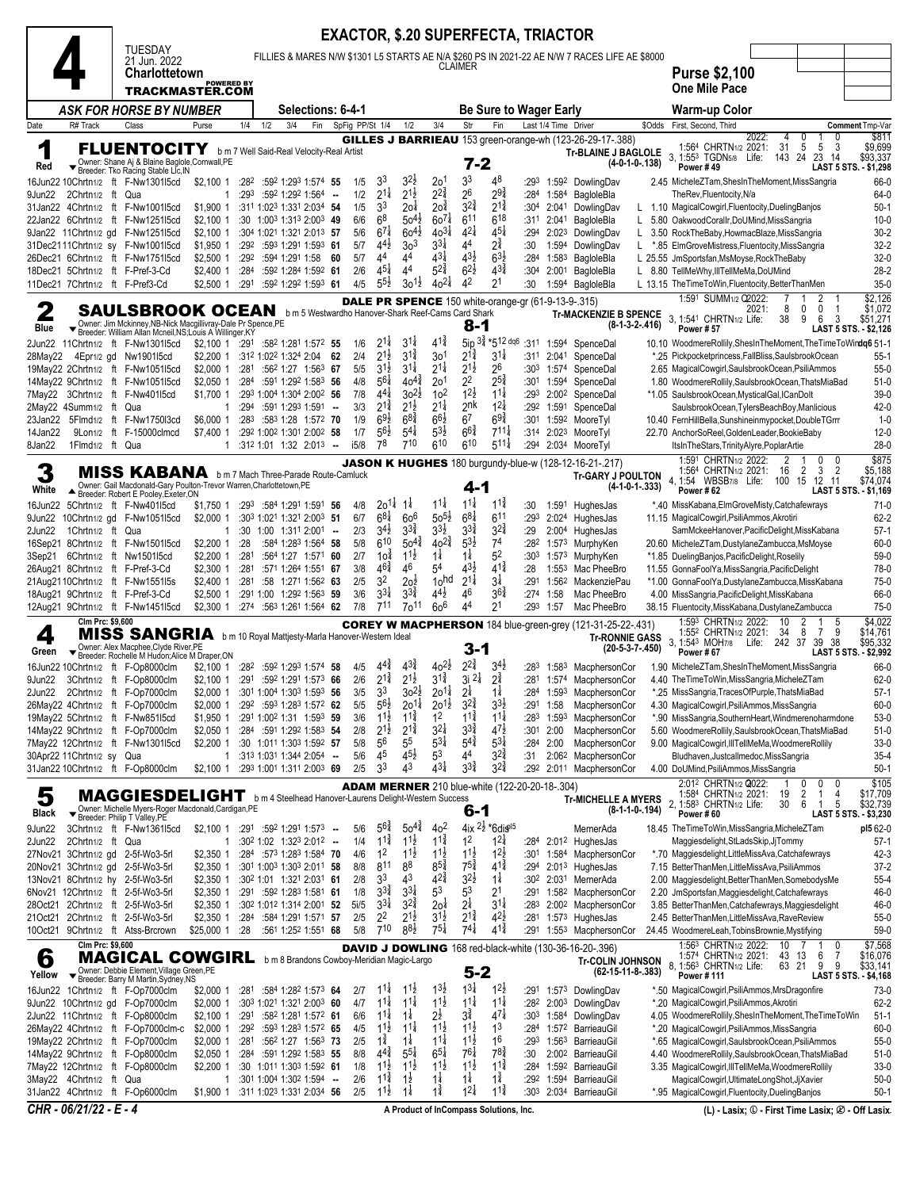# 4

**TUESDAY 21 Jun. 2022 Charlottetown**

**EXACTOR, $.20 SUPERFECTA, TRIACTOR**

FILLIES & MARES N/W $1301 L5 STARTS AE N/A $260 PS IN 2021-22 AE N/W 7 RACES LIFE AE $8000 CLAIMER

**Purse $2,100**
**One Mile Pace**

*ASK FOR HORSE BY NUMBER* — Selections: 6-4-1 — **Be Sure to Wager Early** — Warm-up Color

## 1 FLUENTOCITY (Red) — 7-2

b m 7 Well Said-Real Velocity-Real Artist
Owner: Shane Aj & Blaine Baglole,Cornwall,PE
Breeder: Tko Racing Stable Llc,IN

**GILLES J BARRIEAU** 153 green-orange-wh (123-26-29-17-.388)
Tr-BLAINE J BAGLOLE (4-0-1-0-.138)

2022: 4 0 1 0 $811; 1:564 CHRTN1/2 2021: 31 5 5 3 $9,699; 3, 1:553 TGDN5/8 Life: 143 24 23 14 $93,337; Power # 49; LAST 5 STS. - $1,298

| Date | R# Track | Class | Purse | 1/4 | 1/2 | 3/4 | Fin | SpFig | PP/St | 1/4 | 1/2 | 3/4 | Str | Fin | Last 1/4 | Time | Driver | $Odds | First, Second, Third | Comment Tmp-Var |
|---|---|---|---|---|---|---|---|---|---|---|---|---|---|---|---|---|---|---|---|---|
| 16Jun22 | 10Chrtn1/2 ft | F-Nw1301l5cd | $2,100 1 | :28² | :59² | 1:29³ | 1:57⁴ | 55 | 1/5 | 3³ | 3²½ | 2o¹ | 3³ | 4⁸ | :29³ | 1:59² | DowlingDav | 2.45 | MicheleZTam,ShesInTheMoment,MissSangria | 66-0 |
| 9Jun22 | 2Chrtn1/2 ft | Qua | 1 | :29³ | :59² | 1:29² | 1:56⁴ | -- | 1/2 | 2¹¼ | 2¹½ | 2²¾ | 2⁶ | 2⁹¾ | :28⁴ | 1:58⁴ | BagloleBla | | TheRev,Fluentocity,N/a | 64-0 |
| 31Jan22 | 4Chrtn1/2 ft | F-Nw1001l5cd | $1,900 1 | :31¹ | 1:02³ | 1:33¹ | 2:03⁴ | 54 | 1/5 | 3³ | 2o¼ | 2o¾ | 3²¾ | 2¹¾ | :30⁴ | 2:04¹ | DowlingDav | L 1.10 | MagicalCowgirl,Fluentocity,DuelingBanjos | 50-1 |
| 22Jan22 | 6Chrtn1/2 ft | F-Nw1251l5cd | $2,100 1 | :30 | 1:00³ | 1:31³ | 2:00³ | 49 | 6/6 | 6⁸ | 5o⁴½ | 6o⁷¼ | 6¹¹ | 6¹⁸ | :31¹ | 2:04¹ | BagloleBla | L 5.80 | OakwoodCorallr,DoUMind,MissSangria | 10-0 |
| 9Jan22 | 11Chrtn1/2 gd | F-Nw1251l5cd | $2,100 1 | :30⁴ | 1:02¹ | 1:32¹ | 2:01³ | 57 | 5/6 | 6⁷¼ | 6o⁴½ | 4o³¼ | 4²¼ | 4⁵¼ | :29⁴ | 2:02³ | DowlingDav | L 3.50 | RockTheBaby,HowmacBlaze,MissSangria | 30-2 |
| 31Dec21 | 11Chrtn1/2 sy | F-Nw1001l5cd | $1,950 1 | :29² | :59³ | 1:29¹ | 1:59³ | 61 | 5/7 | 4⁴½ | 3o³ | 3³¼ | 4⁴ | 2¾ | :30 | 1:59⁴ | DowlingDav | L *.85 | ElmGroveMistress,Fluentocity,MissSangria | 32-2 |
| 26Dec21 | 6Chrtn1/2 ft | F-Nw1751l5cd | $2,500 1 | :29² | :59⁴ | 1:29¹ | 1:58 | 60 | 5/7 | 4⁴ | 4⁴ | 4³¼ | 4³½ | 6³½ | :28⁴ | 1:58³ | BagloleBla | L 25.55 | JmSportsfan,MsMoyse,RockTheBaby | 32-0 |
| 18Dec21 | 5Chrtn1/2 ft | F-Pref-3-Cd | $2,400 1 | :28⁴ | :59² | 1:28⁴ | 1:59² | 61 | 2/6 | 4⁵¼ | 4⁴ | 5²¾ | 6²½ | 4³¾ | :30⁴ | 2:00¹ | BagloleBla | L 8.80 | TellMeWhy,IllTellMeMa,DoUMind | 28-2 |
| 11Dec21 | 7Chrtn1/2 ft | F-Pref3-Cd | $2,500 1 | :29¹ | :59² | 1:29² | 1:59³ | 61 | 4/5 | 5⁵½ | 3o¹½ | 4o²¼ | 4² | 2¹ | :30 | 1:59⁴ | BagloleBla | L 13.15 | TheTimeToWin,Fluentocity,BetterThanMen | 35-0 |

## 2 SAULSBROOK OCEAN (Blue) — 8-1

b m 5 Westwardho Hanover-Shark Reef-Cams Card Shark
Owner: Jim Mckinney,NB-Nick Macgillivray-Dale Pr Spence,PE
Breeder: William Allan Mcneil,NS;Louis A Willinger,KY

**DALE PR SPENCE** 150 white-orange-gr (61-9-13-9-.315)
Tr-MACKENZIE B SPENCE (8-1-3-2-.416)

1:591 SUMM1/2 Q2022: 7 1 2 1 $2,126; 2021: 8 0 0 1 $1,072; 3, 1:541 CHRTN1/2 Life: 38 9 6 3 $51,271; Power # 57; LAST 5 STS. - $2,126

| Date | R# Track | Class | Purse | 1/4 | 1/2 | 3/4 | Fin | SpFig | PP/St | 1/4 | 1/2 | 3/4 | Str | Fin | Last 1/4 | Time | Driver | $Odds | First, Second, Third | Comment Tmp-Var |
|---|---|---|---|---|---|---|---|---|---|---|---|---|---|---|---|---|---|---|---|---|
| 2Jun22 | 11Chrtn1/2 ft | F-Nw1301l5cd | $2,100 1 | :29¹ | :58² | 1:28¹ | 1:57² | 55 | 1/6 | 2¹¼ | 3¹¾ | 4¹¾ | 5ip 3¾ | *5¹² dq6 | :31¹ | 1:59⁴ | SpenceDal | 10.10 | WoodmereRollily,ShesInTheMoment,TheTimeToWin | dq6 51-1 |
| 28May22 | 4Epr1/2 gd | Nw1901l5cd | $2,200 1 | :31² | 1:02² | 1:32⁴ | 2:04 | 62 | 2/4 | 2¹½ | 3¹¾ | 3o¹ | 2¹¾ | 3¹¼ | :31¹ | 2:04¹ | SpenceDal | *.25 | Pickpocketprincess,FallBliss,SaulsbrookOcean | 55-1 |
| 19May22 | 2Chrtn1/2 ft | F-Nw1051l5cd | $2,000 1 | :28¹ | :56² | 1:27 | 1:56³ | 67 | 5/5 | 3¹½ | 3¹¾ | 2¹¼ | 2¹½ | 2⁶ | :30³ | 1:57⁴ | SpenceDal | 2.65 | MagicalCowgirl,SaulsbrookOcean,PsiliAmmos | 55-0 |
| 14May22 | 9Chrtn1/2 ft | F-Nw1051l5cd | $2,050 1 | :28⁴ | :59¹ | 1:29² | 1:58³ | 56 | 4/8 | 5⁶¼ | 4o⁴¾ | 2o¹ | 2² | 2⁵¾ | :30¹ | 1:59⁴ | SpenceDal | 1.80 | WoodmereRollily,SaulsbrookOcean,ThatsMiaBad | 51-0 |
| 7May22 | 3Chrtn1/2 ft | F-Nw401l5cd | $1,700 1 | :29³ | 1:00⁴ | 1:30⁴ | 2:00² | 56 | 7/8 | 4⁴¼ | 3o²½ | 1o² | 1²½ | 1¹¼ | :29³ | 2:00² | SpenceDal | *1.05 | SaulsbrookOcean,MysticalGal,ICanDoIt | 39-0 |
| 2May22 | 4Summ1/2 ft | Qua | 1 | :29⁴ | :59¹ | 1:29³ | 1:59¹ | -- | 3/3 | 2¹¾ | 2¹½ | 2¹¼ | 2nk | 1²¼ | :29² | 1:59¹ | SpenceDal | | SaulsbrookOcean,TylersBeachBoy,Manlicious | 42-0 |
| 23Jan22 | 5Flmd1/2 ft | F-Nw1750l3cd | $6,000 1 | :28³ | :58³ | 1:28 | 1:57² | 70 | 1/9 | 6⁹½ | 6⁸¾ | 6⁶½ | 6⁷ | 6⁹¾ | :30¹ | 1:59² | MooreTyl | 10.40 | FernHillBella,Sunshineinmypocket,DoubleTGrrr | 1-0 |
| 14Jan22 | 9Lon1/2 ft | F-15000clmcd | $7,400 1 | :29² | 1:00² | 1:30¹ | 2:00² | 58 | 1/7 | 5⁶½ | 5⁴¼ | 5³½ | 6⁶¾ | 7¹¹½ | :31⁴ | 2:02³ | MooreTyl | 22.70 | AnchorSoReel,GoldenLeader,BookieBaby | 12-0 |
| 8Jan22 | 1Flmd1/2 ft | Qua | 1 | :31² | 1:01 | 1:32 | 2:01³ | -- | i5/8 | 7⁸ | 7¹⁰ | 6¹⁰ | 6¹⁰ | 5¹¹¼ | :29⁴ | 2:03⁴ | MooreTyl | | ItsInTheStars,TrinityAlyre,PoplarArtie | 28-0 |

## 3 MISS KABANA (White) — 4-1

b m 7 Mach Three-Parade Route-Camluck
Owner: Gail Macdonald-Gary Poulton-Trevor Warren,Charlottetown,PE
Breeder: Robert E Pooley,Exeter,ON

**JASON K HUGHES** 180 burgundy-blue-w (128-12-16-21-.217)
Tr-GARY J POULTON (4-1-0-1-.333)

1:591 CHRTN1/2 2022: 2 1 0 0 $875; 1:564 CHRTN1/2 2021: 16 2 3 2 $5,188; 4, 1:54 WBSB7/8 Life: 100 15 12 11 $74,074; Power # 62; LAST 5 STS. - $1,169

| Date | R# Track | Class | Purse | 1/4 | 1/2 | 3/4 | Fin | SpFig | PP/St | 1/4 | 1/2 | 3/4 | Str | Fin | Last 1/4 | Time | Driver | $Odds | First, Second, Third | Comment Tmp-Var |
|---|---|---|---|---|---|---|---|---|---|---|---|---|---|---|---|---|---|---|---|---|
| 16Jun22 | 5Chrtn1/2 ft | F-Nw401l5cd | $1,750 1 | :29³ | :58⁴ | 1:29¹ | 1:59¹ | 56 | 4/8 | 2o¹¼ | 1¼ | 1¹¼ | 1¹¼ | 1¹¾ | :30 | 1:59¹ | HughesJas | *.40 | MissKabana,ElmGroveMisty,Catchafewrays | 71-0 |
| 9Jun22 | 10Chrtn1/2 gd | F-Nw1051l5cd | $2,000 1 | :30³ | 1:02¹ | 1:32¹ | 2:00³ | 51 | 6/7 | 6⁸¼ | 6o⁶ | 5o⁵½ | 6⁸¼ | 6¹¹ | :29³ | 2:02⁴ | HughesJas | 11.15 | MagicalCowgirl,PsiliAmmos,Akrotiri | 62-2 |
| 2Jun22 | 1Chrtn1/2 ft | Qua | 1 | :30 | 1:00 | 1:31² | 2:00¹ | -- | 2/3 | 3⁴½ | 3³¾ | 3³½ | 3³¾ | 3²¾ | :29 | 2:00⁴ | HughesJas | | SamMckeeHanover,PacificDelight,MissKabana | 57-1 |
| 16Sep21 | 8Chrtn1/2 ft | F-Nw1501l5cd | $2,200 1 | :28 | :58⁴ | 1:28³ | 1:56⁴ | 58 | 5/8 | 6¹⁰ | 5o⁴¾ | 4o²¾ | 5³½ | 7⁴ | :28² | 1:57³ | MurphyKen | 20.60 | MicheleZTam,DustylaneZambucca,MsMoyse | 60-0 |
| 3Sep21 | 6Chrtn1/2 ft | Nw1501l5cd | $2,200 1 | :28¹ | :56⁴ | 1:27 | 1:57¹ | 60 | 2/7 | 1o¾ | 1¹½ | 1¼ | 1¼ | 5² | :30³ | 1:57³ | MurphyKen | *1.85 | DuelingBanjos,PacificDelight,Rosellly | 59-0 |
| 26Aug21 | 8Chrtn1/2 ft | F-Pref-3-Cd | $2,300 1 | :28¹ | :57¹ | 1:26⁴ | 1:55¹ | 67 | 3/8 | 4⁶¾ | 4⁶ | 5⁴ | 4³½ | 4¹¾ | :28 | 1:55³ | Mac PheeBro | 11.55 | GonnaFoolYa,MissSangria,PacificDelight | 78-0 |
| 21Aug21 | 10Chrtn1/2 ft | F-Nw1551l5s | $2,400 1 | :28¹ | :58 | 1:27¹ | 1:56² | 63 | 2/5 | 3² | 2o½ | 1o^hd | 2¹¼ | 3¼ | :29¹ | 1:56² | MackenziePau | *1.00 | GonnaFoolYa,DustylaneZambucca,MissKabana | 75-0 |
| 18Aug21 | 9Chrtn1/2 ft | F-Pref-3-Cd | $2,500 1 | :29¹ | 1:00 | 1:29² | 1:56³ | 59 | 3/6 | 3³¼ | 3³¾ | 4⁴½ | 4⁶ | 3⁶¾ | :27⁴ | 1:58 | Mac PheeBro | 4.00 | MissSangria,PacificDelight,MissKabana | 66-0 |
| 12Aug21 | 9Chrtn1/2 ft | F-Nw1451l5cd | $2,300 1 | :27⁴ | :56³ | 1:26¹ | 1:56⁴ | 62 | 7/8 | 7¹¹ | 7o¹¹ | 6o⁶ | 4⁴ | 2¹ | :29³ | 1:57 | Mac PheeBro | 38.15 | Fluentocity,MissKabana,DustylaneZambucca | 75-0 |

## 4 MISS SANGRIA (Green) — 3-1

Clm Prc: $9,600
b m 10 Royal Mattjesty-Marla Hanover-Western Ideal
Owner: Alex Macphee,Clyde River,PE
Breeder: Rochelle M Hudon;Alice M Draper,ON

**COREY W MACPHERSON** 184 blue-green-grey (121-31-25-22-.431)
Tr-RONNIE GASS (20-5-3-7-.450)

1:593 CHRTN1/2 2022: 10 2 1 5 $4,022; 1:552 CHRTN1/2 2021: 34 8 7 9 $14,761; 3, 1:543 MOH7/8 Life: 242 37 39 38 $95,332; Power # 67; LAST 5 STS. - $2,992

| Date | R# Track | Class | Purse | 1/4 | 1/2 | 3/4 | Fin | SpFig | PP/St | 1/4 | 1/2 | 3/4 | Str | Fin | Last 1/4 | Time | Driver | $Odds | First, Second, Third | Comment Tmp-Var |
|---|---|---|---|---|---|---|---|---|---|---|---|---|---|---|---|---|---|---|---|---|
| 16Jun22 | 10Chrtn1/2 ft | F-Op8000clm | $2,100 1 | :28² | :59² | 1:29³ | 1:57⁴ | 58 | 4/5 | 4⁴¾ | 4³¾ | 4o²½ | 2²¾ | 3⁴½ | :28³ | 1:58³ | MacphersonCor | 1.90 | MicheleZTam,ShesInTheMoment,MissSangria | 66-0 |
| 9Jun22 | 3Chrtn1/2 ft | F-Op8000clm | $2,100 1 | :29¹ | :59² | 1:29² | 1:57³ | 66 | 2/6 | 2¹¾ | 2¹½ | 3¹¾ | 3i 2¼ | 2¾ | :28¹ | 1:57⁴ | MacphersonCor | 4.40 | TheTimeToWin,MissSangria,MicheleZTam | 62-0 |
| 2Jun22 | 2Chrtn1/2 ft | F-Op7000clm | $2,000 1 | :30¹ | 1:00⁴ | 1:30³ | 1:59³ | 56 | 3/5 | 3³ | 3o²½ | 2o¹¼ | 2¼ | 1¾ | :28⁴ | 1:59³ | MacphersonCor | *.25 | MissSangria,TracesOfPurple,ThatsMiaBad | 57-1 |
| 26May22 | 4Chrtn1/2 ft | F-Op7000clm | $2,000 1 | :29² | :59³ | 1:28³ | 1:57² | 62 | 5/5 | 5⁶½ | 2o¹¼ | 2o¹½ | 3²¾ | 3³½ | :29¹ | 1:58 | MacphersonCor | 4.30 | MagicalCowgirl,PsiliAmmos,MissSangria | 60-0 |
| 19May22 | 5Chrtn1/2 ft | F-Nw851l5cd | $1,950 1 | :29¹ | 1:00² | 1:31 | 1:59³ | 59 | 3/6 | 1¹½ | 1¹¾ | 1² | 1¹¾ | 1¼ | :28³ | 1:59³ | MacphersonCor | *.90 | MissSangria,SouthernHeart,Windmerenoharmdone | 53-0 |
| 14May22 | 9Chrtn1/2 ft | F-Op7000clm | $2,050 1 | :28⁴ | :59¹ | 1:29² | 1:58³ | 54 | 2/8 | 2¹½ | 2¹¾ | 3²¼ | 3³¾ | 4⁷½ | :30¹ | 2:00 | MacphersonCor | 5.60 | WoodmereRollily,SaulsbrookOcean,ThatsMiaBad | 51-0 |
| 7May22 | 12Chrtn1/2 ft | F-Nw1301l5cd | $2,200 1 | :30 | 1:01¹ | 1:30³ | 1:59² | 57 | 5/8 | 5⁶ | 5⁵ | 5³¼ | 5⁴¾ | 5³¼ | :28⁴ | 2:00 | MacphersonCor | 9.00 | MagicalCowgirl,IllTellMeMa,WoodmereRollily | 33-0 |
| 30Apr22 | 11Chrtn1/2 sy | Qua | 1 | :31³ | 1:03¹ | 1:34⁴ | 2:05⁴ | -- | 5/6 | 4⁵ | 4⁵½ | 5³ | 4⁴ | 3²¾ | :31 | 2:06² | MacphersonCor | | Bludhaven,Justcallmedoc,MissSangria | 35-4 |
| 31Jan22 | 10Chrtn1/2 ft | F-Op8000clm | $2,100 1 | :29³ | 1:00¹ | 1:31¹ | 2:00³ | 69 | 2/5 | 3³ | 4³ | 4³¼ | 3³¾ | 3²¾ | :29² | 2:01¹ | MacphersonCor | 4.00 | DoUMind,PsiliAmmos,MissSangria | 50-1 |

## 5 MAGGIESDELIGHT (Black) — 6-1

b m 4 Steelhead Hanover-Laurens Delight-Western Success
Owner: Michelle Myers-Roger Macdonald,Cardigan,PE
Breeder: Philip T Valley,PE

**ADAM MERNER** 210 blue-white (122-20-20-18-.304)
Tr-MICHELLE A MYERS (8-1-1-0-.194)

2:012 CHRTN1/2 Q2022: 1 0 0 0 $105; 1:584 CHRTN1/2 2021: 19 2 1 4 $17,709; 2, 1:583 CHRTN1/2 Life: 30 6 1 5 $32,739; Power # 60; LAST 5 STS. - $3,230

| Date | R# Track | Class | Purse | 1/4 | 1/2 | 3/4 | Fin | SpFig | PP/St | 1/4 | 1/2 | 3/4 | Str | Fin | Last 1/4 | Time | Driver | $Odds | First, Second, Third | Comment Tmp-Var |
|---|---|---|---|---|---|---|---|---|---|---|---|---|---|---|---|---|---|---|---|---|
| 9Jun22 | 3Chrtn1/2 ft | F-Nw1361l5cd | $2,100 1 | :29¹ | :59² | 1:29¹ | 1:57³ | -- | 5/6 | 5⁶¾ | 5o⁴¾ | 4o² | 4ix 2½ | *6dis^ip5 | | | MernerAda | 18.45 | TheTimeToWin,MissSangria,MicheleZTam | pl5 62-0 |
| 2Jun22 | 2Chrtn1/2 ft | Qua | 1 | :30² | 1:02 | 1:32³ | 2:01² | -- | 1/4 | 1¹¾ | 1¹½ | 1¹¾ | 1² | 1²¼ | :28⁴ | 2:01² | HughesJas | | Maggiesdelight,StLadsSkip,JjTommy | 57-1 |
| 27Nov21 | 3Chrtn1/2 gd | 2-5f-Wo3-5rl | $2,350 1 | :28⁴ | :57³ | 1:28³ | 1:58⁴ | 70 | 4/6 | 1² | 1¹½ | 1¹½ | 1¹½ | 1²½ | :30¹ | 1:58⁴ | MacphersonCor | *.70 | Maggiesdelight,LittleMissAva,Catchafewrays | 42-3 |
| 20Nov21 | 3Chrtn1/2 gd | 2-5f-Wo3-5rl | $2,350 1 | :30¹ | 1:00³ | 1:30³ | 2:01¹ | 58 | 8/8 | 8¹¹ | 8⁸ | 8⁵¾ | 7⁵¾ | 4¹¾ | :29⁴ | 2:01³ | HughesJas | 7.15 | BetterThanMen,LittleMissAva,PsiliAmmos | 37-2 |
| 13Nov21 | 8Chrtn1/2 hy | 2-5f-Wo3-5rl | $2,350 1 | :30² | 1:01 | 1:32¹ | 2:03¹ | 61 | 2/8 | 3³ | 4³ | 4²¾ | 3²½ | 1¾ | :30² | 2:03¹ | MernerAda | 2.00 | Maggiesdelight,BetterThanMen,SomebodysMe | 55-4 |
| 6Nov21 | 12Chrtn1/2 ft | 2-5f-Wo3-5rl | $2,350 1 | :29¹ | :59² | 1:28³ | 1:58¹ | 61 | 1/8 | 3³¾ | 3³¾ | 5³ | 5³ | 2¹ | :29¹ | 1:58² | MacphersonCor | 2.20 | JmSportsfan,Maggiesdelight,Catchafewrays | 46-0 |
| 28Oct21 | 2Chrtn1/2 ft | 2-5f-Wo3-5rl | $2,350 1 | :30² | 1:01² | 1:31⁴ | 2:01⁴ | 52 | 5i/5 | 3³¼ | 3²¾ | 2o¼ | 2¼ | 3¹¼ | :28³ | 2:00² | MacphersonCor | 3.85 | BetterThanMen,Catchafewrays,Maggiesdelight | 46-0 |
| 21Oct21 | 2Chrtn1/2 ft | 2-5f-Wo3-5rl | $2,350 1 | :28⁴ | :58⁴ | 1:29¹ | 1:57¹ | 57 | 2/5 | 2² | 2¹½ | 3¹½ | 2¹¾ | 4²½ | :28¹ | 1:57³ | HughesJas | 2.45 | BetterThanMen,LittleMissAva,RaveReview | 55-0 |
| 10Oct21 | 9Chrtn1/2 ft | Atss-Brcrown | $25,000 1 | :28 | :56¹ | 1:25² | 1:55¹ | 68 | 5/8 | 7¹⁰ | 8⁸½ | 7⁵¼ | 7⁴¼ | 4¹¾ | :29¹ | 1:55³ | MacphersonCor | 24.45 | WoodmereLeah,TobinsBrownie,Mystifying | 59-0 |

## 6 MAGICAL COWGIRL (Yellow) — 5-2

Clm Prc: $9,600
b m 8 Brandons Cowboy-Meridian Magic-Largo
Owner: Debbie Element,Village Green,PE
Breeder: Barry M Martin,Sydney,NS

**DAVID J DOWLING** 168 red-black-white (130-36-16-20-.396)
Tr-COLIN JOHNSON (62-15-11-8-.383)

1:563 CHRTN1/2 2022: 10 7 1 0 $7,568; 1:574 CHRTN1/2 2021: 43 13 6 7 $16,076; 8, 1:563 CHRTN1/2 Life: 63 21 9 9 $33,141; Power # 111; LAST 5 STS. - $4,168

| Date | R# Track | Class | Purse | 1/4 | 1/2 | 3/4 | Fin | SpFig | PP/St | 1/4 | 1/2 | 3/4 | Str | Fin | Last 1/4 | Time | Driver | $Odds | First, Second, Third | Comment Tmp-Var |
|---|---|---|---|---|---|---|---|---|---|---|---|---|---|---|---|---|---|---|---|---|
| 16Jun22 | 1Chrtn1/2 ft | F-Op7000clm | $2,000 1 | :28¹ | :58⁴ | 1:28² | 1:57³ | 64 | 2/7 | 1¹¼ | 1¹½ | 1³½ | 1³¼ | 1²½ | :29¹ | 1:57³ | DowlingDav | *.50 | MagicalCowgirl,PsiliAmmos,MrsDragonfire | 73-0 |
| 9Jun22 | 10Chrtn1/2 gd | F-Op7000clm | $2,000 1 | :30³ | 1:02¹ | 1:32¹ | 2:00³ | 60 | 4/7 | 1¹¼ | 1¹¼ | 1¹½ | 1¹¼ | 1¹¼ | :28² | 2:00³ | DowlingDav | *.20 | MagicalCowgirl,PsiliAmmos,Akrotiri | 62-2 |
| 2Jun22 | 11Chrtn1/2 ft | F-Op8000clm | $2,100 1 | :29¹ | :58² | 1:28¹ | 1:57² | 61 | 6/6 | 1¹¼ | 1¼ | 2½ | 3¾ | 4⁷¼ | :30³ | 1:58⁴ | DowlingDav | 4.05 | WoodmereRollily,ShesInTheMoment,TheTimeToWin | 51-1 |
| 26May22 | 4Chrtn1/2 ft | F-Op7000clm-c | $2,000 1 | :29² | :59³ | 1:28³ | 1:57² | 65 | 4/5 | 1¹½ | 1¹¼ | 1¹½ | 1¹½ | 1³ | :28⁴ | 1:57² | BarrieauGil | *.20 | MagicalCowgirl,PsiliAmmos,MissSangria | 60-0 |
| 19May22 | 2Chrtn1/2 ft | F-Op7000clm | $2,000 1 | :28¹ | :56² | 1:27 | 1:56³ | 73 | 2/5 | 1¾ | 1¼ | 1¹¼ | 1¹½ | 1⁶ | :29³ | 1:56³ | BarrieauGil | *.65 | MagicalCowgirl,SaulsbrookOcean,PsiliAmmos | 55-0 |
| 14May22 | 9Chrtn1/2 ft | F-Op8000clm | $2,050 1 | :28⁴ | :59¹ | 1:29² | 1:58³ | 55 | 8/8 | 4⁴¾ | 5⁵¼ | 6⁵¼ | 7⁶½ | 7⁸¾ | :30 | 2:00² | BarrieauGil | 4.40 | WoodmereRollily,SaulsbrookOcean,ThatsMiaBad | 51-0 |
| 7May22 | 12Chrtn1/2 ft | F-Op8000clm | $2,200 1 | :30 | 1:01¹ | 1:30³ | 1:59² | 61 | 1/8 | 1¹½ | 1¹½ | 1¹½ | 1¹½ | 1¹¾ | :28⁴ | 1:59² | BarrieauGil | 3.35 | MagicalCowgirl,IllTellMeMa,WoodmereRollily | 33-0 |
| 3May22 | 4Chrtn1/2 ft | Qua | 1 | :30¹ | 1:00⁴ | 1:30² | 1:59⁴ | -- | 2/6 | 1¹¾ | 1½ | 1¼ | 1¼ | 1¾ | :29² | 1:59⁴ | BarrieauGil | | MagicalCowgirl,UltimateLongShot,JjXavier | 50-0 |
| 31Jan22 | 4Chrtn1/2 ft | F-Op6000clm | $1,900 1 | :31¹ | 1:02³ | 1:33¹ | 2:03⁴ | 56 | 2/5 | 1¹½ | 1¼ | 1¾ | 1²¼ | 1¹¾ | :30³ | 2:03⁴ | BarrieauGil | *.95 | MagicalCowgirl,Fluentocity,DuelingBanjos | 50-1 |

CHR - 06/21/22 - E - 4 — A Product of InCompass Solutions, Inc. — (L) - Lasix; ① - First Time Lasix; ② - Off Lasix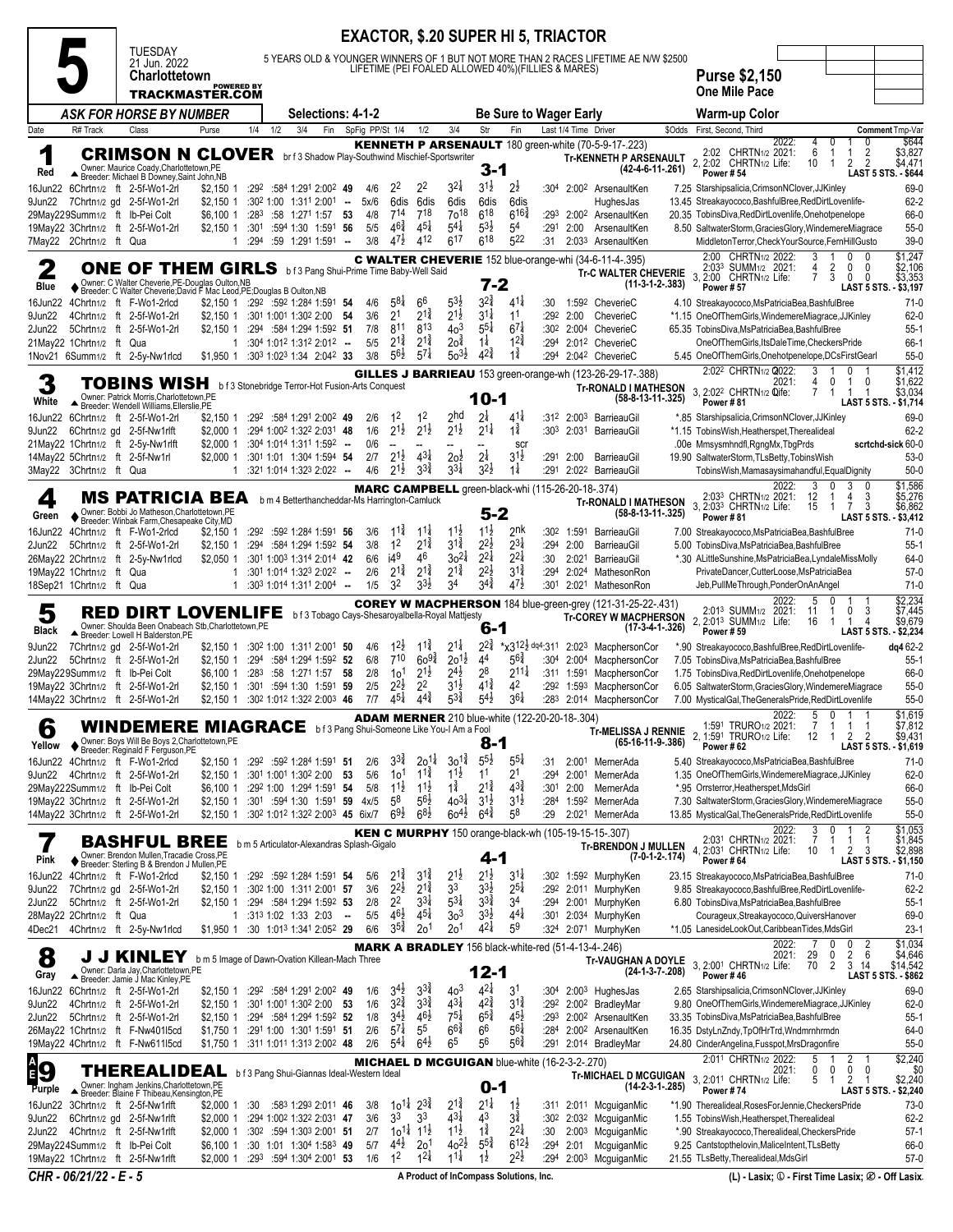# Race 5 — Tuesday 21 Jun. 2022 — Charlottetown

**EXACTOR, $.20 SUPER HI 5, TRIACTOR**

5 YEARS OLD & YOUNGER WINNERS OF 1 BUT NOT MORE THAN 2 RACES LIFETIME AE N/W $2500 LIFETIME (PEI FOALED ALLOWED 40%)(FILLIES & MARES)

**Purse $2,150 — One Mile Pace**

TRACKMASTER.COM (Powered by)

*ASK FOR HORSE BY NUMBER* — Selections: 4-1-2 — Be Sure to Wager Early — Warm-up Color

| Date | R# Track | Class | Purse | 1/4 | 1/2 | 3/4 | Fin | SpFig | PP/St | 1/4 | 1/2 | 3/4 | Str | Fin | Last 1/4 | Time | Driver | $Odds | First, Second, Third | Comment Tmp-Var |
|---|---|---|---|---|---|---|---|---|---|---|---|---|---|---|---|---|---|---|---|---|

## 1 — Red — CRIMSON N CLOVER — 3-1

br f 3 Shadow Play-Southwind Mischief-Sportswriter
Owner: Maurice Coady,Charlottetown,PE
Breeder: Michael B Downey,Saint John,NB
**KENNETH P ARSENAULT** 180 green-white (70-5-9-17-.223)
Tr-KENNETH P ARSENAULT (42-4-6-11-.261)
2:02 CHRTN1/2 — 2022: 4 0 1 0 $644; 2021: 6 1 1 2 $3,827; Life: 10 1 2 2 $4,471 (2, 2:02 CHRTN1/2)
Power # 54 — LAST 5 STS. - $644

| Date | R# Track | Class | Purse | 1/4 | 1/2 | 3/4 | Fin | SpFig | PP/St | 1/4 | 1/2 | 3/4 | Str | Fin | Last 1/4 | Time | Driver | $Odds | First, Second, Third | Comment Tmp-Var |
|---|---|---|---|---|---|---|---|---|---|---|---|---|---|---|---|---|---|---|---|---|
| 16Jun22 | 6Chrtn1/2 ft | 2-5f-Wo1-2rl | $2,150 1 | :29² | :58⁴ | 1:29¹ | 2:00² | 49 | 4/6 | 2² | 2² | 3²¼ | 3¹½ | 2½ | :30⁴ | 2:00² | ArsenaultKen | 7.25 | Starshipsalicia,CrimsonNClover,JJKinley | 69-0 |
| 9Jun22 | 7Chrtn1/2 gd | 2-5f-Wo1-2rl | $2,150 1 | :30² | 1:00 | 1:31¹ | 2:00¹ | -- | 5x6/6 | 6dis | 6dis | 6dis | 6dis | 6dis | | | HughesJas | 13.45 | Streakayococo,BashfulBree,RedDirtLovenlife- | 62-2 |
| 29May22 | 9Summ1/2 ft | lb-Pei Colt | $6,100 1 | :28³ | :58 | 1:27¹ | 1:57 | 53 | 4/8 | 7¹⁴ | 7¹⁸ | 7o¹⁸ | 6¹⁸ | 6¹⁶¾ | :29³ | 2:00² | ArsenaultKen | 20.35 | TobinsDiva,RedDirtLovenlife,Onehotpenelope | 66-0 |
| 19May22 | 3Chrtn1/2 ft | 2-5f-Wo1-2rl | $2,150 1 | :30¹ | :59⁴ | 1:30 | 1:59¹ | 56 | 5/5 | 4⁶¾ | 4⁵¼ | 5⁴¼ | 5³½ | 5⁴ | :29¹ | 2:00 | ArsenaultKen | 8.50 | SaltwaterStorm,GraciesGlory,WindemereMiagrace | 55-0 |
| 7May22 | 2Chrtn1/2 ft | Qua | 1 | :29⁴ | :59 | 1:29¹ | 1:59¹ | -- | 3/8 | 4⁷½ | 4¹² | 6¹⁷ | 6¹⁸ | 5²² | :31 | 2:03³ | ArsenaultKen | | MiddletonTerror,CheckYourSource,FernHillGusto | 39-0 |

## 2 — Blue — ONE OF THEM GIRLS — 7-2

b f 3 Pang Shui-Prime Time Baby-Well Said
Owner: C Walter Cheverie,PE-Douglas Oulton,NB
Breeder: C Walter Cheverie;David F Mac Leod,PE;Douglas B Oulton,NB
**C WALTER CHEVERIE** 152 blue-orange-whi (34-6-11-4-.395)
Tr-C WALTER CHEVERIE (11-3-1-2-.383)
2:00 CHRTN1/2 — 2022: 3 1 0 0 $1,247; 2:03³ SUMM1/2 2021: 4 2 0 0 $2,106; Life: 7 3 0 0 $3,353 (3, 2:00 CHRTN1/2)
Power # 57 — LAST 5 STS. - $3,197

| Date | R# Track | Class | Purse | 1/4 | 1/2 | 3/4 | Fin | SpFig | PP/St | 1/4 | 1/2 | 3/4 | Str | Fin | Last 1/4 | Time | Driver | $Odds | First, Second, Third | Comment Tmp-Var |
|---|---|---|---|---|---|---|---|---|---|---|---|---|---|---|---|---|---|---|---|---|
| 16Jun22 | 4Chrtn1/2 ft | F-Wo1-2rlcd | $2,150 1 | :29² | :59² | 1:28⁴ | 1:59¹ | 54 | 4/6 | 5⁸¼ | 6⁶ | 5³½ | 3²¾ | 4¹¼ | :30 | 1:59² | CheverieC | 4.10 | Streakayococo,MsPatriciaBea,BashfulBree | 71-0 |
| 9Jun22 | 4Chrtn1/2 ft | 2-5f-Wo1-2rl | $2,150 1 | :30¹ | 1:00¹ | 1:30² | 2:00 | 54 | 3/6 | 2¹ | 2¹¾ | 2¹½ | 3¹¼ | 1¹ | :29² | 2:00 | CheverieC | *1.15 | OneOfThemGirls,WindemereMiagrace,JJKinley | 62-0 |
| 2Jun22 | 5Chrtn1/2 ft | 2-5f-Wo1-2rl | $2,150 1 | :29⁴ | :58⁴ | 1:29⁴ | 1:59² | 51 | 7/8 | 8¹¹ | 8¹³ | 4o³ | 5⁵¼ | 6⁷¼ | :30² | 2:00⁴ | CheverieC | 65.35 | TobinsDiva,MsPatriciaBea,BashfulBree | 55-1 |
| 21May22 | 1Chrtn1/2 ft | Qua | 1 | :30⁴ | 1:01² | 1:31² | 2:01² | -- | 5/5 | 2¹¾ | 2¹¾ | 2o¾ | 1¼ | 1²¾ | :29⁴ | 2:01² | CheverieC | | OneOfThemGirls,ItsDaleTime,CheckersPride | 66-1 |
| 1Nov21 | 6Summ1/2 ft | 2-5y-Nw1rlcd | $1,950 1 | :30³ | 1:02³ | 1:34 | 2:04² | 33 | 3/8 | 5⁶½ | 5⁷¼ | 5o³½ | 4²¾ | 1¾ | :29⁴ | 2:04² | CheverieC | 5.45 | OneOfThemGirls,Onehotpenelope,DCsFirstGearl | 55-0 |

## 3 — White — TOBINS WISH — 10-1

b f 3 Stonebridge Terror-Hot Fusion-Arts Conquest
Owner: Patrick Morris,Charlottetown,PE
Breeder: Wendell Williams,Ellerslie,PE
**GILLES J BARRIEAU** 153 green-orange-wh (123-26-29-17-.388)
Tr-RONALD I MATHESON (58-8-13-11-.325)
2:02² CHRTN1/2 Q2022: 3 1 0 1 $1,412; 2021: 4 0 1 0 $1,622; Life: 7 1 1 1 $3,034 (3, 2:02² CHRTN1/2)
Power # 81 — LAST 5 STS. - $1,714

| Date | R# Track | Class | Purse | 1/4 | 1/2 | 3/4 | Fin | SpFig | PP/St | 1/4 | 1/2 | 3/4 | Str | Fin | Last 1/4 | Time | Driver | $Odds | First, Second, Third | Comment Tmp-Var |
|---|---|---|---|---|---|---|---|---|---|---|---|---|---|---|---|---|---|---|---|---|
| 16Jun22 | 6Chrtn1/2 ft | 2-5f-Wo1-2rl | $2,150 1 | :29² | :58⁴ | 1:29¹ | 2:00² | 49 | 2/6 | 1² | 1² | 2hd | 2¾ | 4¹¼ | :31² | 2:00³ | BarrieauGil | *.85 | Starshipsalicia,CrimsonNClover,JJKinley | 69-0 |
| 9Jun22 | 6Chrtn1/2 gd | 2-5f-Nw1rlft | $2,000 1 | :29⁴ | 1:00² | 1:32² | 2:03¹ | 48 | 1/6 | 2¹½ | 2¹½ | 2¹½ | 2¹¼ | 1¾ | :30³ | 2:03¹ | BarrieauGil | *1.15 | TobinsWish,Heatherspet,Therealideal | 62-2 |
| 21May22 | 1Chrtn1/2 ft | 2-5y-Nw1rlft | $2,000 1 | :30⁴ | 1:01⁴ | 1:31¹ | 1:59² | -- | 0/6 | -- | -- | -- | -- | scr | | | | .00e | Mmsysmhndfl,RgngMx,TbgPrds | scrtchd-sick 60-0 |
| 14May22 | 5Chrtn1/2 ft | 2-5f-Nw1rl | $2,000 1 | :30¹ | 1:01 | 1:30⁴ | 1:59⁴ | 54 | 2/7 | 2¹½ | 4³¼ | 2o½ | 2¾ | 3¹½ | :29¹ | 2:00 | BarrieauGil | 19.90 | SaltwaterStorm,TLsBetty,TobinsWish | 53-0 |
| 3May22 | 3Chrtn1/2 ft | Qua | 1 | :32¹ | 1:01⁴ | 1:32³ | 2:02² | -- | 4/6 | 2¹½ | 3³¾ | 3³¼ | 3²½ | 1¼ | :29¹ | 2:02² | BarrieauGil | | TobinsWish,Mamasaysimahandful,EqualDignity | 50-0 |

## 4 — Green — MS PATRICIA BEA — 5-2

b m 4 Betterthancheddar-Ms Harrington-Camluck
Owner: Bobbi Jo Matheson,Charlottetown,PE
Breeder: Winbak Farm,Chesapeake City,MD
**MARC CAMPBELL** green-black-whi (115-26-20-18-.374)
Tr-RONALD I MATHESON (58-8-13-11-.325)
2:03³ CHRTN1/2 — 2022: 3 0 3 0 $1,586; 2021: 12 1 4 3 $5,276; Life: 15 1 7 3 $6,862 (3, 2:03³ CHRTN1/2)
Power # 81 — LAST 5 STS. - $3,412

| Date | R# Track | Class | Purse | 1/4 | 1/2 | 3/4 | Fin | SpFig | PP/St | 1/4 | 1/2 | 3/4 | Str | Fin | Last 1/4 | Time | Driver | $Odds | First, Second, Third | Comment Tmp-Var |
|---|---|---|---|---|---|---|---|---|---|---|---|---|---|---|---|---|---|---|---|---|
| 16Jun22 | 4Chrtn1/2 ft | F-Wo1-2rlcd | $2,150 1 | :29² | :59² | 1:28⁴ | 1:59¹ | 56 | 3/6 | 1¹¾ | 1¹¼ | 1¹½ | 1¹½ | 2nk | :30² | 1:59¹ | BarrieauGil | 7.00 | Streakayococo,MsPatriciaBea,BashfulBree | 71-0 |
| 2Jun22 | 5Chrtn1/2 ft | 2-5f-Wo1-2rl | $2,150 1 | :29⁴ | :58⁴ | 1:29⁴ | 1:59² | 54 | 3/8 | 1² | 2¹¾ | 3¹¾ | 2²½ | 2³¼ | :29⁴ | 2:00 | BarrieauGil | 5.00 | TobinsDiva,MsPatriciaBea,BashfulBree | 55-1 |
| 26May22 | 2Chrtn1/2 ft | 2-5y-Nw1rlcd | $2,050 1 | :30¹ | 1:00³ | 1:31⁴ | 2:01⁴ | 52 | 6/6 | i4⁹ | 4⁶ | 3o²¼ | 2²¼ | 2²¼ | :30 | 2:02¹ | BarrieauGil | *.30 | ALittleSunshine,MsPatriciaBea,LyndaleMissMolly | 64-0 |
| 19May22 | 1Chrtn1/2 ft | Qua | 1 | :30¹ | 1:01⁴ | 1:32³ | 2:02² | -- | 2/6 | 2¹¾ | 2¹¾ | 2¹¾ | 2²½ | 3¹¾ | :29⁴ | 2:02⁴ | MathesonRon | | PrivateDancer,CutterLoose,MsPatriciaBea | 57-0 |
| 18Sep21 | 1Chrtn1/2 ft | Qua | 1 | :30³ | 1:01⁴ | 1:31¹ | 2:00⁴ | -- | 1/5 | 3² | 3³½ | 3⁴ | 3⁴¾ | 4⁷½ | :30¹ | 2:02¹ | MathesonRon | | Jeb,PullMeThrough,PonderOnAnAngel | 71-0 |

## 5 — Black — RED DIRT LOVENLIFE — 6-1

b f 3 Tobago Cays-Shesaroyalbella-Royal Mattjesty
Owner: Shoulda Been Onabeach Stb,Charlottetown,PE
Breeder: Lowell H Balderston,PE
**COREY W MACPHERSON** 184 blue-green-grey (121-31-25-22-.431)
Tr-COREY W MACPHERSON (17-3-4-1-.326)
2:01³ SUMM1/2 — 2022: 5 0 1 1 $2,234; 2021: 11 1 0 3 $7,445; Life: 16 1 1 4 $9,679 (2, 2:01³ SUMM1/2)
Power # 59 — LAST 5 STS. - $2,234

| Date | R# Track | Class | Purse | 1/4 | 1/2 | 3/4 | Fin | SpFig | PP/St | 1/4 | 1/2 | 3/4 | Str | Fin | Last 1/4 | Time | Driver | $Odds | First, Second, Third | Comment Tmp-Var |
|---|---|---|---|---|---|---|---|---|---|---|---|---|---|---|---|---|---|---|---|---|
| 9Jun22 | 7Chrtn1/2 gd | 2-5f-Wo1-2rl | $2,150 1 | :30² | 1:00 | 1:31¹ | 2:00¹ | 50 | 4/6 | 1²½ | 1¹¾ | 2¹¼ | 2²¾ | *x3¹²½ dq4 | :31¹ | 2:02³ | MacphersonCor | *.90 | Streakayococo,BashfulBree,RedDirtLovenlife- | dq4 62-2 |
| 2Jun22 | 5Chrtn1/2 ft | 2-5f-Wo1-2rl | $2,150 1 | :29⁴ | :58⁴ | 1:29⁴ | 1:59² | 52 | 6/8 | 7¹⁰ | 6o⁹¾ | 2o¹½ | 4⁴ | 5⁶¾ | :30⁴ | 2:00⁴ | MacphersonCor | 7.05 | TobinsDiva,MsPatriciaBea,BashfulBree | 55-1 |
| 29May22 | 9Summ1/2 ft | lb-Pei Colt | $6,100 1 | :28³ | :58 | 1:27¹ | 1:57 | 58 | 2/8 | 1o¹ | 2¹½ | 2⁴½ | 2⁸ | 2¹¹¼ | :31¹ | 1:59¹ | MacphersonCor | 1.75 | TobinsDiva,RedDirtLovenlife,Onehotpenelope | 66-0 |
| 19May22 | 3Chrtn1/2 ft | 2-5f-Wo1-2rl | $2,150 1 | :30¹ | :59⁴ | 1:30 | 1:59¹ | 59 | 2/5 | 2²½ | 2² | 3¹½ | 4¹¾ | 4² | :29² | 1:59³ | MacphersonCor | 6.05 | SaltwaterStorm,GraciesGlory,WindemereMiagrace | 55-0 |
| 14May22 | 3Chrtn1/2 ft | 2-5f-Wo1-2rl | $2,150 1 | :30² | 1:01² | 1:32² | 2:00³ | 46 | 7/7 | 4⁵¼ | 4⁴¾ | 5³¾ | 5⁴½ | 3⁶¼ | :28³ | 2:01⁴ | MacphersonCor | 7.00 | MysticalGal,TheGeneralsPride,RedDirtLovenlife | 55-0 |

## 6 — Yellow — WINDEMERE MIAGRACE — 8-1

b f 3 Pang Shui-Someone Like You-I Am a Fool
Owner: Boys Will Be Boys 2,Charlottetown,PE
Breeder: Reginald F Ferguson,PE
**ADAM MERNER** 210 blue-white (122-20-20-18-.304)
Tr-MELISSA J RENNIE (65-16-11-9-.386)
1:59¹ TRURO1/2 — 2022: 5 0 1 1 $1,619; 2021: 7 1 1 1 $7,812; Life: 12 1 2 2 $9,431 (2, 1:59¹ TRURO1/2)
Power # 62 — LAST 5 STS. - $1,619

| Date | R# Track | Class | Purse | 1/4 | 1/2 | 3/4 | Fin | SpFig | PP/St | 1/4 | 1/2 | 3/4 | Str | Fin | Last 1/4 | Time | Driver | $Odds | First, Second, Third | Comment Tmp-Var |
|---|---|---|---|---|---|---|---|---|---|---|---|---|---|---|---|---|---|---|---|---|
| 16Jun22 | 4Chrtn1/2 ft | F-Wo1-2rlcd | $2,150 1 | :29² | :59² | 1:28⁴ | 1:59¹ | 51 | 2/6 | 3³¾ | 2o1¼ | 3o¹¾ | 5⁵½ | 5⁵¼ | :31 | 2:00¹ | MernerAda | 5.40 | Streakayococo,MsPatriciaBea,BashfulBree | 71-0 |
| 9Jun22 | 4Chrtn1/2 ft | 2-5f-Wo1-2rl | $2,150 1 | :30¹ | 1:00¹ | 1:30² | 2:00 | 53 | 5/6 | 1o¹ | 1¹¾ | 1¹½ | 1¹ | 2¹ | :29⁴ | 2:00¹ | MernerAda | 1.35 | OneOfThemGirls,WindemereMiagrace,JJKinley | 62-0 |
| 29May22 | 2Summ1/2 ft | lb-Pei Colt | $6,100 1 | :29² | 1:00 | 1:29⁴ | 1:59¹ | 54 | 5/8 | 1¹½ | 1¹½ | 1¾ | 2¹¾ | 4³¾ | :30¹ | 2:00 | MernerAda | *.95 | Orrsterror,Heatherspet,MdsGirl | 66-0 |
| 19May22 | 3Chrtn1/2 ft | 2-5f-Wo1-2rl | $2,150 1 | :30¹ | :59⁴ | 1:30 | 1:59¹ | 59 | 4x5/5 | 5⁸ | 5⁶½ | 4o³¼ | 3¹½ | 3¹½ | :28⁴ | 1:59² | MernerAda | 7.30 | SaltwaterStorm,GraciesGlory,WindemereMiagrace | 55-0 |
| 14May22 | 3Chrtn1/2 ft | 2-5f-Wo1-2rl | $2,150 1 | :30² | 1:01² | 1:32² | 2:00³ | 45 | 6ix/7 | 6⁹½ | 6⁸½ | 6o⁴½ | 6⁴¾ | 5⁸ | :29 | 2:02¹ | MernerAda | 13.85 | MysticalGal,TheGeneralsPride,RedDirtLovenlife | 55-0 |

## 7 — Pink — BASHFUL BREE — 4-1

b m 5 Articulator-Alexandras Splash-Gigalo
Owner: Brendon Mullen,Tracadie Cross,PE
Breeder: Sterling B & Brendon J Mullen,PE
**KEN C MURPHY** 150 orange-black-wh (105-19-15-15-.307)
Tr-BRENDON J MULLEN (7-0-1-2-.174)
2:03¹ CHRTN1/2 — 2022: 3 0 1 2 $1,053; 2:03¹ SUMM1/2 2021: 7 1 1 1 $1,845; Life: 10 1 2 3 $2,898 (4, 2:03¹ CHRTN1/2)
Power # 64 — LAST 5 STS. - $1,150

| Date | R# Track | Class | Purse | 1/4 | 1/2 | 3/4 | Fin | SpFig | PP/St | 1/4 | 1/2 | 3/4 | Str | Fin | Last 1/4 | Time | Driver | $Odds | First, Second, Third | Comment Tmp-Var |
|---|---|---|---|---|---|---|---|---|---|---|---|---|---|---|---|---|---|---|---|---|
| 16Jun22 | 4Chrtn1/2 ft | F-Wo1-2rlcd | $2,150 1 | :29² | :59² | 1:28⁴ | 1:59¹ | 54 | 5/6 | 2¹¾ | 3¹¾ | 2¹½ | 2¹½ | 3¹¼ | :30² | 1:59² | MurphyKen | 23.15 | Streakayococo,MsPatriciaBea,BashfulBree | 71-0 |
| 9Jun22 | 7Chrtn1/2 gd | 2-5f-Wo1-2rl | $2,150 1 | :30² | 1:00 | 1:31¹ | 2:00¹ | 57 | 3/6 | 2²½ | 2¹¾ | 3³ | 3³½ | 2⁵¼ | :29² | 2:01¹ | MurphyKen | 9.85 | Streakayococo,BashfulBree,RedDirtLovenlife- | 62-2 |
| 2Jun22 | 5Chrtn1/2 ft | 2-5f-Wo1-2rl | $2,150 1 | :29⁴ | :58⁴ | 1:29⁴ | 1:59² | 58 | 2/8 | 2² | 3³¼ | 5³¼ | 3³¾ | 3⁴ | :29⁴ | 2:00¹ | MurphyKen | 6.80 | TobinsDiva,MsPatriciaBea,BashfulBree | 55-1 |
| 28May22 | 2Chrtn1/2 ft | Qua | 1 | :31³ | 1:02 | 1:33 | 2:03 | -- | 5/5 | 4⁶½ | 4⁵¼ | 3o³ | 3³½ | 4⁴¼ | :30¹ | 2:03⁴ | MurphyKen | | Courageux,Streakayococo,QuiversHanover | 69-0 |
| 4Dec21 | 4Chrtn1/2 ft | 2-5y-Nw1rlcd | $1,950 1 | :30 | 1:01³ | 1:34¹ | 2:05² | 29 | 6/6 | 3⁵¾ | 2o¹ | 2o¹ | 4²¼ | 5⁹ | :32⁴ | 2:07¹ | MurphyKen | *1.05 | LanesideLookOut,CaribbeanTides,MdsGirl | 23-1 |

## 8 — Gray — J J KINLEY — 12-1

b m 5 Image of Dawn-Ovation Killean-Mach Three
Owner: Darla Jay,Charlottetown,PE
Breeder: Jamie J Mac Kinley,PE
**MARK A BRADLEY** 156 black-white-red (51-4-13-4-.246)
Tr-VAUGHAN A DOYLE (24-1-3-7-.208)
2:00¹ CHRTN1/2 — 2022: 7 0 0 2 $1,034; 2021: 29 0 2 6 $4,646; Life: 70 2 3 14 $14,542 (3, 2:00¹ CHRTN1/2)
Power # 46 — LAST 5 STS. - $862

| Date | R# Track | Class | Purse | 1/4 | 1/2 | 3/4 | Fin | SpFig | PP/St | 1/4 | 1/2 | 3/4 | Str | Fin | Last 1/4 | Time | Driver | $Odds | First, Second, Third | Comment Tmp-Var |
|---|---|---|---|---|---|---|---|---|---|---|---|---|---|---|---|---|---|---|---|---|
| 16Jun22 | 6Chrtn1/2 ft | 2-5f-Wo1-2rl | $2,150 1 | :29² | :58⁴ | 1:29¹ | 2:00² | 49 | 1/6 | 3⁴½ | 3³¾ | 4o³ | 4²¼ | 3¹ | :30⁴ | 2:00³ | HughesJas | 2.65 | Starshipsalicia,CrimsonNClover,JJKinley | 69-0 |
| 9Jun22 | 4Chrtn1/2 ft | 2-5f-Wo1-2rl | $2,150 1 | :30¹ | 1:00¹ | 1:30² | 2:00 | 53 | 1/6 | 3²¾ | 3³¾ | 4³¼ | 4²¾ | 3¹¾ | :29² | 2:00² | BradleyMar | 9.80 | OneOfThemGirls,WindemereMiagrace,JJKinley | 62-0 |
| 2Jun22 | 5Chrtn1/2 ft | 2-5f-Wo1-2rl | $2,150 1 | :29⁴ | :58⁴ | 1:29⁴ | 1:59² | 52 | 1/8 | 3⁴½ | 4⁶½ | 7⁵¼ | 6⁵¾ | 4⁵½ | :29³ | 2:00² | ArsenaultKen | 33.35 | TobinsDiva,MsPatriciaBea,BashfulBree | 55-1 |
| 26May22 | 1Chrtn1/2 ft | F-Nw401l5cd | $1,750 1 | :29¹ | 1:00 | 1:30¹ | 1:59¹ | 51 | 2/6 | 5⁷¼ | 5⁵ | 6⁶¾ | 6⁶ | 5⁶¼ | :28⁴ | 2:00² | ArsenaultKen | 16.35 | DstyLnZndy,TpOfHrTrd,Wndmrnhrmdn | 64-0 |
| 19May22 | 4Chrtn1/2 ft | F-Nw611l5cd | $1,750 1 | :31¹ | 1:01¹ | 1:31³ | 2:00² | 48 | 2/6 | 5⁴¼ | 6⁴½ | 6⁵ | 5⁶ | 5⁶¾ | :29¹ | 2:01⁴ | BradleyMar | 24.80 | CinderAngelina,Fusspot,MrsDragonfire | 55-0 |

## 9 — Purple — AE — THEREALIDEAL — 0-1

b f 3 Pang Shui-Giannas Ideal-Western Ideal
Owner: Ingham Jenkins,Charlottetown,PE
Breeder: Blaine F Thibeau,Kensington,PE
**MICHAEL D MCGUIGAN** blue-white (16-2-3-2-.270)
Tr-MICHAEL D MCGUIGAN (14-2-3-1-.285)
2:01¹ CHRTN1/2 — 2022: 5 1 2 1 $2,240; 2021: 0 0 0 0 $0; Life: 5 1 2 1 $2,240 (3, 2:01¹ CHRTN1/2)
Power # 74 — LAST 5 STS. - $2,240

| Date | R# Track | Class | Purse | 1/4 | 1/2 | 3/4 | Fin | SpFig | PP/St | 1/4 | 1/2 | 3/4 | Str | Fin | Last 1/4 | Time | Driver | $Odds | First, Second, Third | Comment Tmp-Var |
|---|---|---|---|---|---|---|---|---|---|---|---|---|---|---|---|---|---|---|---|---|
| 16Jun22 | 3Chrtn1/2 ft | 2-5f-Nw1rlft | $2,000 1 | :30 | :58³ | 1:29³ | 2:01¹ | 46 | 3/8 | 1o¹¼ | 2³¾ | 2¹¾ | 2¹¼ | 1½ | :31¹ | 2:01¹ | McguiganMic | *1.90 | Therealideal,RosesForJennie,CheckersPride | 73-0 |
| 9Jun22 | 6Chrtn1/2 gd | 2-5f-Nw1rlft | $2,000 1 | :29⁴ | 1:00² | 1:32² | 2:03¹ | 47 | 3/6 | 3³ | 3³ | 4³¼ | 4³ | 3¾ | :30² | 2:03² | McguiganMic | 1.55 | TobinsWish,Heatherspet,Therealideal | 62-2 |
| 2Jun22 | 4Chrtn1/2 ft | 2-5f-Nw1rlft | $2,000 1 | :30² | :59⁴ | 1:30⁴ | 2:01² | 51 | 2/7 | 1o¹¼ | 1¹½ | 1¹½ | 1¾ | 2²¼ | :30 | 2:00³ | McguiganMic | *.90 | Streakayococo,Therealideal,CheckersPride | 57-1 |
| 29May22 | 4Summ1/2 ft | lb-Pei Colt | $6,100 1 | :30 | 1:01 | 1:30⁴ | 1:58³ | 49 | 5/7 | 4⁴½ | 2o¹ | 4o²½ | 5⁵¾ | 6¹²½ | :29⁴ | 2:01 | McguiganMic | 9.25 | Cantstopthelovin,MaliceIntent,TLsBetty | 66-0 |
| 19May22 | 1Chrtn1/2 ft | 2-5f-Nw1rlft | $2,000 1 | :29³ | :59⁴ | 1:30⁴ | 2:00¹ | 53 | 1/6 | 1² | 1²¼ | 1¹¼ | 1½ | 2²½ | :29⁴ | 2:00³ | McguiganMic | 21.55 | TLsBetty,Therealideal,MdsGirl | 57-0 |

CHR - 06/21/22 - E - 5 — A Product of InCompass Solutions, Inc. — (L) - Lasix; ① - First Time Lasix; ② - Off Lasix.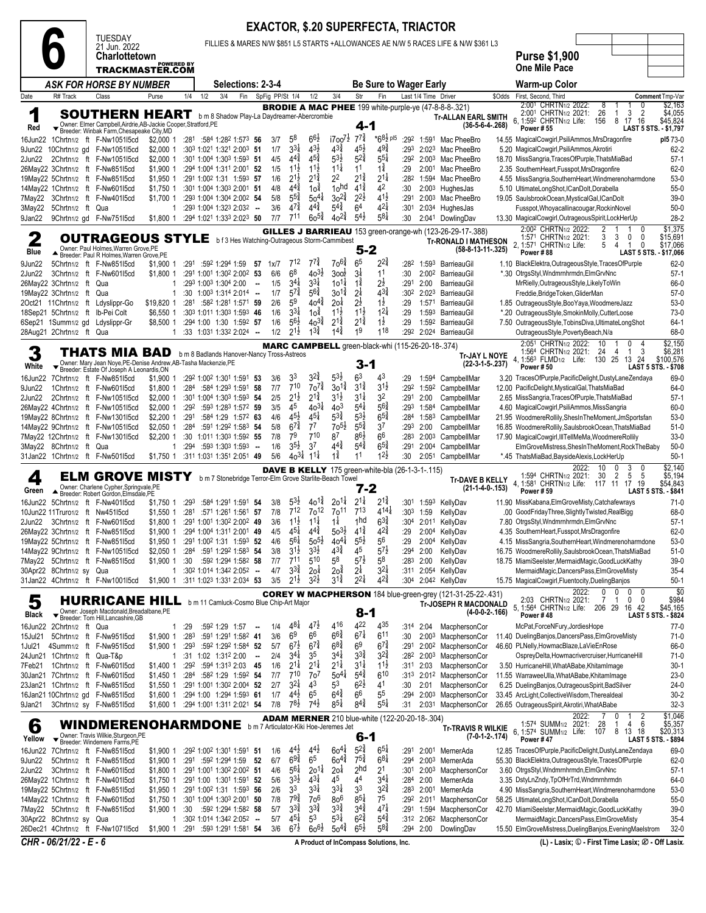# 6

TUESDAY
21 Jun. 2022
**Charlottetown**
TRACKMASTER.COM (POWERED BY)

**EXACTOR, $.20 SUPERFECTA, TRIACTOR**

FILLIES & MARES N/W $851 L5 STARTS +ALLOWANCES AE N/W 5 RACES LIFE & N/W $361 L3

**Purse $1,900**
**One Mile Pace**

*ASK FOR HORSE BY NUMBER* | Selections: 2-3-4 | Be Sure to Wager Early | Warm-up Color

---

## 1 Red — SOUTHERN HEART — 4-1

b m 8 Shadow Play-La Daydreamer-Abercrombie
Owner: Elmer Campbell,Airdrie,AB-Jackie Cooper,Stratford,PE
Breeder: Winbak Farm,Chesapeake City,MD

**BRODIE A MAC PHEE** 199 white-purple-ye (47-8-8-8-.321)
Tr-ALLAN EARL SMITH (36-5-6-4-.268)

| Year | Starts | W | P | S | Earnings |
|---|---|---|---|---|---|
| 2:00¹ CHRTN1/2 2022: | 8 | 1 | 1 | 0 | $2,163 |
| 2:00¹ CHRTN1/2 2021: | 26 | 1 | 3 | 2 | $4,055 |
| 6, 1:59² CHRTN1/2 Life: | 156 | 8 | 17 | 16 | $45,824 |

Power # 55 — LAST 5 STS. - $1,797

| Date | R# Track | Class | Purse | 1/4 | 1/2 | 3/4 | Fin | SpFig | PP/St | 1/4 | 1/2 | 3/4 | Str | Fin | Last 1/4 | Time | Driver | $Odds | First, Second, Third | Comment Tmp-Var |
|---|---|---|---|---|---|---|---|---|---|---|---|---|---|---|---|---|---|---|---|---|
| 16Jun22 | 1Chrtn1/2 ft | F-Nw1051l5cd | $2,000 1 | :28¹ | :58⁴ | 1:28² | 1:57³ | 56 | 3/7 | 5⁸ | 6⁶½ | i7oo⁷½ | 7⁷¾ | *6⁸½ pl5 | :29² | 1:59¹ | Mac PheeBro | 14.55 | MagicalCowgirl,PsiliAmmos,MrsDragonfire | pl5 73-0 |
| 9Jun22 | 10Chrtn1/2 gd | F-Nw1051l5cd | $2,000 1 | :30³ | 1:02¹ | 1:32¹ | 2:00³ | 51 | 1/7 | 3³¼ | 4³½ | 4³¾ | 4⁵½ | 4⁹¾ | :29³ | 2:02³ | Mac PheeBro | 5.20 | MagicalCowgirl,PsiliAmmos,Akrotiri | 62-2 |
| 2Jun22 | 2Chrtn1/2 ft | F-Nw1051l5cd | $2,000 1 | :30¹ | 1:00⁴ | 1:30³ | 1:59³ | 51 | 4/5 | 4⁴¾ | 4⁵¾ | 5³½ | 5²¾ | 5⁵¼ | :29² | 2:00³ | Mac PheeBro | 18.70 | MissSangria,TracesOfPurple,ThatsMiaBad | 57-1 |
| 26May22 | 3Chrtn1/2 ft | F-Nw851l5cd | $1,900 1 | :29⁴ | 1:00⁴ | 1:31¹ | 2:00¹ | 52 | 1/5 | 1¹½ | 1¹½ | 1¹¼ | 1¹ | 1¾ | :29 | 2:00¹ | Mac PheeBro | 2.35 | SouthernHeart,Fusspot,MrsDragonfire | 62-0 |
| 19May22 | 5Chrtn1/2 ft | F-Nw851l5cd | $1,950 1 | :29¹ | 1:00² | 1:31 | 1:59³ | 57 | 1/6 | 2¹½ | 2¹¾ | 2² | 2¹¾ | 2¹¼ | :28² | 1:59⁴ | Mac PheeBro | 4.55 | MissSangria,SouthernHeart,Windmerenoharmdone | 53-0 |
| 14May22 | 1Chrtn1/2 ft | F-Nw601l5cd | $1,750 1 | :30¹ | 1:00⁴ | 1:30³ | 2:00¹ | 51 | 4/8 | 4⁴¾ | 1o¾ | 1o^hd | 4¹¾ | 4² | :30 | 2:00³ | HughesJas | 5.10 | UltimateLongShot,ICanDolt,Dorabella | 55-0 |
| 7May22 | 3Chrtn1/2 ft | F-Nw401l5cd | $1,700 1 | :29³ | 1:00⁴ | 1:30⁴ | 2:00² | 54 | 5/8 | 5⁵¾ | 5o⁴¼ | 3o²¾ | 2²½ | 4¹½ | :29¹ | 2:00³ | Mac PheeBro | 19.05 | SaulsbrookOcean,MysticalGal,ICanDolt | 39-0 |
| 3May22 | 5Chrtn1/2 ft | Qua | 1 | :29³ | 1:00³ | 1:32³ | 2:02³ | -- | 3/6 | 4⁷¾ | 4⁴¾ | 5⁴¾ | 6⁴ | 4²¼ | :30¹ | 2:03⁴ | HughesJas | | Fusspot,Whoyacallinacougar,RockinNovel | 50-0 |
| 9Jan22 | 9Chrtn1/2 gd | F-Nw751l5cd | $1,800 1 | :29⁴ | 1:02¹ | 1:33³ | 2:02³ | 50 | 7/7 | 7¹¹ | 6o⁵¾ | 4o²¾ | 5⁴½ | 5⁸¼ | :30 | 2:04¹ | DowlingDav | 13.30 | MagicalCowgirl,OutrageousSpirit,LockHerUp | 28-2 |

---

## 2 Blue — OUTRAGEOUS STYLE — 5-2

b f 3 Hes Watching-Outrageous Storm-Cammibest
Owner: Paul Holmes,Warren Grove,PE
Breeder: Paul R Holmes,Warren Grove,PE

**GILLES J BARRIEAU** 153 green-orange-wh (123-26-29-17-.388)
Tr-RONALD I MATHESON (58-8-13-11-.325)

| Year | Starts | W | P | S | Earnings |
|---|---|---|---|---|---|
| 2:00² CHRTN1/2 2022: | 2 | 1 | 1 | 0 | $1,375 |
| 1:57¹ CHRTN1/2 2021: | 3 | 3 | 0 | 0 | $15,691 |
| 2, 1:57¹ CHRTN1/2 Life: | 5 | 4 | 1 | 0 | $17,066 |

Power # 88 — LAST 5 STS. - $17,066

| Date | R# Track | Class | Purse | 1/4 | 1/2 | 3/4 | Fin | SpFig | PP/St | 1/4 | 1/2 | 3/4 | Str | Fin | Last 1/4 | Time | Driver | $Odds | First, Second, Third | Comment Tmp-Var |
|---|---|---|---|---|---|---|---|---|---|---|---|---|---|---|---|---|---|---|---|---|
| 9Jun22 | 5Chrtn1/2 ft | F-Nw851l5cd | $1,900 1 | :29¹ | :59² | 1:29⁴ | 1:59 | 57 | 1x7 | 7¹² | 7⁷¾ | 7o⁶¾ | 6⁵ | 2²¾ | :28² | 1:59³ | BarrieauGil | 1.10 | BlackElektra,OutrageousStyle,TracesOfPurple | 62-0 |
| 2Jun22 | 3Chrtn1/2 ft | F-Nw601l5cd | $1,800 1 | :29¹ | 1:00¹ | 1:30² | 2:00² | 53 | 6/6 | 6⁸ | 4o⁴¼ | 3oo² | 3¾ | 1¹ | :30 | 2:00² | BarrieauGil | *.30 | OtrgsStyl,Wndmrnhrmdn,ElmGrvNnc | 57-1 |
| 26May22 | 3Chrtn1/2 ft | Qua | 1 | :29³ | 1:00³ | 1:30⁴ | 2:00 | -- | 1/5 | 3⁴¼ | 3³¼ | 1o¹¼ | 1¾ | 2½ | :29¹ | 2:00 | BarrieauGil | | MrRielly,OutrageousStyle,LikelyToWin | 66-0 |
| 19May22 | 5Chrtn1/2 ft | Qua | 1 | :30 | 1:00³ | 1:31⁴ | 2:01⁴ | -- | 1/7 | 5⁷¾ | 5⁶¾ | 3o¹¾ | 2¼ | 4³¾ | :30² | 2:02³ | BarrieauGil | | Freddie,BridgeToken,GliderMan | 57-0 |
| 2Oct21 | 11Chrtn1/2 ft | Ldyslippr-Go | $19,820 1 | :28¹ | :58² | 1:28¹ | 1:57¹ | 59 | 2/6 | 5⁹ | 4o⁴¾ | 2o¼ | 2½ | 1½ | :29 | 1:57¹ | BarrieauGil | 1.85 | OutrageousStyle,BooYaya,WoodmereJazz | 53-0 |
| 18Sep21 | 5Chrtn1/2 ft | Ib-Pei Colt | $6,550 1 | :30³ | 1:01¹ | 1:30³ | 1:59³ | 46 | 1/6 | 3³¼ | 1o¾ | 1¹½ | 1¹½ | 1²¼ | :29 | 1:59³ | BarrieauGil | *.20 | OutrageousStyle,SmokinMolly,CutterLoose | 73-0 |
| 6Sep21 | 1Summ1/2 gd | Ldyslippr-Gr | $8,500 1 | :29⁴ | 1:00 | 1:30 | 1:59² | 57 | 1/6 | 5⁶½ | 4o³¾ | 2¹¾ | 2¹¾ | 1½ | :29 | 1:59² | BarrieauGil | 7.50 | OutrageousStyle,TobinsDiva,UltimateLongShot | 64-1 |
| 28Aug21 | 2Chrtn1/2 ft | Qua | 1 | :33 | 1:03¹ | 1:33² | 2:02⁴ | -- | 1/2 | 2¹½ | 1³¾ | 1⁴¾ | 1⁹ | 1¹⁸ | :29² | 2:02⁴ | BarrieauGil | | OutrageousStyle,PovertyBeach,N/a | 68-0 |

---

## 3 White — THATS MIA BAD — 3-1

b m 8 Badlands Hanover-Nancy Tross-Astreos
Owner: Mary Jean Noye,PE-Denise Andrew,AB-Tasha Mackenzie,PE
Breeder: Estate Of Joseph A Leonardis,ON

**MARC CAMPBELL** green-black-whi (115-26-20-18-.374)
Tr-JAY L NOYE (22-3-1-5-.237)

| Year | Starts | W | P | S | Earnings |
|---|---|---|---|---|---|
| 2:05¹ CHRTN1/2 2022: | 10 | 1 | 0 | 4 | $2,150 |
| 1:56⁴ CHRTN1/2 2021: | 24 | 4 | 1 | 3 | $6,281 |
| 4, 1:56³ FLMD1/2 Life: | 130 | 25 | 13 | 24 | $100,576 |

Power # 50 — LAST 5 STS. - $708

| Date | R# Track | Class | Purse | 1/4 | 1/2 | 3/4 | Fin | SpFig | PP/St | 1/4 | 1/2 | 3/4 | Str | Fin | Last 1/4 | Time | Driver | $Odds | First, Second, Third | Comment Tmp-Var |
|---|---|---|---|---|---|---|---|---|---|---|---|---|---|---|---|---|---|---|---|---|
| 16Jun22 | 7Chrtn1/2 ft | F-Nw851l5cd | $1,900 1 | :29² | 1:00² | 1:30¹ | 1:59¹ | 53 | 3/6 | 3³ | 3²¾ | 5³½ | 6³ | 4³ | :29 | 1:59⁴ | CampbellMar | 3.20 | TracesOfPurple,PacificDelight,DustyLaneZendaya | 69-0 |
| 9Jun22 | 1Chrtn1/2 ft | F-Nw601l5cd | $1,800 1 | :28⁴ | :58⁴ | 1:29³ | 1:59¹ | 58 | 7/7 | 7¹⁰ | 7o⁷¾ | 3o¹¾ | 3¹¾ | 3¹½ | :29² | 1:59² | CampbellMar | 12.00 | PacificDelight,MysticalGal,ThatsMiaBad | 64-0 |
| 2Jun22 | 2Chrtn1/2 ft | F-Nw1051l5cd | $2,000 1 | :30¹ | 1:00⁴ | 1:30³ | 1:59³ | 54 | 2/5 | 2¹½ | 2¹¾ | 3¹½ | 3¹¼ | 3² | :29¹ | 2:00 | CampbellMar | 2.65 | MissSangria,TracesOfPurple,ThatsMiaBad | 57-1 |
| 26May22 | 4Chrtn1/2 ft | F-Nw1051l5cd | $2,000 1 | :29² | :59³ | 1:28³ | 1:57² | 59 | 3/5 | 4⁵ | 4o³¼ | 4o³ | 5⁴¼ | 5⁶¾ | :29³ | 1:58⁴ | CampbellMar | 4.60 | MagicalCowgirl,PsiliAmmos,MissSangria | 60-0 |
| 19May22 | 8Chrtn1/2 ft | F-Nw1301l5cd | $2,200 1 | :29¹ | :58⁴ | 1:29 | 1:57² | 63 | 4/6 | 4⁵½ | 4⁵¼ | 5³¾ | 5³½ | 6⁵¾ | :28⁴ | 1:58³ | CampbellMar | 21.95 | WoodmereRollily,ShesInTheMoment,JmSportsfan | 53-0 |
| 14May22 | 9Chrtn1/2 ft | F-Nw1051l5cd | $2,050 1 | :28⁴ | :59¹ | 1:29² | 1:58³ | 54 | 5/8 | 6⁷¾ | 7⁷ | 7o⁵½ | 5⁵¾ | 3⁷ | :29³ | 2:00 | CampbellMar | 16.85 | WoodmereRollily,SaulsbrookOcean,ThatsMiaBad | 51-0 |
| 7May22 | 12Chrtn1/2 ft | F-Nw1301l5cd | $2,200 1 | :30 | 1:01¹ | 1:30³ | 1:59² | 55 | 7/8 | 7⁹ | 7¹⁰ | 8⁷ | 8⁶½ | 6⁶ | :28³ | 2:00³ | CampbellMar | 17.90 | MagicalCowgirl,IllTellMeMa,WoodmereRollily | 33-0 |
| 3May22 | 8Chrtn1/2 ft | Qua | 1 | :29⁴ | :59³ | 1:30³ | 1:59³ | -- | 1/6 | 3⁵½ | 3⁷ | 4⁴¾ | 5⁴¾ | 6⁵¾ | :29¹ | 2:00⁴ | CampbellMar | | ElmGroveMistress,ShesInTheMoment,RockTheBaby | 50-0 |
| 31Jan22 | 1Chrtn1/2 ft | F-Nw501l5cd | $1,750 1 | :31¹ | 1:03¹ | 1:35¹ | 2:05¹ | 49 | 5/6 | 4o³¼ | 1¹¼ | 1¾ | 1¹ | 1²½ | :30 | 2:05¹ | CampbellMar | *.45 | ThatsMiaBad,BaysideAlexis,LockHerUp | 50-1 |

---

## 4 Green — ELM GROVE MISTY — 7-2

b m 7 Stonebridge Terror-Elm Grove Starlite-Beach Towel
Owner: Charlene Cypher,Springvale,PE
Breeder: Robert Gordon,Elmsdale,PE

**DAVE B KELLY** 175 green-white-bla (26-1-3-1-.115)
Tr-DAVE B KELLY (21-1-4-0-.153)

| Year | Starts | W | P | S | Earnings |
|---|---|---|---|---|---|
| 2022: | 10 | 0 | 3 | 0 | $2,140 |
| 1:59⁴ CHRTN1/2 2021: | 30 | 2 | 5 | 5 | $5,194 |
| 4, 1:58¹ CHRTN1/2 Life: | 117 | 11 | 17 | 19 | $54,843 |

Power # 59 — LAST 5 STS. - $841

| Date | R# Track | Class | Purse | 1/4 | 1/2 | 3/4 | Fin | SpFig | PP/St | 1/4 | 1/2 | 3/4 | Str | Fin | Last 1/4 | Time | Driver | $Odds | First, Second, Third | Comment Tmp-Var |
|---|---|---|---|---|---|---|---|---|---|---|---|---|---|---|---|---|---|---|---|---|
| 16Jun22 | 5Chrtn1/2 ft | F-Nw401l5cd | $1,750 1 | :29³ | :58⁴ | 1:29¹ | 1:59¹ | 54 | 3/8 | 5³½ | 4o¹¾ | 2o¹¾ | 2¹¼ | 2¹¾ | :30¹ | 1:59³ | KellyDav | 11.90 | MissKabana,ElmGroveMisty,Catchafewrays | 71-0 |
| 10Jun22 | 11Truro1/2 ft | Nw451l5cd | $1,550 1 | :28¹ | :57¹ | 1:26¹ | 1:56¹ | 57 | 7/8 | 7¹² | 7o¹² | 7o¹¹ | 7¹³ | 4¹⁴¼ | :30³ | 1:59 | KellyDav | .00 | GoodFridayThree,SlightlyTwisted,RealBigg | 68-0 |
| 2Jun22 | 3Chrtn1/2 ft | F-Nw601l5cd | $1,800 1 | :29¹ | 1:00¹ | 1:30² | 2:00² | 49 | 3/6 | 1¹½ | 1¹¼ | 1¼ | 1hd | 6³¾ | :30⁴ | 2:01¹ | KellyDav | 7.80 | OtrgsStyl,Wndmrnhrmdn,ElmGrvNnc | 57-1 |
| 26May22 | 3Chrtn1/2 ft | F-Nw851l5cd | $1,900 1 | :29⁴ | 1:00⁴ | 1:31¹ | 2:00¹ | 49 | 4/5 | 4⁵¼ | 4⁴¾ | 5o³½ | 4¹¾ | 4²¾ | :29 | 2:00⁴ | KellyDav | 4.35 | SouthernHeart,Fusspot,MrsDragonfire | 62-0 |
| 19May22 | 5Chrtn1/2 ft | F-Nw851l5cd | $1,950 1 | :29¹ | 1:00² | 1:31 | 1:59³ | 52 | 4/6 | 5⁶¼ | 5o⁵½ | 4o⁴¼ | 5⁵½ | 5⁶ | :29 | 2:00⁴ | KellyDav | 4.15 | MissSangria,SouthernHeart,Windmerenoharmdone | 53-0 |
| 14May22 | 9Chrtn1/2 ft | F-Nw1051l5cd | $2,050 1 | :28⁴ | :59¹ | 1:29² | 1:58³ | 54 | 3/8 | 3¹½ | 3³½ | 4³¾ | 4⁵ | 5⁷½ | :29⁴ | 2:00 | KellyDav | 16.75 | WoodmereRollily,SaulsbrookOcean,ThatsMiaBad | 51-0 |
| 7May22 | 5Chrtn1/2 ft | F-Nw851l5cd | $1,900 1 | :30 | :59² | 1:29⁴ | 1:58² | 58 | 7/7 | 7¹¹ | 5¹⁰ | 5⁸ | 5⁷½ | 5⁸ | :28³ | 2:00 | KellyDav | 18.75 | MiamiSeelster,MermaidMagic,GoodLuckKathy | 39-0 |
| 30Apr22 | 8Chrtn1/2 sy | Qua | 1 | :30² | 1:01⁴ | 1:34² | 2:05² | -- | 4/7 | 3³¾ | 2o¼ | 2o¾ | 2¼ | 3²¼ | :31¹ | 2:05⁴ | KellyDav | | MermaidMagic,DancersPass,ElmGroveMisty | 35-4 |
| 31Jan22 | 4Chrtn1/2 ft | F-Nw1001l5cd | $1,900 1 | :31¹ | 1:02³ | 1:33¹ | 2:03⁴ | 53 | 3/5 | 2¹½ | 3²½ | 3¹¾ | 2²¼ | 4²¾ | :30⁴ | 2:04² | KellyDav | 15.75 | MagicalCowgirl,Fluentocity,DuelingBanjos | 50-1 |

---

## 5 Black — HURRICANE HILL — 8-1

b m 11 Camluck-Cosmo Blue Chip-Art Major
Owner: Joseph Macdonald,Breadalbane,PE
Breeder: Tom Hill,Lancashire,GB

**COREY W MACPHERSON** 184 blue-green-grey (121-31-25-22-.431)
Tr-JOSEPH R MACDONALD (4-0-0-2-.166)

| Year | Starts | W | P | S | Earnings |
|---|---|---|---|---|---|
| 2022: | 0 | 0 | 0 | 0 | $0 |
| 2:03 CHRTN1/2 2021: | 7 | 1 | 0 | 0 | $984 |
| 5, 1:56⁴ CHRTN1/2 Life: | 206 | 29 | 16 | 42 | $45,165 |

Power # 48 — LAST 5 STS. - $824

| Date | R# Track | Class | Purse | 1/4 | 1/2 | 3/4 | Fin | SpFig | PP/St | 1/4 | 1/2 | 3/4 | Str | Fin | Last 1/4 | Time | Driver | $Odds | First, Second, Third | Comment Tmp-Var |
|---|---|---|---|---|---|---|---|---|---|---|---|---|---|---|---|---|---|---|---|---|
| 16Jun22 | 2Chrtn1/2 ft | Qua | 1 | :29 | :59² | 1:29 | 1:57 | -- | 1/4 | 4⁸¼ | 4⁷½ | 4¹⁶ | 4²² | 4³⁵ | :31⁴ | 2:04 | MacphersonCor | | McPat,ForceNFury,JordiesHope | 77-0 |
| 15Jul21 | 5Chrtn1/2 ft | F-Nw951l5cd | $1,900 1 | :28³ | :59¹ | 1:29¹ | 1:58² | 41 | 3/6 | 6⁹ | 6⁶ | 6⁶¾ | 6⁷¼ | 6¹¹ | :30 | 2:00³ | MacphersonCor | 11.40 | DuelingBanjos,DancersPass,ElmGroveMisty | 71-0 |
| 1Jul21 | 4Summ1/2 ft | F-Nw951l5cd | $1,900 1 | :29³ | :59² | 1:29² | 1:58⁴ | 52 | 5/7 | 6⁷½ | 6⁷¾ | 6⁸¾ | 6⁹ | 6⁷¾ | :29¹ | 2:00² | MacphersonCor | 46.60 | PLNelly,HowmacBlaze,LaVieEnRose | 66-0 |
| 24Jun21 | 1Chrtn1/2 ft | Qua-T&p | 1 | :31 | 1:02 | 1:31² | 2:00 | -- | 2/4 | 3⁴¼ | 3⁵ | 3⁴¼ | 3³¾ | 3²¾ | :28² | 2:00³ | MacphersonCor | | OspreyDelta,Howmacrivercruiser,HurricaneHill | 71-0 |
| 7Feb21 | 1Chrtn1/2 ft | F-Nw601l5cd | $1,400 1 | :29² | :59⁴ | 1:31³ | 2:03 | 45 | 1/6 | 2¹¼ | 2¹¼ | 2¹¼ | 3¹¼ | 1¹½ | :31¹ | 2:03 | MacphersonCor | 3.50 | HurricaneHill,WhatABabe,KhitamImage | 30-1 |
| 30Jan21 | 7Chrtn1/2 ft | F-Nw601l5cd | $1,450 1 | :28⁴ | :58² | 1:29 | 1:59² | 54 | 7/7 | 7¹⁰ | 7o⁷ | 5o⁴¼ | 5⁴¾ | 6¹⁰ | :31³ | 2:01² | MacphersonCor | 11.55 | WarraweeUlla,WhatABabe,KhitamImage | 23-0 |
| 23Jan21 | 1Chrtn1/2 ft | F-Nw551l5cd | $1,550 1 | :29¹ | 1:00¹ | 1:30² | 2:00⁴ | 52 | 2/7 | 3²¼ | 4³ | 5³ | 6²½ | 4¹ | :30 | 2:01 | MacphersonCor | 6.25 | DuelingBanjos,OutrageousSpirit,BadSilver | 24-0 |
| 16Jan21 | 10Chrtn1/2 gd | F-Nw851l5cd | $1,600 1 | :29⁴ | 1:00 | 1:29⁴ | 1:59³ | 61 | 1/7 | 4⁴½ | 6⁵ | 6⁴¾ | 6⁶ | 5⁵ | :29⁴ | 2:00³ | MacphersonCor | 33.45 | ArcLight,CollectiveWisdom,Therealdeal | 30-2 |
| 9Jan21 | 3Chrtn1/2 sy | F-Nw851l5cd | $1,600 1 | :29⁴ | 1:00¹ | 1:31¹ | 2:02¹ | 54 | 7/8 | 7⁸½ | 7⁴½ | 8⁵¼ | 8⁴¾ | 5⁵¼ | :31 | 2:03¹ | MacphersonCor | 26.65 | OutrageousSpirit,Akrotiri,WhatABabe | 32-3 |

---

## 6 Yellow — WINDMERENOHARMDONE — 6-1

b m 7 Articulator-Kiki Hoe-Jeremes Jet
Owner: Travis Wilkie,Sturgeon,PE
Breeder: Windemere Farms,PE

**ADAM MERNER** 210 blue-white-gra (122-20-20-18-.304)
Tr-TRAVIS R WILKIE (7-0-1-2-.174)

| Year | Starts | W | P | S | Earnings |
|---|---|---|---|---|---|
| 2022: | 7 | 0 | 1 | 2 | $1,046 |
| 1:57⁴ SUMM1/2 2021: | 28 | 1 | 4 | 6 | $5,357 |
| 6, 1:57⁴ SUMM1/2 Life: | 107 | 8 | 13 | 18 | $20,313 |

Power # 47 — LAST 5 STS. - $894

| Date | R# Track | Class | Purse | 1/4 | 1/2 | 3/4 | Fin | SpFig | PP/St | 1/4 | 1/2 | 3/4 | Str | Fin | Last 1/4 | Time | Driver | $Odds | First, Second, Third | Comment Tmp-Var |
|---|---|---|---|---|---|---|---|---|---|---|---|---|---|---|---|---|---|---|---|---|
| 16Jun22 | 7Chrtn1/2 ft | F-Nw851l5cd | $1,900 1 | :29² | 1:00² | 1:30¹ | 1:59¹ | 51 | 1/6 | 4⁴½ | 4⁴½ | 6o⁴¼ | 5²¾ | 6⁵¼ | :29¹ | 2:00¹ | MernerAda | 12.85 | TracesOfPurple,PacificDelight,DustyLaneZendaya | 69-0 |
| 9Jun22 | 5Chrtn1/2 ft | F-Nw851l5cd | $1,900 1 | :29¹ | :59² | 1:29⁴ | 1:59 | 52 | 6/7 | 6⁹¾ | 6⁵ | 6o⁴¾ | 7⁵¾ | 6⁸¼ | :29⁴ | 2:00³ | MernerAda | 55.30 | BlackElektra,OutrageousStyle,TracesOfPurple | 62-0 |
| 2Jun22 | 3Chrtn1/2 ft | F-Nw601l5cd | $1,800 1 | :29¹ | 1:00¹ | 1:30² | 2:00² | 51 | 4/6 | 5⁶¼ | 2o¹¾ | 2o¼ | 2hd | 2¹ | :30¹ | 2:00³ | MacphersonCor | 3.60 | OtrgsStyl,Wndmrnhrmdn,ElmGrvNnc | 57-1 |
| 26May22 | 1Chrtn1/2 ft | F-Nw401l5cd | $1,750 1 | :29¹ | 1:00 | 1:30¹ | 1:59¹ | 52 | 5/6 | 3³½ | 4³¼ | 4⁵ | 4⁴ | 3⁴¼ | :28⁴ | 2:00 | MernerAda | 3.35 | DstyLnZndy,TpOfHrTrd,Wndmrnhrmdn | 64-0 |
| 19May22 | 5Chrtn1/2 ft | F-Nw851l5cd | $1,950 1 | :29¹ | 1:00² | 1:31 | 1:59³ | 56 | 2/6 | 3³ | 3³¼ | 3³¼ | 3³ | 3²¾ | :28³ | 2:00¹ | MernerAda | 4.90 | MissSangria,SouthernHeart,Windmerenoharmdone | 53-0 |
| 14May22 | 1Chrtn1/2 ft | F-Nw601l5cd | $1,750 1 | :30¹ | 1:00⁴ | 1:30³ | 2:00¹ | 50 | 7/8 | 7⁹¾ | 7o⁶ | 8o⁶ | 8⁵¼ | 7⁵ | :29² | 2:01¹ | MacphersonCor | 58.25 | UltimateLongShot,ICanDolt,Dorabella | 55-0 |
| 7May22 | 5Chrtn1/2 ft | F-Nw851l5cd | $1,900 1 | :30 | :59² | 1:29⁴ | 1:58² | 58 | 5/7 | 3³¾ | 3³¾ | 3³¾ | 3⁴¾ | 4⁷¼ | :29¹ | 1:59⁴ | MacphersonCor | 42.70 | MiamiSeelster,MermaidMagic,GoodLuckKathy | 39-0 |
| 30Apr22 | 8Chrtn1/2 sy | Qua | 1 | :30² | 1:01⁴ | 1:34² | 2:05² | -- | 5/7 | 4⁵¼ | 5³ | 5³½ | 6²¾ | 5⁴¾ | :31² | 2:06² | MacphersonCor | | MermaidMagic,DancersPass,ElmGroveMisty | 35-4 |
| 26Dec21 | 4Chrtn1/2 ft | F-Nw1071l5cd | $1,900 1 | :29¹ | :59³ | 1:29¹ | 1:58¹ | 54 | 3/6 | 6⁷½ | 6o⁶½ | 5o⁴¾ | 6⁵½ | 5⁸¾ | :29⁴ | 2:00 | DowlingDav | 15.50 | ElmGroveMistress,DuelingBanjos,EveningMaelstrom | 32-0 |

---

CHR - 06/21/22 - E - 6 | A Product of InCompass Solutions, Inc. | (L) - Lasix; ① - First Time Lasix; ② - Off Lasix.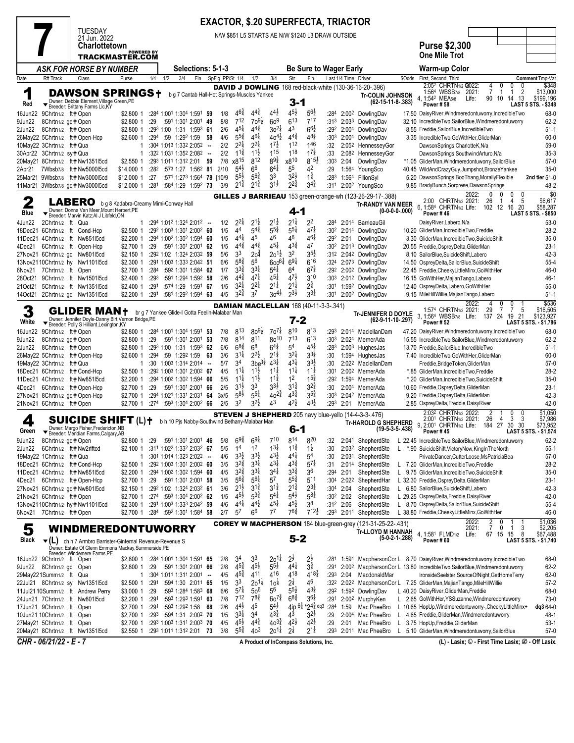# 7

**TUESDAY**
21 Jun. 2022
**Charlottetown**

TRACKMASTER.COM (POWERED BY)

## EXACTOR, $.20 SUPERFECTA, TRIACTOR

N/W $851 L5 STARTS AE N/W $1240 L3 DRAW OUTSIDE

**Purse $2,300**
**One Mile Trot**

*ASK FOR HORSE BY NUMBER* — Selections: 5-1-3 — **Be Sure to Wager Early** — Warm-up Color

| Date | R# Track | Class | Purse | 1/4 | 1/2 | 3/4 | Fin | SpFig | PP/St | 1/4 | 1/2 | 3/4 | Str | Fin | Last 1/4 | Time | Driver | $Odds | First, Second, Third | Comment Tmp-Var |
|---|---|---|---|---|---|---|---|---|---|---|---|---|---|---|---|---|---|---|---|---|

---

### 1 — Red — DAWSON SPRINGS† — 3-1

b g 7 Cantab Hall-Hot Springs-Muscles Yankee
Owner: Debbie Element,Village Green,PE
Breeder: Brittany Farms Llc,KY

**DAVID J DOWLING** 168 red-black-white (130-36-16-20-.396)
Tr-COLIN JOHNSON (62-15-11-8-.383)

2:05² CHRTN1/2 Q2022: 4 0 0 0 $348
1:56⁴ WBSB7/8 2021: 7 1 1 2 $13,000
4, 1:54² MEA5/8 Life: 90 10 14 13 $199,196
Power # 58 — LAST 5 STS. - $348

| Date | R# Track | Class | Purse | 1/4 | 1/2 | 3/4 | Fin | SpFig | PP/St | 1/4 | 1/2 | 3/4 | Str | Fin | Last 1/4 | Time | Driver | $Odds | First, Second, Third | Comment Tmp-Var |
|---|---|---|---|---|---|---|---|---|---|---|---|---|---|---|---|---|---|---|---|---|
| 16Jun22 | 9Chrtn1/2 ft† | Open | $2,800 1 | :28⁴ | 1:00¹ | 1:30⁴ | 1:59¹ | 59 | 1/8 | 4⁶¾ | 4⁴¾ | 4⁴½ | 4⁵½ | 5⁶½ | :28⁴ | 2:00² | DowlingDav | 17.50 | DaisyRiver,Windmeredontuworry,IncredibleTwo | 68-0 |
| 9Jun22 | 8Chrtn1/2 gd† | Open | $2,800 1 | :29 | :59¹ | 1:30¹ | 2:00¹ | 49 | 8/8 | 7¹² | 7o⁹½ | 6o⁹ | 6¹³ | 7¹⁷ | :31³ | 2:03³ | DowlingDav | 32.10 | IncredibleTwo,SailorBlue,Windmeredontuworry | 62-2 |
| 2Jun22 | 8Chrtn1/2 ft† | Open | $2,800 1 | :29³ | 1:00 | 1:31 | 1:59³ | 61 | 2/6 | 4⁵¼ | 4⁴¾ | 3o²¼ | 4³ | 6⁶½ | :29² | 2:00⁴ | DowlingDav | 8.55 | Freddie,SailorBlue,IncredibleTwo | 51-1 |
| 26May22 | 5Chrtn1/2 ft† | Open-Hcp | $2,600 1 | :29⁴ | :59 | 1:29² | 1:59 | 58 | 4/6 | 5⁵¾ | 4⁶¼ | 4o⁴½ | 4⁴¾ | 4⁸¾ | :30³ | 2:00⁴ | DowlingDav | 3.35 | IncredibleTwo,GoWithHer,GliderMan | 60-0 |
| 10May22 | 3Chrtn1/2 ft† | Qua | 1 | :30⁴ | 1:01³ | 1:33² | 2:05² | -- | 2/2 | 2²¼ | 2²¼ | 1⁷½ | 1¹² | 1⁴⁶ | :32 | 2:05² | HennesseyGor | | DawsonSprings,CharlotteK,N/a | 59-0 |
| 30Apr22 | 3Chrtn1/2 sy† | Qua | 1 | :32² | 1:03¹ | 1:35² | 2:08² | -- | 2/2 | 1¹¾ | 1¹½ | 1¹⁵ | 1¹⁸ | 1⁷¾ | :33 | 2:08² | HennesseyGor | | DawsonSprings,SouthwindArturo,N/a | 35-3 |
| 20May21 | 8Chrtn1/2 ft† | Nw1351l5cd | $2,550 1 | :29³ | 1:01¹ | 1:31² | 2:01 | 59 | 7/8 | x8¹⁵ | 8¹² | 8⁹¾ | x8¹⁰ | 8¹⁵½ | :30³ | 2:04 | DowlingDav | *1.05 | GliderMan,Windmeredontuworry,SailorBlue | 57-0 |
| 2Apr21 | 7Wbsb7/8 ft† | Nw5000l5cd | $14,000 1 | :28² | :57³ | 1:27 | 1:56² | 81 | 2/10 | 5⁴½ | 6⁶ | 6⁴¼ | 5⁵ | 4² | :29 | 1:56⁴ | YoungSco | 40.45 | WildAndCrazyGuy,Jumpshot,BronzeYankee | 35-0 |
| 25Mar21 | 9Wbsb7/8 ft† | Nw3000l5cd | $12,000 1 | :27 | :57¹ | 1:27³ | 1:56⁴ | 78 | [10/9 | 5⁵½ | 5⁶¾ | 3³ | 3²½ | 1¾ | :28³ | 1:56⁴ | FilionSyl | 5.20 | DawsonSprings,BooThang,MorallyFlexible | 2nd tier 51-0 |
| 11Mar21 | 3Wbsb7/8 gd† | Nw3000l5cd | $12,000 1 | :28¹ | :58⁴ | 1:29 | 1:59² | 73 | 3/9 | 2¹¾ | 2¹¾ | 3¹½ | 2²¾ | 3⁴¾ | :31¹ | 2:00² | YoungSco | 9.85 | BradyBunch,Sorprese,DawsonSprings | 48-2 |

---

### 2 — Blue — LABERO — 4-1

b g 8 Kadabra-Creamy Mimi-Conway Hall
Owner: Donna Van Meer,Mount Herbert,PE
Breeder: Marvin Katz;Al J Libfeld,ON

**GILLES J BARRIEAU** 153 green-orange-wh (123-26-29-17-.388)
Tr-RANDY VAN MEER (0-0-0-0-.000)

2022: 0 0 0 0 $0
2:00 CHRTN1/2 2021: 26 1 4 5 $6,617
6, 1:58⁴ CHRTN1/2 Life: 102 12 16 20 $58,287
Power # 46 — LAST 5 STS. - $850

| Date | R# Track | Class | Purse | 1/4 | 1/2 | 3/4 | Fin | SpFig | PP/St | 1/4 | 1/2 | 3/4 | Str | Fin | Last 1/4 | Time | Driver | $Odds | First, Second, Third | Comment Tmp-Var |
|---|---|---|---|---|---|---|---|---|---|---|---|---|---|---|---|---|---|---|---|---|
| 4Jun22 | 2Chrtn1/2 ft | Qua | 1 | :29⁴ | 1:01² | 1:32⁴ | 2:01² | -- | 1/2 | 2²¼ | 2¹½ | 2¹½ | 2¹¼ | 2² | :28⁴ | 2:01⁴ | BarrieauGil | | DaisyRiver,Labero,N/a | 53-0 |
| 18Dec21 | 6Chrtn1/2 ft | Cond-Hcp | $2,500 1 | :29² | 1:00³ | 1:30¹ | 2:00² | 60 | 1/5 | 4⁴ | 5⁴¾ | 5⁵¾ | 5⁵¼ | 4⁷¼ | :30² | 2:01⁴ | DowlingDav | 10.20 | GliderMan,IncredibleTwo,Freddie | 28-2 |
| 11Dec21 | 4Chrtn1/2 ft | Nw851l5cd | $2,200 1 | :29⁴ | 1:00² | 1:30² | 1:59⁴ | 60 | 1/5 | 4⁴½ | 4⁵ | 4⁶ | 4⁶ | 4⁶¼ | :29² | 2:01 | DowlingDav | 3.30 | GliderMan,IncredibleTwo,SuicideShift | 35-0 |
| 4Dec21 | 6Chrtn1/2 ft | Open-Hcp | $2,700 1 | :29 | :59¹ | 1:30¹ | 2:00¹ | 62 | 1/5 | 4⁴¾ | 4⁴¾ | 4⁵¼ | 4³¾ | 4⁷ | :30² | 2:01³ | DowlingDav | 20.55 | Freddie,OspreyDelta,GliderMan | 23-1 |
| 27Nov21 | 6Chrtn1/2 gd | Nw801l5cd | $2,150 1 | :29² | 1:02 | 1:32⁴ | 2:03² | 59 | 5/6 | 3³ | 2o³ | 2o¹½ | 3² | 3⁵½ | :31² | 2:04² | DowlingDav | 8.10 | SailorBlue,SuicideShift,Labero | 42-3 |
| 13Nov21 | 10Chrtn1/2 hy | Nw1101l5cd | $2,300 1 | :29¹ | 1:00³ | 1:33³ | 2:04² | 51 | 6/6 | 5⁸¾ | 5⁶ | 6o⁶¼ | 6⁹¼ | 6¹⁶ | :32⁴ | 2:07³ | DowlingDav | 14.50 | OspreyDelta,SailorBlue,SuicideShift | 55-4 |
| 6Nov21 | 7Chrtn1/2 ft | Open | $2,700 1 | :28⁴ | :59² | 1:30¹ | 1:58⁴ | 62 | 1/7 | 3³¾ | 3³¼ | 5⁴¼ | 6⁴ | 6⁷¾ | :29² | 2:00² | DowlingDav | 22.45 | Freddie,CheekyLittleMinx,GoWithHer | 46-0 |
| 28Oct21 | 9Chrtn1/2 ft | Nw1501l5cd | $2,400 1 | :29³ | :59¹ | 1:29⁴ | 1:59² | 58 | 2/6 | 4⁴¾ | 4⁷¼ | 4⁵¼ | 4⁷½ | 3¹⁰ | :30³ | 2:01² | DowlingDav | 16.15 | GoWithHer,MajianTango,Labero | 46-1 |
| 21Oct21 | 5Chrtn1/2 ft | Nw1351l5cd | $2,400 1 | :29¹ | :57⁴ | 1:29 | 1:59¹ | 67 | 1/5 | 3²¼ | 2²¼ | 2¹¼ | 2¹¼ | 2¾ | :30¹ | 1:59² | DowlingDav | 12.40 | OspreyDelta,Labero,GoWithHer | 55-0 |
| 14Oct21 | 2Chrtn1/2 gd | Nw1351l5cd | $2,200 1 | :29¹ | :58¹ | 1:29² | 1:59⁴ | 63 | 4/5 | 3²¾ | 3⁷ | 3o⁴½ | 2³½ | 3³¼ | :30¹ | 2:00² | DowlingDav | 9.15 | MileHillWillie,MajianTango,Labero | 51-1 |

---

### 3 — White — GLIDER MAN† — 7-2

br g 7 Yankee Glide-I Gotta Feelin-Malabar Man
Owner: Jennifer Doyle-Danny Birt,Vernon Bridge,PE
Breeder: Polly S Hilliard,Lexington,KY

**DAMIAN MACLELLAN** 168 (40-11-3-3-.341)
Tr-JENNIFER D DOYLE (62-9-11-10-.297)

2022: 4 0 0 1 $536
1:57⁴ CHRTN1/2 2021: 29 7 7 5 $16,505
3, 1:56⁴ WBSB7/8 Life: 137 24 19 21 $123,927
Power # 52 — LAST 5 STS. - $1,786

| Date | R# Track | Class | Purse | 1/4 | 1/2 | 3/4 | Fin | SpFig | PP/St | 1/4 | 1/2 | 3/4 | Str | Fin | Last 1/4 | Time | Driver | $Odds | First, Second, Third | Comment Tmp-Var |
|---|---|---|---|---|---|---|---|---|---|---|---|---|---|---|---|---|---|---|---|---|
| 16Jun22 | 9Chrtn1/2 ft† | Open | $2,800 1 | :28⁴ | 1:00¹ | 1:30⁴ | 1:59¹ | 53 | 7/8 | 8¹³ | 8o⁹½ | 7o⁷¼ | 8¹⁰ | 8¹³ | :29³ | 2:01⁴ | MaclellanDam | 47.20 | DaisyRiver,Windmeredontuworry,IncredibleTwo | 68-0 |
| 9Jun22 | 8Chrtn1/2 gd† | Open | $2,800 1 | :29 | :59¹ | 1:30¹ | 2:00¹ | 53 | 7/8 | 8¹⁴ | 8¹¹ | 8o¹⁰ | 7¹³ | 6¹³ | :30³ | 2:02⁴ | MernerAda | 15.55 | IncredibleTwo,SailorBlue,Windmeredontuworry | 62-2 |
| 2Jun22 | 8Chrtn1/2 ft† | Open | $2,800 1 | :29³ | 1:00 | 1:31 | 1:59³ | 62 | 6/6 | 6⁸¾ | 6⁸ | 6⁴¾ | 5⁴ | 4⁵¼ | :28³ | 2:00³ | HughesJas | 13.70 | Freddie,SailorBlue,IncredibleTwo | 51-1 |
| 26May22 | 5Chrtn1/2 ft† | Open-Hcp | $2,600 1 | :29⁴ | :59 | 1:29² | 1:59 | 63 | 3/6 | 3¹¼ | 2²½ | 2¹¾ | 3²¼ | 3³¾ | :30 | 1:59⁴ | HughesJas | 7.40 | IncredibleTwo,GoWithHer,GliderMan | 60-0 |
| 19May22 | 3Chrtn1/2 ft† | Qua | 1 | :30 | 1:00³ | 1:31⁴ | 2:01⁴ | -- | 5/7 | 3⁴ | 3be³¾ | 4³¼ | 4³¼ | 3³½ | :30 | 2:02² | MaclellanDam | | Freddie,BridgeToken,GliderMan | 57-0 |
| 18Dec21 | 6Chrtn1/2 ft† | Cond-Hcp | $2,500 1 | :29² | 1:00³ | 1:30¹ | 2:00² | 67 | 4/5 | 1¹¼ | 1¹½ | 1¹¼ | 1¹¼ | 1¹¼ | :30¹ | 2:00² | MernerAda | *.85 | GliderMan,IncredibleTwo,Freddie | 28-2 |
| 11Dec21 | 4Chrtn1/2 ft† | Nw851l5cd | $2,200 1 | :29⁴ | 1:00² | 1:30² | 1:59⁴ | 66 | 5/5 | 1¹¼ | 1¹½ | 1¹¾ | 1² | 1⁵¾ | :29² | 1:59⁴ | MernerAda | *.20 | GliderMan,IncredibleTwo,SuicideShift | 35-0 |
| 4Dec21 | 6Chrtn1/2 ft† | Open-Hcp | $2,700 1 | :29 | :59¹ | 1:30¹ | 2:00¹ | 66 | 2/5 | 3¹½ | 3³ | 3³½ | 3¹¾ | 3²¾ | :30 | 2:00⁴ | MernerAda | 10.60 | Freddie,OspreyDelta,GliderMan | 23-1 |
| 27Nov21 | 8Chrtn1/2 gd† | Open-Hcp | $2,700 1 | :29⁴ | 1:02¹ | 1:33¹ | 2:03¹ | 64 | 3x5 | 5⁸½ | 5⁵¼ | 4o²¾ | 4³¾ | 3⁵¾ | :30³ | 2:04² | MernerAda | 9.20 | Freddie,OspreyDelta,GliderMan | 42-3 |
| 21Nov21 | 6Chrtn1/2 ft† | Open | $2,700 1 | :27⁴ | :59³ | 1:30⁴ | 2:00² | 66 | 2/5 | 3² | 3²½ | 4³ | 4²½ | 4³½ | :29³ | 2:01 | MernerAda | 2.85 | OspreyDelta,Freddie,DaisyRiver | 42-0 |

---

### 4 — Green — SUICIDE SHIFT (L)† — 6-1

b h 10 Pjs Nabby-Southwind Bethany-Malabar Man
Owner: Margo Fisher,Fredericton,NB
Breeder: Meridian Farms,Calgary,AB

**STEVEN J SHEPHERD** 205 navy blue-yello (14-4-3-3-.476)
Tr-HAROLD G SHEPHERD (19-5-3-5-.438)

2:03² CHRTN1/2 2022: 2 1 0 0 $1,050
2:00¹ CHRTN1/2 2021: 26 4 3 3 $7,986
9, 2:00¹ CHRTN1/2 Life: 184 27 30 30 $73,952
Power # 45 — LAST 5 STS. - $1,574

| Date | R# Track | Class | Purse | 1/4 | 1/2 | 3/4 | Fin | SpFig | PP/St | 1/4 | 1/2 | 3/4 | Str | Fin | Last 1/4 | Time | Driver | $Odds | First, Second, Third | Comment Tmp-Var |
|---|---|---|---|---|---|---|---|---|---|---|---|---|---|---|---|---|---|---|---|---|
| 9Jun22 | 8Chrtn1/2 gd† | Open | $2,800 1 | :29 | :59¹ | 1:30¹ | 2:00¹ | 46 | 5/8 | 6⁹¾ | 6⁹¼ | 7¹⁰ | 8¹⁴ | 8²⁰ | :32 | 2:04¹ | ShepherdSte | L 22.45 | IncredibleTwo,SailorBlue,Windmeredontuworry | 62-2 |
| 2Jun22 | 6Chrtn1/2 ft† | Nw2rlftcd | $2,100 1 | :31¹ | 1:02² | 1:33² | 2:03² | 67 | 5/5 | 1⁴ | 1² | 1³¼ | 1¹¾ | 1½ | :30 | 2:03² | ShepherdSte | L *.90 | SuicideShift,VictoryNow,KingInTheNorth | 55-1 |
| 19May22 | 1Chrtn1/2 ft† | Qua | 1 | :30¹ | 1:01⁴ | 1:32³ | 2:02² | -- | 4/6 | 3³½ | 3³½ | 4³½ | 4⁴¼ | 5⁴ | :30 | 2:03¹ | ShepherdSte | | PrivateDancer,CutterLoose,MsPatriciaBea | 57-0 |
| 18Dec21 | 6Chrtn1/2 ft† | Cond-Hcp | $2,500 1 | :29² | 1:00³ | 1:30¹ | 2:00² | 60 | 3/5 | 3²¾ | 3³¼ | 4³¼ | 4³¾ | 5⁷¼ | :31 | 2:01⁴ | ShepherdSte | L 7.20 | GliderMan,IncredibleTwo,Freddie | 28-2 |
| 11Dec21 | 4Chrtn1/2 ft† | Nw851l5cd | $2,200 1 | :29⁴ | 1:00² | 1:30² | 1:59⁴ | 60 | 4/5 | 3²¾ | 3³¾ | 3⁴¼ | 3³¾ | 3⁶ | :29⁴ | 2:01 | ShepherdSte | L 9.75 | GliderMan,IncredibleTwo,SuicideShift | 35-0 |
| 4Dec21 | 6Chrtn1/2 ft† | Open-Hcp | $2,700 1 | :29 | :59¹ | 1:30¹ | 2:00¹ | 58 | 3/5 | 5⁶¾ | 5⁶¼ | 5⁷ | 5⁵¾ | 5¹¹ | :30⁴ | 2:02² | ShepherdHar | L 32.30 | Freddie,OspreyDelta,GliderMan | 23-1 |
| 27Nov21 | 6Chrtn1/2 gd† | Nw801l5cd | $2,150 1 | :29² | 1:02 | 1:32⁴ | 2:03² | 61 | 3/6 | 2¹½ | 3¹¾ | 3¹¾ | 2¹¾ | 2³¼ | :30⁴ | 2:04 | ShepherdSte | L 6.80 | SailorBlue,SuicideShift,Labero | 42-3 |
| 21Nov21 | 6Chrtn1/2 ft† | Open | $2,700 1 | :27⁴ | :59³ | 1:30⁴ | 2:00² | 62 | 1/5 | 4⁵½ | 5³¾ | 5⁴¼ | 5⁴½ | 5⁸¼ | :30² | 2:02 | ShepherdSte | L 29.25 | OspreyDelta,Freddie,DaisyRiver | 42-0 |
| 13Nov21 | 10Chrtn1/2 hy† | Nw1101l5cd | $2,300 1 | :29¹ | 1:00³ | 1:33³ | 2:04² | 59 | 4/6 | 4⁴¼ | 4⁴½ | 4⁵¼ | 4⁵½ | 3⁸ | :31² | 2:06 | ShepherdSte | L 8.70 | OspreyDelta,SailorBlue,SuicideShift | 55-4 |
| 6Nov21 | 7Chrtn1/2 ft† | Open | $2,700 1 | :28⁴ | :59² | 1:30¹ | 1:58⁴ | 58 | 2/7 | 5⁷ | 6⁶ | 7⁷ | 7⁶¾ | 7¹²½ | :29³ | 2:01¹ | ShepherdSte | L 38.80 | Freddie,CheekyLittleMinx,GoWithHer | 46-0 |

---

### 5 — Black — WINDMEREDONTUWORRY (L) — 5-2

ch h 7 Armbro Barrister-Ginternal Revenue-Revenue S
Owner: Estate Of Glenn Emmons Mackay,Summerside,PE
Breeder: Windemere Farms,PE

**COREY W MACPHERSON** 184 blue-green-grey (121-31-25-22-.431)
Tr-LLOYD M HANNAH (5-0-2-1-.288)

2022: 2 0 1 1 $1,036
2021: 7 0 1 3 $2,205
4, 1:58¹ FLMD1/2 Life: 67 15 15 8 $67,488
Power # 60 — LAST 5 STS. - $1,740

| Date | R# Track | Class | Purse | 1/4 | 1/2 | 3/4 | Fin | SpFig | PP/St | 1/4 | 1/2 | 3/4 | Str | Fin | Last 1/4 | Time | Driver | $Odds | First, Second, Third | Comment Tmp-Var |
|---|---|---|---|---|---|---|---|---|---|---|---|---|---|---|---|---|---|---|---|---|
| 16Jun22 | 9Chrtn1/2 ft | Open | $2,800 1 | :28⁴ | 1:00¹ | 1:30⁴ | 1:59¹ | 65 | 2/8 | 3⁴ | 3³ | 2o¹¼ | 2½ | 2½ | :28¹ | 1:59¹ | MacphersonCor L | 8.70 | DaisyRiver,Windmeredontuworry,IncredibleTwo | 68-0 |
| 9Jun22 | 8Chrtn1/2 gd | Open | $2,800 1 | :29 | :59¹ | 1:30¹ | 2:00¹ | 66 | 2/8 | 4⁵¾ | 4⁵½ | 5⁵½ | 4⁴¼ | 3¾ | :29¹ | 2:00² | MacphersonCor L | 13.80 | IncredibleTwo,SailorBlue,Windmeredontuworry | 62-2 |
| 29May22 | 1Summ1/2 ft | Qua | 1 | :30⁴ | 1:01¹ | 1:31¹ | 2:01 | -- | 4/5 | 4⁵¾ | 4¹¹ | 4¹⁶ | 4¹⁸ | 4¹⁸¾ | :29³ | 2:04 | MacdonaldMar | | IronsideSeelster,SourceOfNight,GetHomeTerry | 62-0 |
| 22Jul21 | 8Chrtn1/2 sy | Nw1351l5cd | $2,500 1 | :29¹ | :59⁴ | 1:30 | 2:01¹ | 65 | 1/5 | 3³ | 2o¹½ | 1o¼ | 2¼ | 4⁶ | :32² | 2:02² | MacphersonCor L | 7.25 | GliderMan,MajianTango,MileHillWillie | 57-2 |
| 11Jul21 | 10Summ1/2 ft | Andrew Perry | $3,000 1 | :29 | :59³ | 1:28⁴ | 1:58³ | 68 | 6/6 | 5⁷¼ | 5o⁶ | 5⁶ | 5⁵½ | 4³¾ | :29² | 1:59² | DowlingDav | L 40.20 | DaisyRiver,GliderMan,Freddie | 68-0 |
| 24Jun21 | 7Chrtn1/2 ft | Nw801l5cd | $2,200 1 | :29¹ | :59³ | 1:29³ | 1:59² | 66 | 7/8 | 7¹² | 7⁸¾ | 6o⁷¾ | 6⁸¾ | 3⁶¼ | :29¹ | 2:00² | MurphyKen | L 2.65 | GoWithHer,YSSuzanne,Windmeredontuworry | 73-0 |
| 17Jun21 | 9Chrtn1/2 ft | Open | $2,700 1 | :29¹ | :59³ | 1:29² | 1:58 | 68 | 2/6 | 4⁴½ | 4⁵ | 5⁴½ | 4ip 6¼ | *2⁴¾ dq3 | :28⁴ | 1:59 | Mac PheeBro | L 10.65 | HopUp,Windmeredontuworry-,CheekyLittleMinx+ | dq3 64-0 |
| 10Jun21 | 10Chrtn1/2 ft | Open | $2,700 1 | :29³ | :59⁴ | 1:31 | 2:00² | 70 | 1/5 | 3³¼ | 3⁴ | 4³¾ | 4³¼ | 3²½ | :29 | 2:00⁴ | Mac PheeBro | L 4.65 | Freddie,GliderMan,Windmeredontuworry | 48-1 |
| 27May21 | 5Chrtn1/2 ft | Open | $2,700 1 | :29³ | 1:00³ | 1:31¹ | 2:00³ | 70 | 4/5 | 4⁵½ | 4⁴¾ | 4o³¾ | 4²½ | 4²½ | :29 | 2:01 | Mac PheeBro | L 3.75 | HopUp,Freddie,GliderMan | 53-1 |
| 20May21 | 8Chrtn1/2 ft | Nw1351l5cd | $2,550 1 | :29³ | 1:01¹ | 1:31² | 2:01 | 73 | 3/8 | 5⁵¾ | 4o³ | 2o¹¼ | 2¼ | 2¹¼ | :29³ | 2:01¹ | Mac PheeBro | L 5.10 | GliderMan,Windmeredontuworry,SailorBlue | 57-0 |

CHR - 06/21/22 - E - 7 — A Product of InCompass Solutions, Inc. — (L) - Lasix; ① - First Time Lasix; ② - Off Lasix.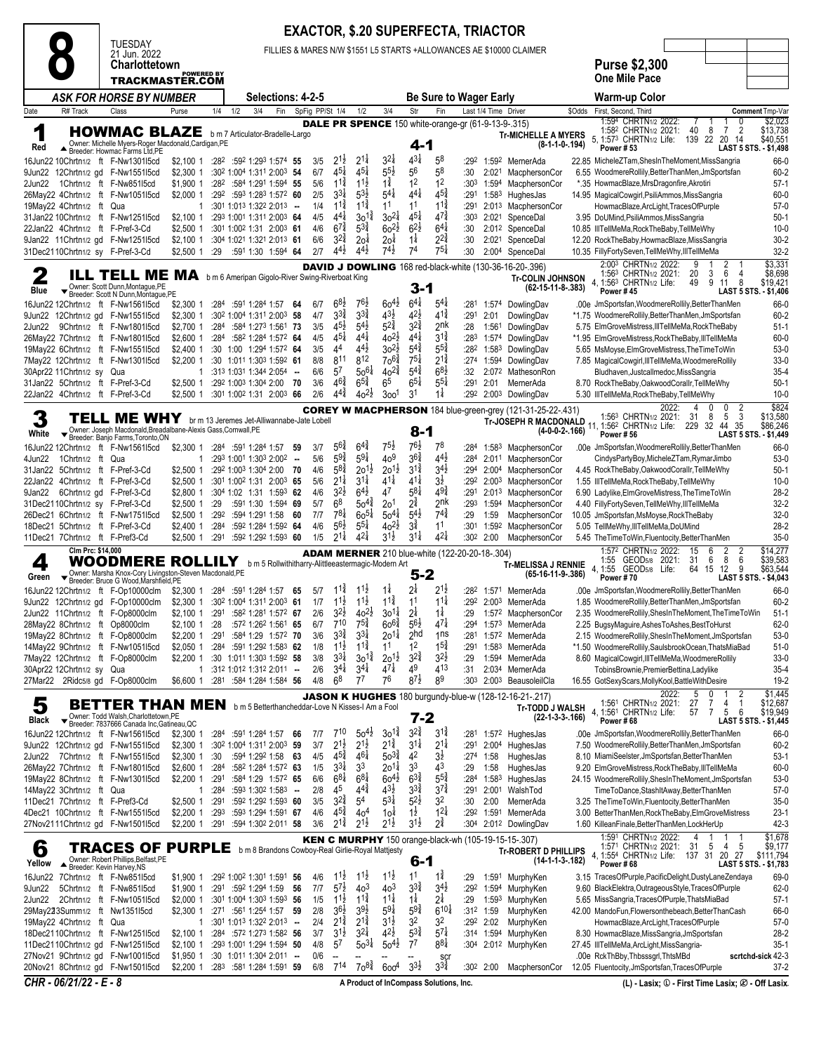# Race 8

**TUESDAY 21 Jun. 2022 — Charlottetown — TRACKMASTER.COM (POWERED BY)**

## EXACTOR, \$.20 SUPERFECTA, TRIACTOR

FILLIES & MARES N/W \$1551 L5 STARTS +ALLOWANCES AE \$10000 CLAIMER

**Purse \$2,300 — One Mile Pace**

ASK FOR HORSE BY NUMBER — Selections: 4-2-5 — Be Sure to Wager Early — Warm-up Color

---

### 1 — Red — HOWMAC BLAZE (4-1)

b m 7 Articulator-Bradelle-Largo
Owner: Michelle Myers-Roger Macdonald,Cardigan,PE
Breeder: Howmac Farms Ltd,PE

DALE PR SPENCE 150 white-orange-gr (61-9-13-9-.315)
Tr-MICHELLE A MYERS (8-1-1-0-.194)

1:59⁴ CHRTN½ 2022: 7 1 1 0 \$2,023 — 1:58² CHRTN½ 2021: 40 8 7 2 \$13,738 — 5, 1:57³ CHRTN½ Life: 139 22 20 14 \$40,551 — Power # 53 — LAST 5 STS. - \$1,498

| Date | R# Track | Class | Purse | 1/4 | 1/2 | 3/4 | Fin | SpFig | PP/St | 1/4 | 1/2 | 3/4 | Str | Fin | Last 1/4 | Time | Driver | \$Odds | First, Second, Third | Comment Tmp-Var |
|---|---|---|---|---|---|---|---|---|---|---|---|---|---|---|---|---|---|---|---|---|
| 16Jun22 | 10Chrtn½ ft | F-Nw1301l5cd | \$2,100 1 | :28² | :59² | 1:29³ | 1:57⁴ | 55 | 3/5 | 2½ | 2¼ | 3²¼ | 4³¼ | 5⁸ | :29² | 1:59² | MernerAda | 22.85 | MicheleZTam,ShesInTheMoment,MissSangria | 66-0 |
| 9Jun22 | 12Chrtn½ gd | F-Nw1551l5cd | \$2,300 1 | :30² | 1:00⁴ | 1:31¹ | 2:00³ | 54 | 6/7 | 4⁵¼ | 4⁵¼ | 5⁵½ | 5⁶ | 5⁸ | :30 | 2:02¹ | MacphersonCor | 6.55 | WoodmereRollily,BetterThanMen,JmSportsfan | 60-2 |
| 2Jun22 | 1Chrtn½ ft | F-Nw851l5cd | \$1,900 1 | :28² | :58⁴ | 1:29¹ | 1:59⁴ | 55 | 5/6 | 1¹¾ | 1¹½ | 1¾ | 1² | 1² | :30³ | 1:59⁴ | MacphersonCor | *.35 | HowmacBlaze,MrsDragonfire,Akrotiri | 57-1 |
| 26May22 | 4Chrtn½ ft | F-Nw1051l5cd | \$2,000 1 | :29² | :59³ | 1:28³ | 1:57² | 60 | 2/5 | 3³¼ | 5³½ | 5⁴¼ | 4⁴¼ | 4⁵¾ | :29¹ | 1:58³ | HughesJas | 14.95 | MagicalCowgirl,PsiliAmmos,MissSangria | 60-0 |
| 19May22 | 4Chrtn½ ft | Qua | 1 | :30¹ | 1:01³ | 1:32² | 2:01³ | -- | 1/4 | 1¹¾ | 1¹¾ | 1¹ | 1¹ | 1¹¾ | :29¹ | 2:01³ | MacphersonCor | | HowmacBlaze,ArcLight,TracesOfPurple | 57-0 |
| 31Jan22 | 10Chrtn½ ft | F-Nw1251l5cd | \$2,100 1 | :29³ | 1:00¹ | 1:31¹ | 2:00³ | 64 | 4/5 | 4⁴¼ | 3o¹¾ | 3o²¼ | 4⁵¼ | 4⁷¾ | :30³ | 2:02¹ | SpenceDal | 3.95 | DoUMind,PsiliAmmos,MissSangria | 50-1 |
| 22Jan22 | 4Chrtn½ ft | F-Pref-3-Cd | \$2,500 1 | :30¹ | 1:00² | 1:31 | 2:00³ | 61 | 4/6 | 6⁷¾ | 5³¾ | 6o²½ | 6²½ | 6⁴¾ | :30 | 2:01² | SpenceDal | 10.85 | IllTellMeMa,RockTheBaby,TellMeWhy | 10-0 |
| 9Jan22 | 11Chrtn½ gd | F-Nw1251l5cd | \$2,100 1 | :30⁴ | 1:02¹ | 1:32¹ | 2:01³ | 61 | 6/6 | 3²¾ | 2o¼ | 2o¼ | 1¾ | 2²¾ | :30 | 2:02¹ | SpenceDal | 12.20 | RockTheBaby,HowmacBlaze,MissSangria | 30-2 |
| 31Dec21 | 10Chrtn½ sy | F-Pref-3-Cd | \$2,500 1 | :29 | :59¹ | 1:30 | 1:59⁴ | 64 | 2/7 | 4⁴½ | 4⁴½ | 7⁴½ | 7⁴ | 7⁵¼ | :30 | 2:00⁴ | SpenceDal | 10.35 | FillyFortySeven,TellMeWhy,IllTellMeMa | 32-2 |

---

### 2 — Blue — ILL TELL ME MA (3-1)

b m 6 Ameripan Gigolo-River Swing-Riverboat King
Owner: Scott Dunn,Montague,PE
Breeder: Scott N Dunn,Montague,PE

DAVID J DOWLING 168 red-black-white (130-36-16-20-.396)
Tr-COLIN JOHNSON (62-15-11-8-.383)

2:00³ CHRTN½ 2022: 9 1 2 1 \$3,331 — 1:56³ CHRTN½ 2021: 20 3 6 4 \$8,698 — 4, 1:56³ CHRTN½ Life: 49 9 11 8 \$19,421 — Power # 45 — LAST 5 STS. - \$1,406

| Date | R# Track | Class | Purse | 1/4 | 1/2 | 3/4 | Fin | SpFig | PP/St | 1/4 | 1/2 | 3/4 | Str | Fin | Last 1/4 | Time | Driver | \$Odds | First, Second, Third | Comment Tmp-Var |
|---|---|---|---|---|---|---|---|---|---|---|---|---|---|---|---|---|---|---|---|---|
| 16Jun22 | 12Chrtn½ ft | F-Nw1561l5cd | \$2,300 1 | :28⁴ | :59¹ | 1:28⁴ | 1:57 | 64 | 6/7 | 6⁸½ | 7⁶½ | 6o⁴½ | 6⁴¼ | 5⁴¼ | :28¹ | 1:57⁴ | DowlingDav | .00e | JmSportsfan,WoodmereRollily,BetterThanMen | 66-0 |
| 9Jun22 | 12Chrtn½ gd | F-Nw1551l5cd | \$2,300 1 | :30² | 1:00⁴ | 1:31¹ | 2:00³ | 58 | 4/7 | 3³¾ | 3³¾ | 4³½ | 4²½ | 4¹¾ | :29¹ | 2:01 | DowlingDav | *1.75 | WoodmereRollily,BetterThanMen,JmSportsfan | 60-2 |
| 2Jun22 | 9Chrtn½ ft | F-Nw1801l5cd | \$2,700 1 | :28⁴ | :58⁴ | 1:27³ | 1:56¹ | 73 | 3/5 | 4⁵½ | 5⁴½ | 5²¾ | 3²¾ | 2nk | :28 | 1:56¹ | DowlingDav | 5.75 | ElmGroveMistress,IllTellMeMa,RockTheBaby | 51-1 |
| 26May22 | 7Chrtn½ ft | F-Nw1801l5cd | \$2,600 1 | :28⁴ | :58² | 1:28⁴ | 1:57² | 64 | 4/5 | 4⁵¼ | 4⁴¼ | 4o²½ | 4⁴¼ | 3¹¾ | :28³ | 1:57⁴ | DowlingDav | *1.95 | ElmGroveMistress,RockTheBaby,IllTellMeMa | 60-0 |
| 19May22 | 6Chrtn½ ft | F-Nw1551l5cd | \$2,400 1 | :30 | 1:00 | 1:29⁴ | 1:57² | 64 | 3/5 | 4⁴ | 4⁴½ | 3o²½ | 5⁴¾ | 5⁵¾ | :28² | 1:58³ | DowlingDav | 5.65 | MsMoyse,ElmGroveMistress,TheTimeToWin | 53-0 |
| 7May22 | 12Chrtn½ ft | F-Nw1301l5cd | \$2,200 1 | :30 | 1:01¹ | 1:30³ | 1:59² | 61 | 8/8 | 8¹¹ | 8¹² | 7o⁶¾ | 7⁵¼ | 2¹¾ | :27⁴ | 1:59⁴ | DowlingDav | 7.85 | MagicalCowgirl,IllTellMeMa,WoodmereRollily | 33-0 |
| 30Apr22 | 11Chrtn½ sy | Qua | 1 | :31³ | 1:03¹ | 1:34⁴ | 2:05⁴ | -- | 6/6 | 5⁷ | 5o⁶¼ | 4o²¾ | 5⁴¾ | 6⁸½ | :32 | 2:07² | MathesonRon | | Bludhaven,Justcallmedoc,MissSangria | 35-4 |
| 31Jan22 | 5Chrtn½ ft | F-Pref-3-Cd | \$2,500 1 | :29² | 1:00³ | 1:30⁴ | 2:00 | 70 | 3/6 | 4⁶¾ | 6⁵¾ | 6⁵ | 6⁵¼ | 5⁵¼ | :29¹ | 2:01 | MernerAda | 8.70 | RockTheBaby,OakwoodCorallr,TellMeWhy | 50-1 |
| 22Jan22 | 4Chrtn½ ft | F-Pref-3-Cd | \$2,500 1 | :30¹ | 1:00² | 1:31 | 2:00³ | 66 | 2/6 | 4⁴¾ | 4o²½ | 3oo¹ | 3¹ | 1¾ | :29² | 2:00³ | DowlingDav | 5.30 | IllTellMeMa,RockTheBaby,TellMeWhy | 10-0 |

---

### 3 — White — TELL ME WHY (8-1)

br m 13 Jeremes Jet-Alliwannabe-Jate Lobell
Owner: Joseph Macdonald,Breadalbane-Alexis Gass,Cornwall,PE
Breeder: Banjo Farms,Toronto,ON

COREY W MACPHERSON 184 blue-green-grey (121-31-25-22-.431)
Tr-JOSEPH R MACDONALD (4-0-0-2-.166)

2022: 4 0 0 2 \$824 — 1:56³ CHRTN½ 2021: 31 8 5 3 \$13,580 — 11, 1:56² CHRTN½ Life: 229 32 44 35 \$86,246 — Power # 56 — LAST 5 STS. - \$1,449

| Date | R# Track | Class | Purse | 1/4 | 1/2 | 3/4 | Fin | SpFig | PP/St | 1/4 | 1/2 | 3/4 | Str | Fin | Last 1/4 | Time | Driver | \$Odds | First, Second, Third | Comment Tmp-Var |
|---|---|---|---|---|---|---|---|---|---|---|---|---|---|---|---|---|---|---|---|---|
| 16Jun22 | 12Chrtn½ ft | F-Nw1561l5cd | \$2,300 1 | :28⁴ | :59¹ | 1:28⁴ | 1:57 | 59 | 3/7 | 5⁶¾ | 6⁴¾ | 7⁵½ | 7⁶½ | 7⁸ | :28⁴ | 1:58³ | MacphersonCor | .00e | JmSportsfan,WoodmereRollily,BetterThanMen | 66-0 |
| 4Jun22 | 1Chrtn½ ft | Qua | 1 | :29³ | 1:00¹ | 1:30³ | 2:00² | -- | 5/6 | 5⁹¾ | 5⁹¼ | 4o⁹ | 3⁶¾ | 4⁴½ | :28⁴ | 2:01¹ | MacphersonCor | | CindysPartyBoy,MicheleZTam,RymarJimbo | 53-0 |
| 31Jan22 | 5Chrtn½ ft | F-Pref-3-Cd | \$2,500 1 | :29² | 1:00³ | 1:30⁴ | 2:00 | 70 | 4/6 | 5⁸¾ | 2o¹½ | 2o¹½ | 3¹¾ | 3⁴½ | :29⁴ | 2:00⁴ | MacphersonCor | 4.45 | RockTheBaby,OakwoodCorallr,TellMeWhy | 50-1 |
| 22Jan22 | 4Chrtn½ ft | F-Pref-3-Cd | \$2,500 1 | :30¹ | 1:00² | 1:31 | 2:00³ | 65 | 5/6 | 2¹¼ | 3¹¼ | 4¹¼ | 4¹¼ | 3½ | :29² | 2:00³ | MacphersonCor | 1.55 | IllTellMeMa,RockTheBaby,TellMeWhy | 10-0 |
| 9Jan22 | 6Chrtn½ gd | F-Pref-3-Cd | \$2,800 1 | :30⁴ | 1:02 | 1:31 | 1:59³ | 62 | 4/6 | 3²½ | 6⁴½ | 4⁷ | 5⁸¼ | 4⁹¾ | :29¹ | 2:01³ | MacphersonCor | 6.90 | Ladylike,ElmGroveMistress,TheTimeToWin | 28-2 |
| 31Dec21 | 10Chrtn½ sy | F-Pref-3-Cd | \$2,500 1 | :29 | :59¹ | 1:30 | 1:59⁴ | 69 | 5/7 | 6⁸ | 5o⁴¾ | 2o¹ | 2¾ | 2nk | :29³ | 1:59⁴ | MacphersonCor | 4.40 | FillyFortySeven,TellMeWhy,IllTellMeMa | 32-2 |
| 26Dec21 | 6Chrtn½ ft | F-Nw1751l5cd | \$2,500 1 | :29² | :59⁴ | 1:29¹ | 1:58 | 60 | 7/7 | 7⁸¼ | 6o⁵¼ | 5o⁴¼ | 5⁴½ | 7⁴¾ | :29 | 1:59 | MacphersonCor | 10.05 | JmSportsfan,MsMoyse,RockTheBaby | 32-0 |
| 18Dec21 | 5Chrtn½ ft | F-Pref-3-Cd | \$2,400 1 | :28⁴ | :59² | 1:28⁴ | 1:59² | 64 | 4/6 | 5⁶½ | 5⁵¼ | 4o²½ | 3¾ | 1¹ | :30¹ | 1:59² | MacphersonCor | 5.05 | TellMeWhy,IllTellMeMa,DoUMind | 28-2 |
| 11Dec21 | 7Chrtn½ ft | F-Pref3-Cd | \$2,500 1 | :29¹ | :59² | 1:29² | 1:59³ | 60 | 1/5 | 2¹¼ | 4²¼ | 3¹½ | 3¹¼ | 4²¼ | :30² | 2:00 | MacphersonCor | 5.45 | TheTimeToWin,Fluentocity,BetterThanMen | 35-0 |

---

### 4 — Green — WOODMERE ROLLILY (5-2)

Clm Prc: \$14,000
b m 5 Rollwithitharry-Alittleeastermagic-Modern Art
Owner: Marsha Knox-Cory Livingston-Steven Macdonald,PE
Breeder: Bruce G Wood,Marshfield,PE

ADAM MERNER 210 blue-white-orange (122-20-20-18-.304)
Tr-MELISSA J RENNIE (65-16-11-9-.386)

1:57² CHRTN½ 2022: 15 6 2 2 \$14,277 — 1:55 GEOD⅝ 2021: 31 6 8 6 \$39,583 — 4, 1:55 GEOD⅝ Life: 64 15 12 9 \$63,544 — Power # 70 — LAST 5 STS. - \$4,043

| Date | R# Track | Class | Purse | 1/4 | 1/2 | 3/4 | Fin | SpFig | PP/St | 1/4 | 1/2 | 3/4 | Str | Fin | Last 1/4 | Time | Driver | \$Odds | First, Second, Third | Comment Tmp-Var |
|---|---|---|---|---|---|---|---|---|---|---|---|---|---|---|---|---|---|---|---|---|
| 16Jun22 | 12Chrtn½ ft | F-Op10000clm | \$2,300 1 | :28⁴ | :59¹ | 1:28⁴ | 1:57 | 65 | 5/7 | 1¹¾ | 1¹½ | 1¾ | 2¾ | 2¹½ | :28² | 1:57¹ | MernerAda | .00e | JmSportsfan,WoodmereRollily,BetterThanMen | 66-0 |
| 9Jun22 | 12Chrtn½ gd | F-Op10000clm | \$2,300 1 | :30² | 1:00⁴ | 1:31¹ | 2:00³ | 61 | 1/7 | 1¹½ | 1¹½ | 1¹¾ | 1¹ | 1¹¼ | :29² | 2:00³ | MernerAda | 1.85 | WoodmereRollily,BetterThanMen,JmSportsfan | 60-2 |
| 2Jun22 | 11Chrtn½ ft | F-Op8000clm | \$2,100 1 | :29¹ | :58² | 1:28¹ | 1:57² | 67 | 2/6 | 3²½ | 4o²½ | 3o¹¼ | 2¾ | 1¾ | :29 | 1:57² | MacphersonCor | 2.35 | WoodmereRollily,ShesInTheMoment,TheTimeToWin | 51-1 |
| 28May22 | 8Chrtn½ ft | Op8000clm | \$2,100 1 | :28 | :57² | 1:26¹ | 1:56¹ | 65 | 6/7 | 7¹⁰ | 7⁵¾ | 6o⁶¾ | 5⁶½ | 4⁷¼ | :29⁴ | 1:57³ | MernerAda | 2.25 | BugsyMaguire,AshesToAshes,BestToHurst | 62-0 |
| 19May22 | 8Chrtn½ ft | F-Op8000clm | \$2,200 1 | :29¹ | :58⁴ | 1:29 | 1:57² | 70 | 3/6 | 3³¾ | 3³¼ | 2o¹¼ | 2hd | 1ns | :28¹ | 1:57² | MernerAda | 2.15 | WoodmereRollily,ShesInTheMoment,JmSportsfan | 53-0 |
| 14May22 | 9Chrtn½ ft | F-Nw1051l5cd | \$2,050 1 | :28⁴ | :59¹ | 1:29² | 1:58³ | 62 | 1/8 | 1¹½ | 1¹¾ | 1¹ | 1² | 1⁵¾ | :29¹ | 1:58³ | MernerAda | *1.50 | WoodmereRollily,SaulsbrookOcean,ThatsMiaBad | 51-0 |
| 7May22 | 12Chrtn½ ft | F-Op8000clm | \$2,200 1 | :30 | 1:01¹ | 1:30³ | 1:59² | 58 | 3/8 | 3³¼ | 3o¹¾ | 2o¹½ | 3²¾ | 3²½ | :29 | 1:59⁴ | MernerAda | 8.60 | MagicalCowgirl,IllTellMeMa,WoodmereRollily | 33-0 |
| 30Apr22 | 12Chrtn½ sy | Qua | 1 | :31² | 1:01² | 1:31² | 2:01¹ | -- | 2/6 | 3⁴¼ | 3⁴¼ | 4⁷¼ | 4⁹ | 4¹³ | :31 | 2:03⁴ | MernerAda | | TobinsBrownie,PremierBettina,Ladylike | 35-4 |
| 27Mar22 | 2Ridc⅝ gd | F-Op8000clm | \$6,600 1 | :28¹ | :58⁴ | 1:28⁴ | 1:58⁴ | 56 | 4/8 | 6⁸ | 7⁷ | 7⁶ | 8⁷½ | 8⁹ | :30³ | 2:00³ | BeausoleilCla | 16.55 | GotSexyScars,MollyKool,BattleWithDesire | 19-2 |

---

### 5 — Black — BETTER THAN MEN (7-2)

b m 5 Betterthancheddar-Love N Kisses-I Am a Fool
Owner: Todd Walsh,Charlottetown,PE
Breeder: 7837666 Canada Inc,Gatineau,QC

JASON K HUGHES 180 burgundy-blue-w (128-12-16-21-.217)
Tr-TODD J WALSH (22-1-3-3-.166)

2022: 5 0 1 2 \$1,445 — 1:56¹ CHRTN½ 2021: 27 7 4 1 \$12,687 — 4, 1:56¹ CHRTN½ Life: 57 7 5 6 \$19,949 — Power # 68 — LAST 5 STS. - \$1,445

| Date | R# Track | Class | Purse | 1/4 | 1/2 | 3/4 | Fin | SpFig | PP/St | 1/4 | 1/2 | 3/4 | Str | Fin | Last 1/4 | Time | Driver | \$Odds | First, Second, Third | Comment Tmp-Var |
|---|---|---|---|---|---|---|---|---|---|---|---|---|---|---|---|---|---|---|---|---|
| 16Jun22 | 12Chrtn½ ft | F-Nw1561l5cd | \$2,300 1 | :28⁴ | :59¹ | 1:28⁴ | 1:57 | 66 | 7/7 | 7¹⁰ | 5o⁴½ | 3o¹¾ | 3²¾ | 3¹¾ | :28¹ | 1:57² | HughesJas | .00e | JmSportsfan,WoodmereRollily,BetterThanMen | 66-0 |
| 9Jun22 | 12Chrtn½ gd | F-Nw1551l5cd | \$2,300 1 | :30² | 1:00⁴ | 1:31¹ | 2:00³ | 59 | 3/7 | 2¹½ | 2¹½ | 2¹¾ | 3¹¼ | 2¹¼ | :29¹ | 2:00⁴ | HughesJas | 7.50 | WoodmereRollily,BetterThanMen,JmSportsfan | 60-2 |
| 2Jun22 | 7Chrtn½ ft | F-Nw1551l5cd | \$2,300 1 | :30 | :59⁴ | 1:29² | 1:58 | 63 | 4/5 | 4⁵¾ | 4⁶¼ | 5o³¾ | 4² | 3½ | :27⁴ | 1:58 | HughesJas | 8.10 | MiamiSeelster,JmSportsfan,BetterThanMen | 53-1 |
| 26May22 | 7Chrtn½ ft | F-Nw1801l5cd | \$2,600 1 | :28⁴ | :58² | 1:28⁴ | 1:57² | 63 | 1/5 | 3³¼ | 3³ | 2o¹¼ | 3³ | 4³ | :29 | 1:58 | HughesJas | 9.20 | ElmGroveMistress,RockTheBaby,IllTellMeMa | 60-0 |
| 19May22 | 8Chrtn½ ft | F-Nw1301l5cd | \$2,200 1 | :29¹ | :58⁴ | 1:29 | 1:57² | 65 | 6/6 | 6⁸¼ | 6⁸¼ | 6o⁴½ | 6³¾ | 5⁵¾ | :28⁴ | 1:58³ | HughesJas | 24.15 | WoodmereRollily,ShesInTheMoment,JmSportsfan | 53-0 |
| 14May22 | 3Chrtn½ ft | Qua | 1 | :28⁴ | :59³ | 1:30² | 1:58³ | -- | 2/8 | 4⁵ | 4⁴¾ | 4³½ | 3³¾ | 3⁷¾ | :29¹ | 2:00¹ | WalshTod | | TimeToDance,StashItAway,BetterThanMen | 57-0 |
| 11Dec21 | 7Chrtn½ ft | F-Pref3-Cd | \$2,500 1 | :29¹ | :59² | 1:29² | 1:59³ | 60 | 3/5 | 3²¾ | 5⁴ | 5³¼ | 5²½ | 3² | :30 | 2:00 | MernerAda | 3.25 | TheTimeToWin,Fluentocity,BetterThanMen | 35-0 |
| 4Dec21 | 10Chrtn½ ft | F-Nw1551l5cd | \$2,200 1 | :29³ | :59³ | 1:29⁴ | 1:59¹ | 67 | 4/6 | 4⁵¾ | 4o⁴ | 1o¼ | 1½ | 1²¼ | :29² | 1:59¹ | MernerAda | 3.00 | BetterThanMen,RockTheBaby,ElmGroveMistress | 23-1 |
| 27Nov21 | 11Chrtn½ gd | F-Nw1501l5cd | \$2,200 1 | :29¹ | :59⁴ | 1:30² | 2:01¹ | 58 | 3/6 | 2¹¾ | 2¹½ | 2¹½ | 3¹½ | 2¾ | :30⁴ | 2:01² | HughesJas | 1.60 | KilleanFinale,BetterThanMen,LockHerUp | 42-3 |

---

### 6 — Yellow — TRACES OF PURPLE (6-1)

b m 8 Brandons Cowboy-Real Girlie-Royal Mattjesty
Owner: Robert Phillips,Belfast,PE
Breeder: Kevin Harvey,NS

KEN C MURPHY 150 orange-black-wh (105-19-15-15-.307)
Tr-ROBERT D PHILLIPS (14-1-1-3-.182)

1:59¹ CHRTN½ 2022: 4 1 1 1 \$1,678 — 1:57¹ CHRTN½ 2021: 31 5 4 5 \$9,177 — 4, 1:55⁴ CHRTN½ Life: 137 31 20 27 \$111,794 — Power # 68 — LAST 5 STS. - \$1,783

| Date | R# Track | Class | Purse | 1/4 | 1/2 | 3/4 | Fin | SpFig | PP/St | 1/4 | 1/2 | 3/4 | Str | Fin | Last 1/4 | Time | Driver | \$Odds | First, Second, Third | Comment Tmp-Var |
|---|---|---|---|---|---|---|---|---|---|---|---|---|---|---|---|---|---|---|---|---|
| 16Jun22 | 7Chrtn½ ft | F-Nw851l5cd | \$1,900 1 | :29² | 1:00² | 1:30¹ | 1:59¹ | 56 | 4/6 | 1¹½ | 1¹½ | 1¹½ | 1¹ | 1¾ | :29 | 1:59¹ | MurphyKen | 3.15 | TracesOfPurple,PacificDelight,DustyLaneZendaya | 69-0 |
| 9Jun22 | 5Chrtn½ ft | F-Nw851l5cd | \$1,900 1 | :29¹ | :59² | 1:29⁴ | 1:59 | 56 | 7/7 | 5⁷½ | 4o³ | 4o³ | 3³¾ | 3⁴½ | :29² | 1:59⁴ | MurphyKen | 9.60 | BlackElektra,OutrageousStyle,TracesOfPurple | 62-0 |
| 2Jun22 | 2Chrtn½ ft | F-Nw1051l5cd | \$2,000 1 | :30¹ | 1:00⁴ | 1:30³ | 1:59³ | 56 | 1/5 | 1¹½ | 1¹¾ | 1¹¼ | 1¾ | 2¾ | :29 | 1:59³ | MurphyKen | 5.65 | MissSangria,TracesOfPurple,ThatsMiaBad | 57-1 |
| 29May22 | 13Summ½ ft | Nw1351l5cd | \$2,300 1 | :27¹ | :56¹ | 1:25⁴ | 1:57 | 59 | 2/8 | 3⁶½ | 3⁹½ | 5⁹¼ | 5⁹¾ | 6¹⁰¼ | :31² | 1:59 | MurphyKen | 42.00 | MandoFun,Flowersonthebeach,BetterThanCash | 66-0 |
| 19May22 | 4Chrtn½ ft | Qua | 1 | :30¹ | 1:01³ | 1:32² | 2:01³ | -- | 2/4 | 2¹¾ | 2¹¾ | 3¹½ | 3² | 3² | :29² | 2:02 | MurphyKen | | HowmacBlaze,ArcLight,TracesOfPurple | 57-0 |
| 18Dec21 | 10Chrtn½ ft | F-Nw1251l5cd | \$2,100 1 | :28⁴ | :57² | 1:27³ | 1:58² | 56 | 3/7 | 3¹½ | 3²¼ | 4²½ | 5³¾ | 5⁷¼ | :31⁴ | 1:59⁴ | MurphyKen | 8.30 | HowmacBlaze,MissSangria,JmSportsfan | 28-2 |
| 11Dec21 | 10Chrtn½ ft | F-Nw1251l5cd | \$2,100 1 | :29³ | 1:00¹ | 1:30⁴ | 2:00 | 50 | 4/8 | 5⁷ | 5o³¼ | 5o⁴½ | 7⁷ | 8⁸¼ | :30⁴ | 2:01² | MurphyKen | 27.45 | IllTellMeMa,ArcLight,MissSangria- | 35-1 |
| 27Nov21 | 9Chrtn½ gd | F-Nw1001l5cd | \$1,950 1 | :30 | 1:01¹ | 1:30⁴ | 2:01¹ | -- | 0/6 | -- | -- | -- | -- | scr | | | MurphyKen | .00e | RckThBby,Thbsssgrl,ThtsMBd | scrtchd-sick 42-3 |
| 20Nov21 | 8Chrtn½ gd | F-Nw1501l5cd | \$2,200 1 | :28³ | :58¹ | 1:28⁴ | 1:59¹ | 59 | 6/8 | 7¹⁴ | 7o⁸¾ | 6oo⁴ | 3³½ | 3³¾ | :30² | 2:00 | MacphersonCor | 12.05 | Fluentocity,JmSportsfan,TracesOfPurple | 37-2 |

CHR - 06/21/22 - E - 8 — A Product of InCompass Solutions, Inc. — (L) - Lasix; ① - First Time Lasix; ② - Off Lasix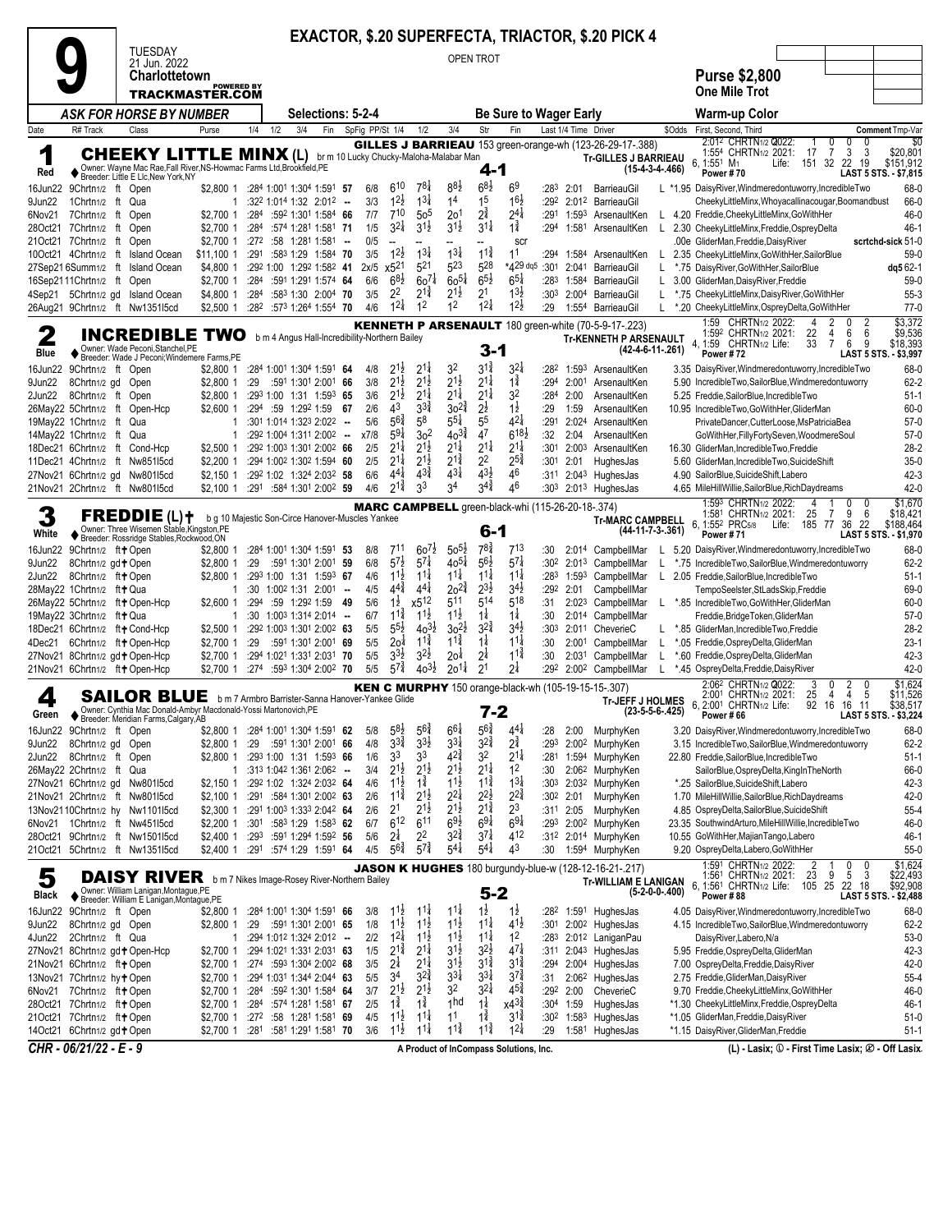# 9

**TUESDAY 21 Jun. 2022 — Charlottetown**

**EXACTOR, $.20 SUPERFECTA, TRIACTOR, $.20 PICK 4**

OPEN TROT

**Purse $2,800 — One Mile Trot**

*ASK FOR HORSE BY NUMBER* — Selections: 5-2-4 — Be Sure to Wager Early — Warm-up Color

---

## 1 — CHEEKY LITTLE MINX (L) — Red — 4-1

br m 10 Lucky Chucky-Maloha-Malabar Man
Owner: Wayne Mac Rae,Fall River,NS-Howmac Farms Ltd,Brookfield,PE
Breeder: Little E Llc,New York,NY

**GILLES J BARRIEAU** 153 green-orange-wh (123-26-29-17-.388)
Tr-GILLES J BARRIEAU (15-4-3-4-.466)
6, 1:551 M1 — Power # 70

| | | | | |
|---|---|---|---|---|
| 2:012 CHRTN1/2 Q2022: | 1 | 0 | 0 | 0 | $0 |
| 1:554 CHRTN1/2 2021: | 17 | 7 | 3 | 3 | $20,801 |
| Life: | 151 | 32 | 22 | 19 | $151,912 |

LAST 5 STS. - $7,815

| Date | R# Track | Class | Purse | 1/4 | 1/2 | 3/4 | Fin | SpFig | PP/St | 1/4 | 1/2 | 3/4 | Str | Fin | Last 1/4 | Time | Driver | $Odds | First, Second, Third | Comment Tmp-Var |
|---|---|---|---|---|---|---|---|---|---|---|---|---|---|---|---|---|---|---|---|---|
| 16Jun22 | 9Chrtn1/2 ft | Open | $2,800 1 | :284 | 1:001 | 1:304 | 1:591 | 57 | 6/8 | 6^10 | 7^8¾ | 8^8½ | 6^8½ | 6^9 | :283 | 2:01 | BarrieauGil | L *1.95 | DaisyRiver,Windmeredontuworry,IncredibleTwo | 68-0 |
| 9Jun22 | 1Chrtn1/2 ft | Qua | 1 | :322 | 1:014 | 1:32 | 2:012 | -- | 3/3 | 1^2½ | 1^3¾ | 1^4 | 1^5 | 1^6½ | :292 | 2:012 | BarrieauGil | | CheekyLittleMinx,Whoyacallinacougar,Boomandbust | 66-0 |
| 6Nov21 | 7Chrtn1/2 ft | Open | $2,700 1 | :284 | :592 | 1:301 | 1:584 | 66 | 7/7 | 7^10 | 5o^5 | 2o^1 | 2^¾ | 2^4¼ | :291 | 1:593 | ArsenaultKen | L 4.20 | Freddie,CheekyLittleMinx,GoWithHer | 46-0 |
| 28Oct21 | 7Chrtn1/2 ft | Open | $2,700 1 | :284 | :574 | 1:281 | 1:581 | 71 | 1/5 | 3^2¼ | 3^1½ | 3^1½ | 3^1¼ | 1^¾ | :294 | 1:581 | ArsenaultKen | L 2.30 | CheekyLittleMinx,Freddie,OspreyDelta | 46-1 |
| 21Oct21 | 7Chrtn1/2 ft | Open | $2,700 1 | :272 | :58 | 1:281 | 1:581 | -- | 0/5 | -- | -- | -- | -- | scr | | | | .00e | GliderMan,Freddie,DaisyRiver | scrtchd-sick 51-0 |
| 10Oct21 | 4Chrtn1/2 ft | Island Ocean | $11,100 1 | :291 | :583 | 1:29 | 1:584 | 70 | 3/5 | 1^2½ | 1^3¾ | 1^3¼ | 1^1¾ | 1^1 | :294 | 1:584 | ArsenaultKen | L 2.35 | CheekyLittleMinx,GoWithHer,SailorBlue | 59-0 |
| 27Sep21 | 6Summ1/2 ft | Island Ocean | $4,800 1 | :292 | 1:00 | 1:292 | 1:582 | 41 | 2x/5 | x5^21 | 5^21 | 5^23 | 5^28 | *4^29 dq5 | :301 | 2:041 | BarrieauGil | L *.75 | DaisyRiver,GoWithHer,SailorBlue | dq5 62-1 |
| 16Sep21 | 11Chrtn1/2 ft | Open | $2,700 1 | :284 | :591 | 1:291 | 1:574 | 64 | 6/6 | 6^8½ | 6o^7¼ | 6o^5¼ | 6^5½ | 6^5¼ | :283 | 1:584 | BarrieauGil | L 3.00 | GliderMan,DaisyRiver,Freddie | 59-0 |
| 4Sep21 | 5Chrtn1/2 gd | Island Ocean | $4,800 1 | :284 | :583 | 1:30 | 2:004 | 70 | 3/5 | 2^2 | 2^1¾ | 2^1½ | 2^1 | 1^3½ | :303 | 2:004 | BarrieauGil | L *.75 | CheekyLittleMinx,DaisyRiver,GoWithHer | 55-3 |
| 26Aug21 | 9Chrtn1/2 ft | Nw1351l5cd | $2,500 1 | :282 | :573 | 1:264 | 1:554 | 70 | 4/6 | 1^2¼ | 1^2 | 1^2 | 1^2¼ | 1^2½ | :29 | 1:554 | BarrieauGil | L *.20 | CheekyLittleMinx,OspreyDelta,GoWithHer | 77-0 |

---

## 2 — INCREDIBLE TWO — Blue — 3-1

b m 4 Angus Hall-Incredibility-Northern Bailey
Owner: Wade Peconi,Stanchel,PE
Breeder: Wade J Peconi;Windemere Farms,PE

**KENNETH P ARSENAULT** 180 green-white (70-5-9-17-.223)
Tr-KENNETH P ARSENAULT (42-4-6-11-.261)
4, 1:59 CHRTN1/2 — Power # 72

| | | | | | |
|---|---|---|---|---|---|
| 1:59 CHRTN1/2 2022: | 4 | 2 | 0 | 2 | $3,372 |
| 1:592 CHRTN1/2 2021: | 22 | 4 | 6 | 6 | $9,536 |
| Life: | 33 | 7 | 6 | 9 | $18,393 |

LAST 5 STS. - $3,997

| Date | R# Track | Class | Purse | 1/4 | 1/2 | 3/4 | Fin | SpFig | PP/St | 1/4 | 1/2 | 3/4 | Str | Fin | Last 1/4 | Time | Driver | $Odds | First, Second, Third | Comment Tmp-Var |
|---|---|---|---|---|---|---|---|---|---|---|---|---|---|---|---|---|---|---|---|---|
| 16Jun22 | 9Chrtn1/2 ft | Open | $2,800 1 | :284 | 1:001 | 1:304 | 1:591 | 64 | 4/8 | 2^1½ | 2^1¼ | 3^2 | 3^1¾ | 3^2¼ | :282 | 1:593 | ArsenaultKen | 3.35 | DaisyRiver,Windmeredontuworry,IncredibleTwo | 68-0 |
| 9Jun22 | 8Chrtn1/2 gd | Open | $2,800 1 | :29 | :591 | 1:301 | 2:001 | 66 | 3/8 | 2^1½ | 2^1½ | 2^1½ | 2^1¼ | 1^¾ | :294 | 2:001 | ArsenaultKen | 5.90 | IncredibleTwo,SailorBlue,Windmeredontuworry | 62-2 |
| 2Jun22 | 8Chrtn1/2 ft | Open | $2,800 1 | :293 | 1:00 | 1:31 | 1:593 | 65 | 3/6 | 2^1½ | 2^1¼ | 2^1¼ | 2^1¼ | 3^2 | :284 | 2:00 | ArsenaultKen | 5.25 | Freddie,SailorBlue,IncredibleTwo | 51-1 |
| 26May22 | 5Chrtn1/2 ft | Open-Hcp | $2,600 1 | :294 | :59 | 1:292 | 1:59 | 67 | 2/6 | 4^3 | 3^3¾ | 3o^2¾ | 2^½ | 1^½ | :29 | 1:59 | ArsenaultKen | 10.95 | IncredibleTwo,GoWithHer,GliderMan | 60-0 |
| 19May22 | 1Chrtn1/2 ft | Qua | 1 | :301 | 1:014 | 1:323 | 2:022 | -- | 5/6 | 5^6¾ | 5^8 | 5^5¼ | 5^5 | 4^2¼ | :291 | 2:024 | ArsenaultKen | | PrivateDancer,CutterLoose,MsPatriciaBea | 57-0 |
| 14May22 | 1Chrtn1/2 ft | Qua | 1 | :292 | 1:004 | 1:311 | 2:002 | -- | x7/8 | 5^9¼ | 3o^2 | 4o^3¾ | 4^7 | 6^18½ | :32 | 2:04 | ArsenaultKen | | GoWithHer,FillyFortySeven,WoodmereSoul | 57-0 |
| 18Dec21 | 6Chrtn1/2 ft | Cond-Hcp | $2,500 1 | :292 | 1:003 | 1:301 | 2:002 | 66 | 2/5 | 2^1¼ | 2^1½ | 2^1¼ | 2^1¼ | 2^1¼ | :301 | 2:003 | ArsenaultKen | 16.30 | GliderMan,IncredibleTwo,Freddie | 28-2 |
| 11Dec21 | 4Chrtn1/2 ft | Nw851l5cd | $2,200 1 | :294 | 1:002 | 1:302 | 1:594 | 60 | 2/5 | 2^1¼ | 2^1½ | 2^1¾ | 2^2 | 2^5¾ | :301 | 2:01 | HughesJas | 5.60 | GliderMan,IncredibleTwo,SuicideShift | 35-0 |
| 27Nov21 | 6Chrtn1/2 gd | Nw801l5cd | $2,150 1 | :292 | 1:02 | 1:324 | 2:032 | 58 | 6/6 | 4^4¼ | 4^3¾ | 4^3¼ | 4^3½ | 4^6 | :311 | 2:043 | HughesJas | 4.90 | SailorBlue,SuicideShift,Labero | 42-3 |
| 21Nov21 | 2Chrtn1/2 ft | Nw801l5cd | $2,100 1 | :291 | :584 | 1:301 | 2:002 | 59 | 4/6 | 2^1¾ | 3^3 | 3^4 | 3^4¾ | 4^6 | :303 | 2:013 | HughesJas | 4.65 | MileHillWillie,SailorBlue,RichDaydreams | 42-0 |

---

## 3 — FREDDIE (L)† — White — 6-1

b g 10 Majestic Son-Circe Hanover-Muscles Yankee
Owner: Three Wisemen Stable,Kingston,PE
Breeder: Rossridge Stables,Rockwood,ON

**MARC CAMPBELL** green-black-whi (115-26-20-18-.374)
Tr-MARC CAMPBELL (44-11-7-3-.361)
6, 1:552 PRC5/8 — Power # 71

| | | | | | |
|---|---|---|---|---|---|
| 1:593 CHRTN1/2 2022: | 4 | 1 | 0 | 0 | $1,670 |
| 1:581 CHRTN1/2 2021: | 25 | 7 | 9 | 6 | $18,421 |
| Life: | 185 | 77 | 36 | 22 | $188,464 |

LAST 5 STS. - $1,970

| Date | R# Track | Class | Purse | 1/4 | 1/2 | 3/4 | Fin | SpFig | PP/St | 1/4 | 1/2 | 3/4 | Str | Fin | Last 1/4 | Time | Driver | $Odds | First, Second, Third | Comment Tmp-Var |
|---|---|---|---|---|---|---|---|---|---|---|---|---|---|---|---|---|---|---|---|---|
| 16Jun22 | 9Chrtn1/2 ft† | Open | $2,800 1 | :284 | 1:001 | 1:304 | 1:591 | 53 | 8/8 | 7^11 | 6o^7½ | 5o^5½ | 7^8¾ | 7^13 | :30 | 2:014 | CampbellMar | L 5.20 | DaisyRiver,Windmeredontuworry,IncredibleTwo | 68-0 |
| 9Jun22 | 8Chrtn1/2 gd† | Open | $2,800 1 | :29 | :591 | 1:301 | 2:001 | 59 | 6/8 | 5^7½ | 5^7¼ | 4o^5¼ | 5^6½ | 5^7¼ | :302 | 2:013 | CampbellMar | L *.75 | IncredibleTwo,SailorBlue,Windmeredontuworry | 62-2 |
| 2Jun22 | 8Chrtn1/2 ft† | Open | $2,800 1 | :293 | 1:00 | 1:31 | 1:593 | 67 | 4/6 | 1^1½ | 1^1¼ | 1^1¼ | 1^1¼ | 1^1¼ | :283 | 1:593 | CampbellMar | L 2.05 | Freddie,SailorBlue,IncredibleTwo | 51-1 |
| 28May22 | 1Chrtn1/2 ft† | Qua | 1 | :30 | 1:002 | 1:31 | 2:001 | -- | 4/5 | 4^4¾ | 4^4¼ | 2o^2¾ | 2^3½ | 3^4½ | :292 | 2:01 | CampbellMar | | TempoSeelster,StLadsSkip,Freddie | 69-0 |
| 26May22 | 5Chrtn1/2 ft† | Open-Hcp | $2,600 1 | :294 | :59 | 1:292 | 1:59 | 49 | 5/6 | 1^½ | x5^12 | 5^11 | 5^14 | 5^18 | :31 | 2:023 | CampbellMar | L *.85 | IncredibleTwo,GoWithHer,GliderMan | 60-0 |
| 19May22 | 3Chrtn1/2 ft† | Qua | 1 | :30 | 1:003 | 1:314 | 2:014 | -- | 6/7 | 1^1¾ | 1^1½ | 1^1½ | 1^¼ | 1^¼ | :30 | 2:014 | CampbellMar | | Freddie,BridgeToken,GliderMan | 57-0 |
| 18Dec21 | 6Chrtn1/2 ft† | Cond-Hcp | $2,500 1 | :292 | 1:003 | 1:301 | 2:002 | 63 | 5/5 | 5^5½ | 4o^3½ | 3o^2½ | 3^2¾ | 3^4½ | :303 | 2:011 | CheverieC | L *.85 | GliderMan,IncredibleTwo,Freddie | 28-2 |
| 4Dec21 | 6Chrtn1/2 ft† | Open-Hcp | $2,700 1 | :29 | :591 | 1:301 | 2:001 | 69 | 5/5 | 2o^¼ | 1^1¾ | 1^1¾ | 1^¼ | 1^1¼ | :30 | 2:001 | CampbellMar | L *.05 | Freddie,OspreyDelta,GliderMan | 23-1 |
| 27Nov21 | 8Chrtn1/2 gd† | Open-Hcp | $2,700 1 | :294 | 1:021 | 1:331 | 2:031 | 70 | 5/5 | 3^3½ | 3^2½ | 2o^¼ | 2^¼ | 1^1¾ | :30 | 2:031 | CampbellMar | L *.60 | Freddie,OspreyDelta,GliderMan | 42-3 |
| 21Nov21 | 6Chrtn1/2 ft† | Open-Hcp | $2,700 1 | :274 | :593 | 1:304 | 2:002 | 70 | 5/5 | 5^7¾ | 4o^3½ | 2o^1¼ | 2^1 | 2^¾ | :292 | 2:002 | CampbellMar | L *.45 | OspreyDelta,Freddie,DaisyRiver | 42-0 |

---

## 4 — SAILOR BLUE — Green — 7-2

b m 7 Armbro Barrister-Sanna Hanover-Yankee Glide
Owner: Cynthia Mac Donald-Ambyr Macdonald-Yossi Martonovich,PE
Breeder: Meridian Farms,Calgary,AB

**KEN C MURPHY** 150 orange-black-wh (105-19-15-15-.307)
Tr-JEFF J HOLMES (23-5-5-6-.425)
6, 2:001 CHRTN1/2 — Power # 66

| | | | | | |
|---|---|---|---|---|---|
| 2:062 CHRTN1/2 Q2022: | 3 | 0 | 2 | 0 | $1,624 |
| 2:001 CHRTN1/2 2021: | 25 | 4 | 4 | 5 | $11,526 |
| Life: | 92 | 16 | 16 | 11 | $38,517 |

LAST 5 STS. - $3,224

| Date | R# Track | Class | Purse | 1/4 | 1/2 | 3/4 | Fin | SpFig | PP/St | 1/4 | 1/2 | 3/4 | Str | Fin | Last 1/4 | Time | Driver | $Odds | First, Second, Third | Comment Tmp-Var |
|---|---|---|---|---|---|---|---|---|---|---|---|---|---|---|---|---|---|---|---|---|
| 16Jun22 | 9Chrtn1/2 ft | Open | $2,800 1 | :284 | 1:001 | 1:304 | 1:591 | 62 | 5/8 | 5^8½ | 5^6¾ | 6^6¼ | 5^6¾ | 4^4¼ | :28 | 2:00 | MurphyKen | 3.20 | DaisyRiver,Windmeredontuworry,IncredibleTwo | 68-0 |
| 9Jun22 | 8Chrtn1/2 gd | Open | $2,800 1 | :29 | :591 | 1:301 | 2:001 | 66 | 4/8 | 3^3¾ | 3^3½ | 3^3¼ | 3^2½ | 2^¾ | :293 | 2:002 | MurphyKen | 3.15 | IncredibleTwo,SailorBlue,Windmeredontuworry | 62-2 |
| 2Jun22 | 8Chrtn1/2 ft | Open | $2,800 1 | :293 | 1:00 | 1:31 | 1:593 | 66 | 1/6 | 3^3 | 3^3 | 4^2¾ | 3^2 | 2^1¼ | :281 | 1:594 | MurphyKen | 22.80 | Freddie,SailorBlue,IncredibleTwo | 51-1 |
| 26May22 | 2Chrtn1/2 ft | Qua | 1 | :313 | 1:042 | 1:361 | 2:062 | -- | 3/4 | 2^1½ | 2^1½ | 2^1½ | 2^1¼ | 1^2 | :30 | 2:062 | MurphyKen | | SailorBlue,OspreyDelta,KingInTheNorth | 66-0 |
| 27Nov21 | 6Chrtn1/2 gd | Nw801l5cd | $2,150 1 | :292 | 1:02 | 1:324 | 2:032 | 64 | 4/6 | 1^1½ | 1^¾ | 1^1½ | 1^1¾ | 1^3¼ | :303 | 2:032 | MurphyKen | *.25 | SailorBlue,SuicideShift,Labero | 42-3 |
| 21Nov21 | 2Chrtn1/2 ft | Nw801l5cd | $2,100 1 | :291 | :584 | 1:301 | 2:002 | 63 | 2/6 | 1^1¾ | 2^1½ | 2^2¼ | 2^2½ | 2^2¾ | :302 | 2:01 | MurphyKen | 1.70 | MileHillWillie,SailorBlue,RichDaydreams | 42-0 |
| 13Nov21 | 10Chrtn1/2 hy | Nw1101l5cd | $2,300 1 | :291 | 1:003 | 1:333 | 2:042 | 64 | 2/6 | 2^1 | 2^1½ | 2^1½ | 2^1¾ | 2^3 | :311 | 2:05 | MurphyKen | 4.85 | OspreyDelta,SailorBlue,SuicideShift | 55-4 |
| 6Nov21 | 1Chrtn1/2 ft | Nw451l5cd | $2,200 1 | :301 | :583 | 1:29 | 1:583 | 62 | 6/7 | 6^12 | 6^11 | 6^9½ | 6^9¼ | 6^9¼ | :293 | 2:002 | MurphyKen | 23.35 | SouthwindArturo,MileHillWillie,IncredibleTwo | 46-0 |
| 28Oct21 | 9Chrtn1/2 ft | Nw1501l5cd | $2,400 1 | :293 | :591 | 1:294 | 1:592 | 56 | 5/6 | 2^¼ | 2^2 | 3^2¾ | 3^7½ | 4^12 | :312 | 2:014 | MurphyKen | 10.55 | GoWithHer,MajianTango,Labero | 46-1 |
| 21Oct21 | 5Chrtn1/2 ft | Nw1351l5cd | $2,400 1 | :291 | :574 | 1:29 | 1:591 | 64 | 4/5 | 5^6¾ | 5^7¾ | 5^4¼ | 5^4¼ | 4^3 | :30 | 1:594 | MurphyKen | 9.20 | OspreyDelta,Labero,GoWithHer | 55-0 |

---

## 5 — DAISY RIVER — Black — 5-2

b m 7 Nikes Image-Rosey River-Northern Bailey
Owner: William Lanigan,Montague,PE
Breeder: William E Lanigan,Montague,PE

**JASON K HUGHES** 180 burgundy-blue-w (128-12-16-21-.217)
Tr-WILLIAM E LANIGAN (5-2-0-0-.400)
6, 1:561 CHRTN1/2 — Power # 88

| | | | | | |
|---|---|---|---|---|---|
| 1:591 CHRTN1/2 2022: | 2 | 1 | 0 | 0 | $1,624 |
| 1:561 CHRTN1/2 2021: | 23 | 9 | 5 | 3 | $22,493 |
| Life: | 105 | 25 | 22 | 18 | $92,908 |

LAST 5 STS. - $2,488

| Date | R# Track | Class | Purse | 1/4 | 1/2 | 3/4 | Fin | SpFig | PP/St | 1/4 | 1/2 | 3/4 | Str | Fin | Last 1/4 | Time | Driver | $Odds | First, Second, Third | Comment Tmp-Var |
|---|---|---|---|---|---|---|---|---|---|---|---|---|---|---|---|---|---|---|---|---|
| 16Jun22 | 9Chrtn1/2 ft | Open | $2,800 1 | :284 | 1:001 | 1:304 | 1:591 | 66 | 3/8 | 1^1½ | 1^1¼ | 1^1¼ | 1^½ | 1^½ | :282 | 1:591 | HughesJas | 4.05 | DaisyRiver,Windmeredontuworry,IncredibleTwo | 68-0 |
| 9Jun22 | 8Chrtn1/2 gd | Open | $2,800 1 | :29 | :591 | 1:301 | 2:001 | 65 | 1/8 | 1^1½ | 1^1½ | 1^1½ | 1^1¼ | 4^1½ | :301 | 2:002 | HughesJas | 4.15 | IncredibleTwo,SailorBlue,Windmeredontuworry | 62-2 |
| 4Jun22 | 2Chrtn1/2 ft | Qua | 1 | :294 | 1:012 | 1:324 | 2:012 | -- | 2/2 | 1^2¼ | 1^1½ | 1^1½ | 1^1¼ | 1^2 | :283 | 2:012 | LaniganPau | | DaisyRiver,Labero,N/a | 53-0 |
| 27Nov21 | 8Chrtn1/2 gd† | Open-Hcp | $2,700 1 | :294 | 1:021 | 1:331 | 2:031 | 65 | 1/5 | 2^1¾ | 2^1¼ | 3^1½ | 3^2½ | 4^7¼ | :311 | 2:043 | HughesJas | 5.95 | Freddie,OspreyDelta,GliderMan | 42-3 |
| 21Nov21 | 6Chrtn1/2 ft† | Open-Hcp | $2,700 1 | :274 | :593 | 1:304 | 2:002 | 68 | 3/5 | 2^¼ | 2^1¾ | 3^1½ | 3^1¾ | 3^1¾ | :294 | 2:004 | HughesJas | 7.00 | OspreyDelta,Freddie,DaisyRiver | 42-0 |
| 13Nov21 | 7Chrtn1/2 hy† | Open | $2,700 1 | :294 | 1:031 | 1:344 | 2:044 | 63 | 5/5 | 3^4 | 3^2¾ | 3^3¼ | 3^3½ | 3^7¾ | :31 | 2:062 | HughesJas | 2.75 | Freddie,GliderMan,DaisyRiver | 55-4 |
| 6Nov21 | 7Chrtn1/2 ft† | Open | $2,700 1 | :284 | :592 | 1:301 | 1:584 | 64 | 3/7 | 2^1½ | 2^1½ | 3^2 | 3^2¼ | 4^5¾ | :292 | 2:00 | CheverieC | 9.70 | Freddie,CheekyLittleMinx,GoWithHer | 46-0 |
| 28Oct21 | 7Chrtn1/2 ft† | Open | $2,700 1 | :284 | :574 | 1:281 | 1:581 | 67 | 2/5 | 1^¾ | 1^¾ | 1^hd | 1^¼ | x4^3¾ | :304 | 1:59 | HughesJas | *1.30 | CheekyLittleMinx,Freddie,OspreyDelta | 46-1 |
| 21Oct21 | 7Chrtn1/2 ft† | Open | $2,700 1 | :272 | :58 | 1:281 | 1:581 | 65 | 4/5 | 1^1½ | 1^1¼ | 1^1 | 1^¾ | 3^1¾ | :302 | 1:583 | HughesJas | *1.05 | GliderMan,Freddie,DaisyRiver | 51-0 |
| 14Oct21 | 6Chrtn1/2 gd† | Open | $2,700 1 | :281 | :581 | 1:291 | 1:581 | 70 | 3/6 | 1^1½ | 1^1¼ | 1^1¾ | 1^1¾ | 1^2¼ | :29 | 1:581 | HughesJas | *1.15 | DaisyRiver,GliderMan,Freddie | 51-1 |

---

CHR - 06/21/22 - E - 9 — A Product of InCompass Solutions, Inc. — (L) - Lasix; ① - First Time Lasix; ② - Off Lasix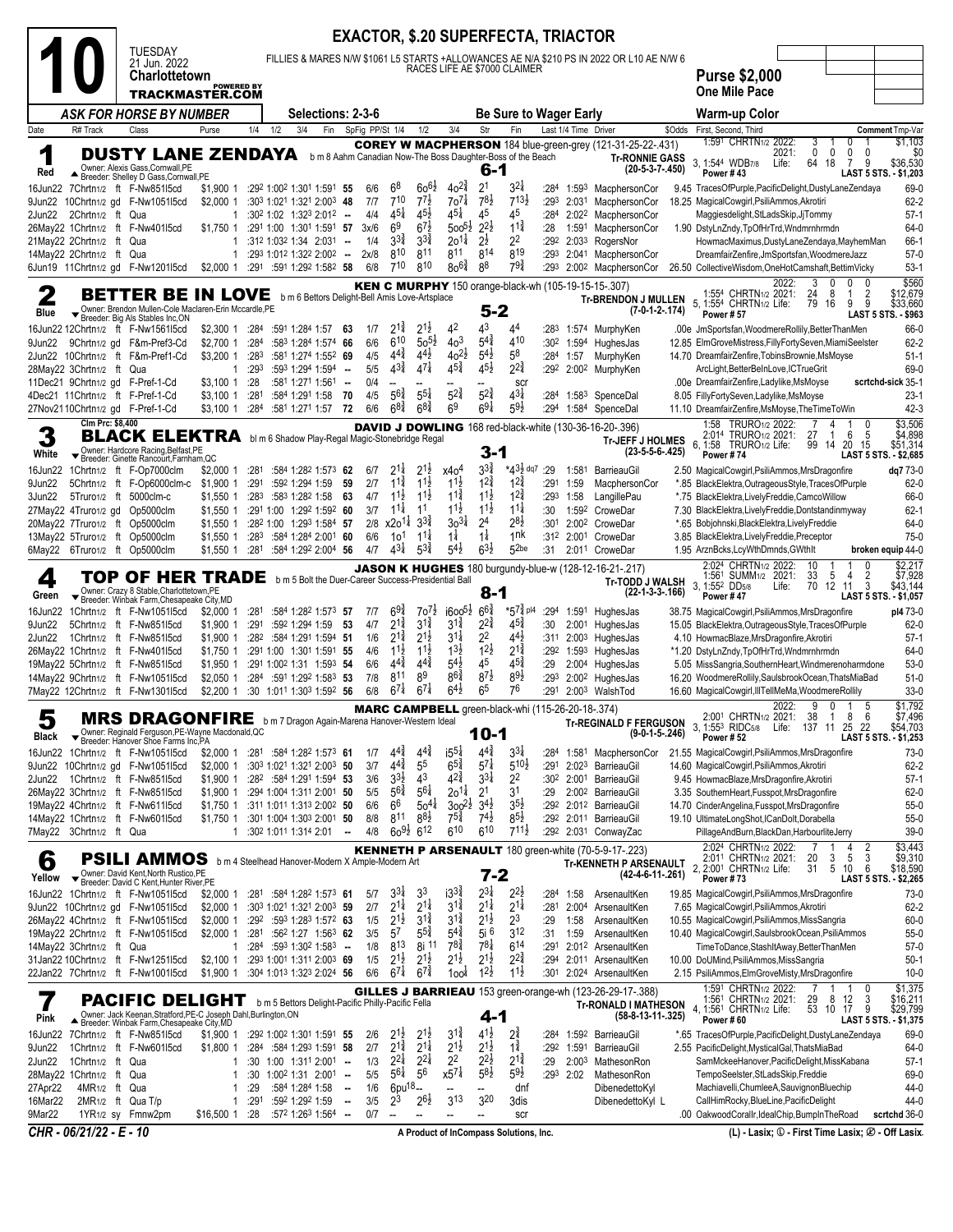# 10

**TUESDAY** 21 Jun. 2022 **Charlottetown**

**TRACKMASTER.COM** POWERED BY

## EXACTOR, $.20 SUPERFECTA, TRIACTOR

FILLIES & MARES N/W $1061 L5 STARTS +ALLOWANCES AE N/A $210 PS IN 2022 OR L10 AE N/W 6 RACES LIFE AE $7000 CLAIMER

**Purse $2,000**
**One Mile Pace**

*ASK FOR HORSE BY NUMBER* | Selections: 2-3-6 | Be Sure to Wager Early | Warm-up Color

| Date | R# Track | Class | Purse | 1/4 | 1/2 | 3/4 | Fin | SpFig | PP/St | 1/4 | 1/2 | 3/4 | Str | Fin | Last 1/4 | Time | Driver | $Odds | First, Second, Third | Comment Tmp-Var |
|---|---|---|---|---|---|---|---|---|---|---|---|---|---|---|---|---|---|---|---|---|

---

### 1 (Red) DUSTY LANE ZENDAYA — 6-1

b m 8 Aahm Canadian Now-The Boss Daughter-Boss of the Beach
Owner: Alexis Gass, Cornwall, PE
Breeder: Shelley D Gass, Cornwall, PE
**COREY W MACPHERSON** 184 blue-green-grey (121-31-25-22-.431)
**Tr-RONNIE GASS** (20-5-3-7-.450)
2022: 3 1 0 1 $1,103 — 2021: 0 0 0 0 $0 — 3, 1:54⁴ WDB7/8 Life: 64 18 7 9 $36,530
Power # 43 — LAST 5 STS. - $1,203

| Date | R# Track | Class | Purse | 1/4 | 1/2 | 3/4 | Fin | SpFig | PP/St | 1/4 | 1/2 | 3/4 | Str | Fin | Last 1/4 | Time | Driver | $Odds | First, Second, Third | Comment Tmp-Var |
|---|---|---|---|---|---|---|---|---|---|---|---|---|---|---|---|---|---|---|---|---|
| 16Jun22 | 7Chrtn1/2 ft | F-Nw851l5cd | $1,900 1 | :29² | 1:00² | 1:30¹ | 1:59¹ | 55 | 6/6 | 6⁸ | 6o6½ | 4o2¾ | 2¹ | 3²¼ | :28⁴ | 1:59³ | MacphersonCor | 9.45 | TracesOfPurple,PacificDelight,DustyLaneZendaya | 69-0 |
| 9Jun22 | 10Chrtn1/2 gd | F-Nw1051l5cd | $2,000 1 | :30³ | 1:02¹ | 1:32¹ | 2:00³ | 48 | 7/7 | 7¹⁰ | 7⁷½ | 7o7¼ | 7⁸½ | 7¹³½ | :29³ | 2:03¹ | MacphersonCor | 18.25 | MagicalCowgirl,PsiliAmmos,Akrotiri | 62-2 |
| 2Jun22 | 2Chrtn1/2 ft | Qua | 1 | :30² | 1:02 | 1:32³ | 2:01² | -- | 4/4 | 4⁵¼ | 4⁵½ | 4⁵¼ | 4⁵ | 4⁵ | :28⁴ | 2:02² | MacphersonCor | | Maggiesdelight,StLadsSkip,JjTommy | 57-1 |
| 26May22 | 1Chrtn1/2 ft | F-Nw401l5cd | $1,750 1 | :29¹ | 1:00 | 1:30¹ | 1:59¹ | 57 | 3x/6 | 6⁹ | 6⁷½ | 5oo5½ | 2²½ | 1¹¾ | :28 | 1:59¹ | MacphersonCor | 1.90 | DstyLnZndy,TpOfHrTrd,Wndmrnhrmdn | 64-0 |
| 21May22 | 2Chrtn1/2 ft | Qua | 1 | :31² | 1:03² | 1:34 | 2:03¹ | -- | 1/4 | 3³¾ | 3³¾ | 2o1¼ | 2½ | 2² | :29² | 2:03³ | RogersNor | | HowmacMaximus,DustyLaneZendaya,MayhemMan | 66-1 |
| 14May22 | 2Chrtn1/2 ft | Qua | 1 | :29³ | 1:01² | 1:32² | 2:00² | -- | 2x/8 | 8¹⁰ | 8¹¹ | 8¹¹ | 8¹⁴ | 8¹⁹ | :29³ | 2:04¹ | MacphersonCor | | DreamfairZenfire,JmSportsfan,WoodmereJazz | 57-0 |
| 6Jun19 | 11Chrtn1/2 gd | F-Nw1201l5cd | $2,000 1 | :29¹ | :59¹ | 1:29² | 1:58² | 58 | 6/8 | 7¹⁰ | 8¹⁰ | 8o6¾ | 8⁸ | 7⁹¾ | :29³ | 2:00² | MacphersonCor | 26.50 | CollectiveWisdom,OneHotCamshaft,BettimVicky | 53-1 |

---

### 2 (Blue) BETTER BE IN LOVE — 5-2

b m 6 Bettors Delight-Bell Amis Love-Artsplace
Owner: Brendon Mullen-Cole Maclaren-Erin Mccardle, PE
Breeder: Big Als Stables Inc, ON
**KEN C MURPHY** 150 orange-black-wh (105-19-15-15-.307)
**Tr-BRENDON J MULLEN** (7-0-1-2-.174)
2022: 3 0 0 0 $560 — 1:55⁴ CHRTN1/2 2021: 24 8 1 2 $12,679 — 5, 1:55⁴ CHRTN1/2 Life: 79 16 9 9 $33,660
Power # 57 — LAST 5 STS. - $963

| Date | R# Track | Class | Purse | 1/4 | 1/2 | 3/4 | Fin | SpFig | PP/St | 1/4 | 1/2 | 3/4 | Str | Fin | Last 1/4 | Time | Driver | $Odds | First, Second, Third | Comment Tmp-Var |
|---|---|---|---|---|---|---|---|---|---|---|---|---|---|---|---|---|---|---|---|---|
| 16Jun22 | 12Chrtn1/2 ft | F-Nw1561l5cd | $2,300 1 | :28⁴ | :59¹ | 1:28⁴ | 1:57 | 63 | 1/7 | 2¹¾ | 2¹½ | 4² | 4³ | 4⁴ | :28³ | 1:57⁴ | MurphyKen | .00e | JmSportsfan,WoodmereRollily,BetterThanMen | 66-0 |
| 9Jun22 | 9Chrtn1/2 gd | F&m-Pref3-Cd | $2,700 1 | :28⁴ | :58³ | 1:28⁴ | 1:57⁴ | 66 | 6/6 | 6¹⁰ | 5o5½ | 4o³ | 5⁴¾ | 4¹⁰ | :30² | 1:59⁴ | HughesJas | 12.85 | ElmGroveMistress,FillyFortySeven,MiamiSeelster | 62-2 |
| 2Jun22 | 10Chrtn1/2 ft | F&m-Pref1-Cd | $3,200 1 | :28³ | :58¹ | 1:27⁴ | 1:55² | 69 | 4/5 | 4⁴¾ | 4⁴½ | 4o2½ | 5⁴½ | 5⁸ | :28⁴ | 1:57 | MurphyKen | 14.70 | DreamfairZenfire,TobinsBrownie,MsMoyse | 51-1 |
| 28May22 | 3Chrtn1/2 ft | Qua | 1 | :29³ | :59³ | 1:29⁴ | 1:59⁴ | -- | 5/5 | 4³¾ | 4⁷¼ | 4⁵¾ | 4⁵½ | 2²¾ | :29² | 2:00² | MurphyKen | | ArcLight,BetterBeInLove,ICTrueGrit | 69-0 |
| 11Dec21 | 9Chrtn1/2 gd | F-Pref-1-Cd | $3,100 1 | :28 | :58¹ | 1:27¹ | 1:56¹ | -- | 0/4 | -- | -- | -- | -- | scr | | | | .00e | DreamfairZenfire,Ladylike,MsMoyse | scrtchd-sick 35-1 |
| 4Dec21 | 11Chrtn1/2 ft | F-Pref-1-Cd | $3,100 1 | :28¹ | :58⁴ | 1:29¹ | 1:58 | 70 | 4/5 | 5⁶¾ | 5⁵¼ | 5²¾ | 5²¾ | 4³¼ | :28⁴ | 1:58³ | SpenceDal | 8.05 | FillyFortySeven,Ladylike,MsMoyse | 23-1 |
| 27Nov21 | 10Chrtn1/2 gd | F-Pref-1-Cd | $3,100 1 | :28⁴ | :58¹ | 1:27¹ | 1:57 | 72 | 6/6 | 6⁸¾ | 6⁸¾ | 6⁹ | 6⁹¼ | 5⁹½ | :29⁴ | 1:58⁴ | SpenceDal | 11.10 | DreamfairZenfire,MsMoyse,TheTimeToWin | 42-3 |

---

### 3 (White) BLACK ELEKTRA — 3-1

Clm Prc: $8,400
bl m 6 Shadow Play-Regal Magic-Stonebridge Regal
Owner: Hardcore Racing, Belfast, PE
Breeder: Ginette Rancourt, Farnham, QC
**DAVID J DOWLING** 168 red-black-white (130-36-16-20-.396)
**Tr-JEFF J HOLMES** (23-5-5-6-.425)
1:58 TRURO1/2 2022: 7 4 1 0 $3,506 — 2:01⁴ TRURO1/2 2021: 27 1 6 5 $4,898 — 6, 1:58 TRURO1/2 Life: 99 14 20 15 $51,314
Power # 74 — LAST 5 STS. - $2,685

| Date | R# Track | Class | Purse | 1/4 | 1/2 | 3/4 | Fin | SpFig | PP/St | 1/4 | 1/2 | 3/4 | Str | Fin | Last 1/4 | Time | Driver | $Odds | First, Second, Third | Comment Tmp-Var |
|---|---|---|---|---|---|---|---|---|---|---|---|---|---|---|---|---|---|---|---|---|
| 16Jun22 | 1Chrtn1/2 ft | F-Op7000clm | $2,000 1 | :28¹ | :58⁴ | 1:28² | 1:57³ | 62 | 6/7 | 2¹¼ | 2¹½ | x4o⁴ | 3³¾ | *4³½ dq7 | :29 | 1:58¹ | BarrieauGil | 2.50 | MagicalCowgirl,PsiliAmmos,MrsDragonfire | dq7 73-0 |
| 9Jun22 | 5Chrtn1/2 ft | F-Op6000clm-c | $1,900 1 | :29¹ | :59² | 1:29⁴ | 1:59 | 59 | 2/7 | 1¹¾ | 1¹½ | 1¹½ | 1²¾ | 1²¾ | :29¹ | 1:59 | MacphersonCor | *.85 | BlackElektra,OutrageousStyle,TracesOfPurple | 62-0 |
| 3Jun22 | 5Truro1/2 ft | 5000clm-c | $1,550 1 | :28³ | :58³ | 1:28² | 1:58 | 63 | 4/7 | 1¹½ | 1¹½ | 1¹¾ | 1¹½ | 1²¾ | :29³ | 1:58 | LangillePau | *.75 | BlackElektra,LivelyFreddie,CamcoWillow | 66-0 |
| 27May22 | 4Truro1/2 gd | Op5000clm | $1,550 1 | :29¹ | 1:00 | 1:29² | 1:59² | 60 | 3/7 | 1¹¼ | 1¹ | 1¹½ | 1¹½ | 1¹¼ | :30 | 1:59² | CroweDar | 7.30 | BlackElektra,LivelyFreddie,Dontstandinmyway | 62-1 |
| 20May22 | 7Truro1/2 ft | Op5000clm | $1,550 1 | :28² | 1:00 | 1:29³ | 1:58⁴ | 57 | 2/8 | x2o1¼ | 3³¾ | 3o3¼ | 2⁴ | 2⁸½ | :30¹ | 2:00² | CroweDar | *.65 | Bobjohnski,BlackElektra,LivelyFreddie | 64-0 |
| 13May22 | 5Truro1/2 ft | Op5000clm | $1,550 1 | :28³ | :58⁴ | 1:28⁴ | 2:00¹ | 60 | 6/6 | 1o¹ | 1¹¼ | 1¼ | 1¼ | 1nk | :31² | 2:00¹ | CroweDar | 3.85 | BlackElektra,LivelyFreddie,Preceptor | 75-0 |
| 6May22 | 6Truro1/2 ft | Op5000clm | $1,550 1 | :28¹ | :58⁴ | 1:29² | 2:00⁴ | 56 | 4/7 | 4³¼ | 5³¾ | 5⁴½ | 6³½ | 5²be | :31 | 2:01¹ | CroweDar | 1.95 | ArznBcks,LcyWthDmnds,GWthIt | broken equip 44-0 |

---

### 4 (Green) TOP OF HER TRADE — 8-1

b m 5 Bolt the Duer-Career Success-Presidential Ball
Owner: Crazy 8 Stable, Charlottetown, PE
Breeder: Winbak Farm, Chesapeake City, MD
**JASON K HUGHES** 180 burgundy-blue-w (128-12-16-21-.217)
**Tr-TODD J WALSH** (22-1-3-3-.166)
2:02⁴ CHRTN1/2 2022: 10 1 1 0 $2,217 — 1:56¹ SUMM1/2 2021: 33 5 4 2 $7,928 — 3, 1:55² DD5/8 Life: 70 12 11 3 $43,144
Power # 47 — LAST 5 STS. - $1,057

| Date | R# Track | Class | Purse | 1/4 | 1/2 | 3/4 | Fin | SpFig | PP/St | 1/4 | 1/2 | 3/4 | Str | Fin | Last 1/4 | Time | Driver | $Odds | First, Second, Third | Comment Tmp-Var |
|---|---|---|---|---|---|---|---|---|---|---|---|---|---|---|---|---|---|---|---|---|
| 16Jun22 | 1Chrtn1/2 ft | F-Nw1051l5cd | $2,000 1 | :28¹ | :58⁴ | 1:28² | 1:57³ | 57 | 7/7 | 6⁹¾ | 7o7½ | i6oo5½ | 6⁶¾ | *5⁷¾ pl4 | :29⁴ | 1:59¹ | HughesJas | 38.75 | MagicalCowgirl,PsiliAmmos,MrsDragonfire | pl4 73-0 |
| 9Jun22 | 5Chrtn1/2 ft | F-Nw851l5cd | $1,900 1 | :29¹ | :59² | 1:29⁴ | 1:59 | 53 | 4/7 | 3¹¾ | 3¹¾ | 3¹¾ | 2²¾ | 4⁵¾ | :30 | 2:00¹ | HughesJas | 15.05 | BlackElektra,OutrageousStyle,TracesOfPurple | 62-0 |
| 2Jun22 | 1Chrtn1/2 ft | F-Nw851l5cd | $1,900 1 | :28² | :58⁴ | 1:29¹ | 1:59⁴ | 51 | 1/6 | 2¹¾ | 2¹½ | 3¹¼ | 2² | 4⁴½ | :31¹ | 2:00³ | HughesJas | 4.10 | HowmacBlaze,MrsDragonfire,Akrotiri | 57-1 |
| 26May22 | 1Chrtn1/2 ft | F-Nw401l5cd | $1,750 1 | :29¹ | 1:00 | 1:30¹ | 1:59¹ | 55 | 4/6 | 1¹½ | 1¹½ | 1³½ | 1²½ | 2¹¾ | :29² | 1:59³ | HughesJas | *1.20 | DstyLnZndy,TpOfHrTrd,Wndmrnhrmdn | 64-0 |
| 19May22 | 5Chrtn1/2 ft | F-Nw851l5cd | $1,950 1 | :29¹ | 1:00² | 1:31 | 1:59³ | 54 | 6/6 | 4⁴¾ | 4⁴¾ | 5⁴½ | 4⁵ | 4⁵¾ | :29 | 2:00⁴ | HughesJas | 5.05 | MissSangria,SouthernHeart,Windmerenoharmdone | 53-0 |
| 14May22 | 9Chrtn1/2 ft | F-Nw1051l5cd | $2,050 1 | :28⁴ | :59¹ | 1:29² | 1:58³ | 53 | 7/8 | 8¹¹ | 8⁹ | 8⁶¾ | 8⁷½ | 8⁹½ | :29³ | 2:00² | HughesJas | 16.20 | WoodmereRollily,SaulsbrookOcean,ThatsMiaBad | 51-0 |
| 7May22 | 12Chrtn1/2 ft | F-Nw1301l5cd | $2,200 1 | :30 | 1:01¹ | 1:30³ | 1:59² | 56 | 6/8 | 6⁷¼ | 6⁷¼ | 6⁴½ | 6⁵ | 7⁶ | :29¹ | 2:00³ | WalshTod | 16.60 | MagicalCowgirl,IllTellMeMa,WoodmereRollily | 33-0 |

---

### 5 (Black) MRS DRAGONFIRE — 10-1

b m 7 Dragon Again-Marena Hanover-Western Ideal
Owner: Reginald Ferguson, PE-Wayne Macdonald, QC
Breeder: Hanover Shoe Farms Inc, PA
**MARC CAMPBELL** green-black-whi (115-26-20-18-.374)
**Tr-REGINALD F FERGUSON** (9-0-1-5-.246)
2022: 9 0 1 5 $1,792 — 2:00¹ CHRTN1/2 2021: 38 1 8 6 $7,496 — 3, 1:55³ RIDC5/8 Life: 137 11 25 22 $54,703
Power # 52 — LAST 5 STS. - $1,253

| Date | R# Track | Class | Purse | 1/4 | 1/2 | 3/4 | Fin | SpFig | PP/St | 1/4 | 1/2 | 3/4 | Str | Fin | Last 1/4 | Time | Driver | $Odds | First, Second, Third | Comment Tmp-Var |
|---|---|---|---|---|---|---|---|---|---|---|---|---|---|---|---|---|---|---|---|---|
| 16Jun22 | 1Chrtn1/2 ft | F-Nw1051l5cd | $2,000 1 | :28¹ | :58⁴ | 1:28² | 1:57³ | 61 | 1/7 | 4⁴¾ | 4⁴¾ | i5⁵¼ | 4⁴¾ | 3³¼ | :28⁴ | 1:58¹ | MacphersonCor | 21.55 | MagicalCowgirl,PsiliAmmos,MrsDragonfire | 73-0 |
| 9Jun22 | 10Chrtn1/2 gd | F-Nw1051l5cd | $2,000 1 | :30³ | 1:02¹ | 1:32¹ | 2:00³ | 50 | 3/7 | 4⁴¾ | 5⁵ | 6⁵¾ | 5⁷¼ | 5¹⁰½ | :29¹ | 2:02³ | BarrieauGil | 14.60 | MagicalCowgirl,PsiliAmmos,Akrotiri | 62-2 |
| 2Jun22 | 1Chrtn1/2 ft | F-Nw851l5cd | $1,900 1 | :28² | :58⁴ | 1:29¹ | 1:59⁴ | 53 | 3/6 | 3³½ | 4³ | 4²¾ | 3³¼ | 2² | :30² | 2:00¹ | BarrieauGil | 9.45 | HowmacBlaze,MrsDragonfire,Akrotiri | 57-1 |
| 26May22 | 3Chrtn1/2 ft | F-Nw851l5cd | $1,900 1 | :29⁴ | 1:00⁴ | 1:31¹ | 2:00¹ | 50 | 5/5 | 5⁶¾ | 5⁶¼ | 2o1¼ | 2¹ | 3¹ | :29 | 2:00² | BarrieauGil | 3.35 | SouthernHeart,Fusspot,MrsDragonfire | 62-0 |
| 19May22 | 4Chrtn1/2 ft | F-Nw611l5cd | $1,750 1 | :31¹ | 1:01³ | 1:31³ | 2:00² | 50 | 6/6 | 6⁶ | 5o4¼ | 3oo2½ | 3⁴½ | 3⁵½ | :29² | 2:01² | BarrieauGil | 14.70 | CinderAngelina,Fusspot,MrsDragonfire | 55-0 |
| 14May22 | 1Chrtn1/2 ft | F-Nw601l5cd | $1,750 1 | :30¹ | 1:00⁴ | 1:30³ | 2:00¹ | 50 | 8/8 | 8¹¹ | 8⁸½ | 7⁵¾ | 7⁴½ | 8⁵½ | :29² | 2:01¹ | BarrieauGil | 19.10 | UltimateLongShot,ICanDolt,Dorabella | 55-0 |
| 7May22 | 3Chrtn1/2 ft | Qua | 1 | :30² | 1:01¹ | 1:31⁴ | 2:01 | -- | 4/8 | 6o9½ | 6¹² | 6¹⁰ | 6¹⁰ | 7¹¹½ | :29² | 2:03¹ | ConwayZac | | PillageAndBurn,BlackDan,HarbourliteJerry | 39-0 |

---

### 6 (Yellow) PSILI AMMOS — 7-2

b m 4 Steelhead Hanover-Modern X Ample-Modern Art
Owner: David Kent, North Rustico, PE
Breeder: David C Kent, Hunter River, PE
**KENNETH P ARSENAULT** 180 green-white (70-5-9-17-.223)
**Tr-KENNETH P ARSENAULT** (42-4-6-11-.261)
2:02⁴ CHRTN1/2 2022: 7 1 4 2 $3,443 — 2:01¹ CHRTN1/2 2021: 20 3 5 3 $9,310 — 2, 2:00¹ CHRTN1/2 Life: 31 5 10 6 $18,590
Power # 73 — LAST 5 STS. - $2,265

| Date | R# Track | Class | Purse | 1/4 | 1/2 | 3/4 | Fin | SpFig | PP/St | 1/4 | 1/2 | 3/4 | Str | Fin | Last 1/4 | Time | Driver | $Odds | First, Second, Third | Comment Tmp-Var |
|---|---|---|---|---|---|---|---|---|---|---|---|---|---|---|---|---|---|---|---|---|
| 16Jun22 | 1Chrtn1/2 ft | F-Nw1051l5cd | $2,000 1 | :28¹ | :58⁴ | 1:28² | 1:57³ | 61 | 5/7 | 3³¼ | 3³ | i3³¾ | 2³¼ | 2²½ | :28⁴ | 1:58 | ArsenaultKen | 19.85 | MagicalCowgirl,PsiliAmmos,MrsDragonfire | 73-0 |
| 9Jun22 | 10Chrtn1/2 gd | F-Nw1051l5cd | $2,000 1 | :30³ | 1:02¹ | 1:32¹ | 2:00³ | 59 | 2/7 | 2¹¼ | 2¹¼ | 3¹¾ | 2¹¼ | 2¹¼ | :28¹ | 2:00⁴ | ArsenaultKen | 7.65 | MagicalCowgirl,PsiliAmmos,Akrotiri | 62-2 |
| 26May22 | 4Chrtn1/2 ft | F-Nw1051l5cd | $2,000 1 | :29² | :59³ | 1:28³ | 1:57² | 63 | 1/5 | 2¹½ | 3¹¾ | 3¹¾ | 2¹½ | 2³ | :29 | 1:58 | ArsenaultKen | 10.55 | MagicalCowgirl,PsiliAmmos,MissSangria | 60-0 |
| 19May22 | 2Chrtn1/2 ft | F-Nw1051l5cd | $2,000 1 | :28¹ | :56² | 1:27 | 1:56³ | 62 | 3/5 | 5⁷ | 5⁵¾ | 5⁴¾ | 5i ⁶ | 3¹² | :31 | 1:59 | ArsenaultKen | 10.40 | MagicalCowgirl,SaulsbrookOcean,PsiliAmmos | 55-0 |
| 14May22 | 3Chrtn1/2 ft | Qua | 1 | :28⁴ | :59³ | 1:30² | 1:58³ | -- | 1/8 | 8¹³ | 8i ¹¹ | 7⁸¾ | 7⁸¼ | 6¹⁴ | :29¹ | 2:01² | ArsenaultKen | | TimeToDance,StashItAway,BetterThanMen | 57-0 |
| 31Jan22 | 10Chrtn1/2 ft | F-Nw1251l5cd | $2,100 1 | :29³ | 1:00¹ | 1:31¹ | 2:00³ | 69 | 1/5 | 2¹½ | 2¹½ | 2¹½ | 2¹½ | 2²¾ | :29⁴ | 2:01¹ | ArsenaultKen | 10.00 | DoUMind,PsiliAmmos,MissSangria | 50-1 |
| 22Jan22 | 7Chrtn1/2 ft | F-Nw1001l5cd | $1,900 1 | :30⁴ | 1:01³ | 1:32³ | 2:02⁴ | 56 | 6/6 | 6⁷¼ | 6⁷¾ | 1oo¼ | 1²½ | 1¹½ | :30¹ | 2:02⁴ | ArsenaultKen | 2.15 | PsiliAmmos,ElmGroveMisty,MrsDragonfire | 10-0 |

---

### 7 (Pink) PACIFIC DELIGHT — 4-1

b m 5 Bettors Delight-Pacific Philly-Pacific Fella
Owner: Jack Keenan, Stratford, PE-C Joseph Dahl, Burlington, ON
Breeder: Winbak Farm, Chesapeake City, MD
**GILLES J BARRIEAU** 153 green-orange-wh (123-26-29-17-.388)
**Tr-RONALD I MATHESON** (58-8-13-11-.325)
1:59¹ CHRTN1/2 2022: 7 1 1 0 $1,375 — 1:56¹ CHRTN1/2 2021: 29 8 12 3 $16,211 — 4, 1:56¹ CHRTN1/2 Life: 53 10 17 9 $29,799
Power # 60 — LAST 5 STS. - $1,375

| Date | R# Track | Class | Purse | 1/4 | 1/2 | 3/4 | Fin | SpFig | PP/St | 1/4 | 1/2 | 3/4 | Str | Fin | Last 1/4 | Time | Driver | $Odds | First, Second, Third | Comment Tmp-Var |
|---|---|---|---|---|---|---|---|---|---|---|---|---|---|---|---|---|---|---|---|---|
| 16Jun22 | 7Chrtn1/2 ft | F-Nw851l5cd | $1,900 1 | :29² | 1:00² | 1:30¹ | 1:59¹ | 55 | 2/6 | 2¹½ | 2¹½ | 3¹¾ | 4¹½ | 2¾ | :28⁴ | 1:59² | BarrieauGil | *.65 | TracesOfPurple,PacificDelight,DustyLaneZendaya | 69-0 |
| 9Jun22 | 7Chrtn1/2 ft | F-Nw601l5cd | $1,800 1 | :28⁴ | :58⁴ | 1:29³ | 1:59¹ | 58 | 2/7 | 2¹¾ | 2¹¼ | 2¹½ | 2¹½ | 1¾ | :29² | 1:59¹ | BarrieauGil | 2.55 | PacificDelight,MysticalGal,ThatsMiaBad | 64-0 |
| 2Jun22 | 1Chrtn1/2 ft | Qua | 1 | :30 | 1:00 | 1:30¹ | 2:00 | -- | 1/3 | 2²¼ | 2²¼ | 2² | 2²½ | 2¹¾ | :29 | 2:00³ | MathesonRon | | SamMckeeHanover,PacificDelight,MissKabana | 57-1 |
| 28May22 | 1Chrtn1/2 ft | Qua | 1 | :30 | 1:00² | 1:31 | 2:00¹ | -- | 5/5 | 5⁶¼ | 5⁶ | x5⁷¼ | 5⁸½ | 5⁹½ | :29³ | 2:02 | MathesonRon | | TempoSeelster,StLadsSkip,Freddie | 69-0 |
| 27Apr22 | 4MR1/2 ft | Qua | 1 | :29 | :58⁴ | 1:28⁴ | 1:58 | -- | 1/6 | 6pu¹⁸ | -- | -- | -- | dnf | | | DibenedettoKyl | | Machiavelli,ChumleeA,SauvignonBluechip | 44-0 |
| 16Mar22 | 2MR1/2 ft | Qua T/p | 1 | :29¹ | :59² | 1:29² | 1:59 | -- | 3/5 | 2³ | 2⁶½ | 3¹³ | 3²⁰ | 3dis | | | DibenedettoKyl L | | CallHimRocky,BlueLine,PacificDelight | 44-0 |
| 9Mar22 | 1YR1/2 sy | Fmnw2pm | $16,500 1 | :28 | :57² | 1:26³ | 1:56⁴ | -- | 0/7 | -- | -- | -- | -- | scr | | | | .00 | OakwoodCorallr,IdealChip,BumpInTheRoad | scrtchd 36-0 |

---

CHR - 06/21/22 - E - 10 — A Product of InCompass Solutions, Inc. — (L) - Lasix; ① - First Time Lasix; ② - Off Lasix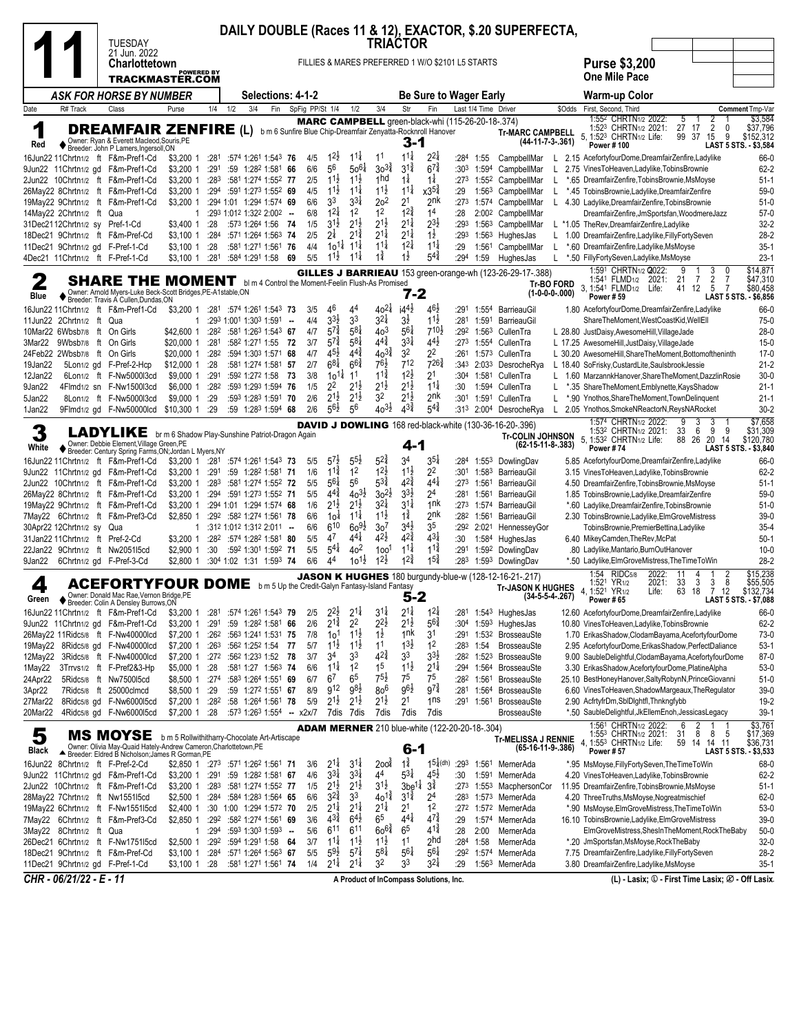# 11

**TUESDAY 21 Jun. 2022 — Charlottetown**

POWERED BY TRACKMASTER.COM

**DAILY DOUBLE (Races 11 & 12), EXACTOR, \$.20 SUPERFECTA, TRIACTOR**

FILLIES & MARES PREFERRED 1 W/O \$2101 L5 STARTS

**Purse \$3,200 — One Mile Pace**

*ASK FOR HORSE BY NUMBER* — Selections: 4-1-2 — Be Sure to Wager Early — Warm-up Color

| Date | R# Track | Class | Purse | 1/4 | 1/2 | 3/4 | Fin | SpFig | PP/St | 1/4 | 1/2 | 3/4 | Str | Fin | Last 1/4 | Time | Driver | \$Odds | First, Second, Third | Comment Tmp-Var |
|---|---|---|---|---|---|---|---|---|---|---|---|---|---|---|---|---|---|---|---|---|

## 1 — Red — DREAMFAIR ZENFIRE (L)

b m 6 Sunfire Blue Chip-Dreamfair Zenyatta-Rocknroll Hanover
Owner: Ryan & Everett Macleod, Souris, PE
Breeder: John P Lamers, Ingersoll, ON

MARC CAMPBELL green-black-whi (115-26-20-18-.374)
Tr-MARC CAMPBELL (44-11-7-3-.361)
Morning line: 3-1

1:55² CHRTN1/2 2022: 5 1 2 1 \$3,584
1:52³ CHRTN1/2 2021: 27 17 2 0 \$37,796
5, 1:52³ CHRTN1/2 Life: 99 37 15 9 \$152,312
Power # 100 — LAST 5 STS. - \$3,584

| Date | R# Track | Class | Purse | 1/4 | 1/2 | 3/4 | Fin | SpFig | PP/St | 1/4 | 1/2 | 3/4 | Str | Fin | Last 1/4 | Time | Driver | \$Odds | First, Second, Third | Comment Tmp-Var |
|---|---|---|---|---|---|---|---|---|---|---|---|---|---|---|---|---|---|---|---|---|
| 16Jun22 | 11Chrtn1/2 ft | F&m-Pref1-Cd | \$3,200 1 | :28¹ | :57⁴ | 1:26¹ | 1:54³ | 76 | 4/5 | 1 2½ | 1 1¼ | 1 1 | 1 1¼ | 2 2¼ | :28⁴ | 1:55 | CampbellMar | L 2.15 | AcefortyfourDome,DreamfairZenfire,Ladylike | 66-0 |
| 9Jun22 | 11Chrtn1/2 gd | F&m-Pref1-Cd | \$3,200 1 | :29¹ | :59 | 1:28² | 1:58¹ | 66 | 6/6 | 5 6 | 5o 6¼ | 3o 3¾ | 3 1¾ | 6 7¾ | :30³ | 1:59⁴ | CampbellMar | L 2.75 | VinesToHeaven,Ladylike,TobinsBrownie | 62-2 |
| 2Jun22 | 10Chrtn1/2 ft | F&m-Pref1-Cd | \$3,200 1 | :28³ | :58¹ | 1:27⁴ | 1:55² | 77 | 2/5 | 1 1½ | 1 1½ | 1 hd | 1 ¼ | 1 ¼ | :27³ | 1:55² | CampbellMar | L *.65 | DreamfairZenfire,TobinsBrownie,MsMoyse | 51-1 |
| 26May22 | 8Chrtn1/2 ft | F&m-Pref1-Cd | \$3,200 1 | :29⁴ | :59¹ | 1:27³ | 1:55² | 69 | 4/5 | 1 1½ | 1 1¼ | 1 1½ | 1 1¼ | x3 5¾ | :29 | 1:56³ | CampbellMar | L *.45 | TobinsBrownie,Ladylike,DreamfairZenfire | 59-0 |
| 19May22 | 9Chrtn1/2 ft | F&m-Pref1-Cd | \$3,200 1 | :29⁴ | 1:01 | 1:29⁴ | 1:57⁴ | 69 | 6/6 | 3 3 | 3 3¼ | 2o 2 | 2 1 | 2 nk | :27³ | 1:57⁴ | CampbellMar | L 4.30 | Ladylike,DreamfairZenfire,TobinsBrownie | 51-0 |
| 14May22 | 2Chrtn1/2 ft | Qua | | :29³ | 1:01² | 1:32² | 2:00² | -- | 6/8 | 1 2½ | 1 2 | 1 2 | 1 2¾ | 1 4 | :28 | 2:00² | CampbellMar | | DreamfairZenfire,JmSportsfan,WoodmereJazz | 57-0 |
| 31Dec21 | 12Chrtn1/2 sy | Pref-1-Cd | \$3,400 1 | :28 | :57³ | 1:26⁴ | 1:56 | 74 | 1/5 | 3 1½ | 2 1½ | 2 1½ | 2 1¼ | 2 3½ | :29³ | 1:56³ | CampbellMar | L *1.05 | TheRev,DreamfairZenfire,Ladylike | 32-2 |
| 18Dec21 | 9Chrtn1/2 ft | F&m-Pref-Cd | \$3,100 1 | :28⁴ | :57¹ | 1:26⁴ | 1:56³ | 74 | 2/5 | 2 ¼ | 2 1¾ | 2 1¼ | 2 1¼ | 1 ½ | :29³ | 1:56³ | HughesJas | L 1.00 | DreamfairZenfire,Ladylike,FillyFortySeven | 28-2 |
| 11Dec21 | 9Chrtn1/2 gd | F-Pref-1-Cd | \$3,100 1 | :28 | :58¹ | 1:27¹ | 1:56¹ | 76 | 4/4 | 1o 1¼ | 1 1¾ | 1 1¼ | 1 2½ | 1 1¼ | :29 | 1:56¹ | CampbellMar | L *.60 | DreamfairZenfire,Ladylike,MsMoyse | 35-1 |
| 4Dec21 | 11Chrtn1/2 ft | F-Pref-1-Cd | \$3,100 1 | :28¹ | :58⁴ | 1:29¹ | 1:58 | 69 | 5/5 | 1 1½ | 1 1¼ | 1 ¾ | 1 ½ | 5 4¾ | :29⁴ | 1:59 | HughesJas | L *.50 | FillyFortySeven,Ladylike,MsMoyse | 23-1 |

## 2 — Blue — SHARE THE MOMENT

bl m 4 Control the Moment-Feelin Flush-As Promised
Owner: Arnold Myers-Luke Beck-Scott Bridges, PE-A1stable, ON
Breeder: Travis A Cullen, Dundas, ON

GILLES J BARRIEAU 153 green-orange-wh (123-26-29-17-.388)
Tr-BO FORD (1-0-0-0-.000)
Morning line: 7-2

1:59¹ CHRTN1/2 Q2022: 9 1 3 0 \$14,871
1:54¹ FLMD1/2 2021: 21 7 2 7 \$47,310
3, 1:54¹ FLMD1/2 Life: 41 12 5 7 \$80,458
Power # 59 — LAST 5 STS. - \$6,856

| Date | R# Track | Class | Purse | 1/4 | 1/2 | 3/4 | Fin | SpFig | PP/St | 1/4 | 1/2 | 3/4 | Str | Fin | Last 1/4 | Time | Driver | \$Odds | First, Second, Third | Comment Tmp-Var |
|---|---|---|---|---|---|---|---|---|---|---|---|---|---|---|---|---|---|---|---|---|
| 16Jun22 | 11Chrtn1/2 ft | F&m-Pref1-Cd | \$3,200 1 | :28¹ | :57⁴ | 1:26¹ | 1:54³ | 73 | 3/5 | 4 6 | 4 4 | 4o 2¼ | i4 4½ | 4 6½ | :29¹ | 1:55⁴ | BarrieauGil | 1.80 | AcefortyfourDome,DreamfairZenfire,Ladylike | 66-0 |
| 11Jun22 | 2Chrtn1/2 ft | Qua | 1 | :29³ | 1:00¹ | 1:30³ | 1:59¹ | -- | 4/4 | 3 3½ | 3 3 | 3 2¼ | 3 ½ | 1 1½ | :28¹ | 1:59¹ | BarrieauGil | | ShareTheMoment,WestCoastKid,WellEll | 75-0 |
| 10Mar22 | 6Wbsb7/8 ft | On Girls | \$42,600 1 | :28² | :58¹ | 1:26³ | 1:54³ | 67 | 4/7 | 5 7¾ | 5 8¼ | 4o 3 | 5 6¼ | 7 10½ | :29² | 1:56³ | CullenTra | L 28.80 | JustDaisy,AwesomeHill,VillageJade | 28-0 |
| 3Mar22 | 9Wbsb7/8 ft | On Girls | \$20,000 1 | :28¹ | :58² | 1:27¹ | 1:55 | 72 | 3/7 | 5 7¾ | 5 8¼ | 4 4¾ | 3 3¼ | 4 4½ | :27³ | 1:55⁴ | CullenTra | L 17.25 | AwesomeHill,JustDaisy,VillageJade | 15-0 |
| 24Feb22 | 2Wbsb7/8 ft | On Girls | \$20,000 1 | :28² | :59⁴ | 1:30³ | 1:57¹ | 68 | 4/7 | 4 5½ | 4 4¾ | 4o 3¾ | 3 2 | 2 2 | :26¹ | 1:57³ | CullenTra | L 30.20 | AwesomeHill,ShareTheMoment,Bottomoftheninth | 17-0 |
| 19Jan22 | 5Lon1/2 gd | F-Pref-2-Hcp | \$12,000 1 | :28 | :58¹ | 1:27⁴ | 1:58¹ | 57 | 2/7 | 6 8¼ | 6 6¾ | 7 6½ | 7 12 | 7 26¾ | :34³ | 2:03³ | DesrocheRya | L 18.40 | SoFrisky,CustardLite,SaulsbrookJessie | 21-2 |
| 12Jan22 | 6Lon1/2 ft | F-Nw5000l3cd | \$9,000 1 | :29¹ | :59² | 1:27² | 1:58 | 73 | 3/8 | 1o 1¼ | 1 1 | 1 1¾ | 1 2½ | 2 1 | :30⁴ | 1:58¹ | CullenTra | L 1.60 | MarzannkHanover,ShareTheMoment,DazzlinRosie | 30-0 |
| 9Jan22 | 4Flmd1/2 sn | F-Nw1500l3cd | \$6,000 1 | :28² | :59³ | 1:29³ | 1:59⁴ | 76 | 1/5 | 2 2 | 2 1½ | 2 1½ | 2 1½ | 1 1¼ | :30 | 1:59⁴ | CullenTra | L *.35 | ShareTheMoment,Emblynette,KaysShadow | 21-1 |
| 5Jan22 | 8Lon1/2 ft | F-Nw5000l3cd | \$9,000 1 | :29 | :59³ | 1:28³ | 1:59¹ | 70 | 2/6 | 2 1½ | 2 1½ | 3 2 | 2 1½ | 2 nk | :30¹ | 1:59¹ | CullenTra | L *.90 | Ynothos,ShareTheMoment,TownDelinquent | 21-1 |
| 1Jan22 | 9Flmd1/2 gd | F-Nw5000lcd | \$10,300 1 | :29 | :59 | 1:28³ | 1:59⁴ | 68 | 2/6 | 5 6½ | 5 6 | 4o 3½ | 4 3¾ | 5 4¾ | :31³ | 2:00⁴ | DesrocheRya | L 2.05 | Ynothos,SmokeNReactorN,ReysNARocket | 30-2 |

## 3 — White — LADYLIKE

br m 6 Shadow Play-Sunshine Patriot-Dragon Again
Owner: Debbie Element, Village Green, PE
Breeder: Century Spring Farms, ON; Jordan L Myers, NY

DAVID J DOWLING 168 red-black-white (130-36-16-20-.396)
Tr-COLIN JOHNSON (62-15-11-8-.383)
Morning line: 4-1

1:57⁴ CHRTN1/2 2022: 9 3 3 1 \$7,658
1:53² CHRTN1/2 2021: 33 6 9 9 \$31,309
5, 1:53² CHRTN1/2 Life: 88 26 20 14 \$120,780
Power # 74 — LAST 5 STS. - \$3,840

| Date | R# Track | Class | Purse | 1/4 | 1/2 | 3/4 | Fin | SpFig | PP/St | 1/4 | 1/2 | 3/4 | Str | Fin | Last 1/4 | Time | Driver | \$Odds | First, Second, Third | Comment Tmp-Var |
|---|---|---|---|---|---|---|---|---|---|---|---|---|---|---|---|---|---|---|---|---|
| 16Jun22 | 11Chrtn1/2 ft | F&m-Pref1-Cd | \$3,200 1 | :28¹ | :57⁴ | 1:26¹ | 1:54³ | 73 | 5/5 | 5 7½ | 5 5½ | 5 2¾ | 3 4 | 3 5¼ | :28⁴ | 1:55³ | DowlingDav | 5.85 | AcefortyfourDome,DreamfairZenfire,Ladylike | 66-0 |
| 9Jun22 | 11Chrtn1/2 gd | F&m-Pref1-Cd | \$3,200 1 | :29¹ | :59 | 1:28² | 1:58¹ | 71 | 1/6 | 1 1¾ | 1 2 | 1 2½ | 1 1½ | 2 2 | :30¹ | 1:58³ | BarrieauGil | 3.15 | VinesToHeaven,Ladylike,TobinsBrownie | 62-2 |
| 2Jun22 | 10Chrtn1/2 ft | F&m-Pref1-Cd | \$3,200 1 | :28³ | :58¹ | 1:27⁴ | 1:55² | 72 | 5/5 | 5 6¼ | 5 6 | 5 3¾ | 4 2¾ | 4 4¼ | :27³ | 1:56¹ | BarrieauGil | 4.50 | DreamfairZenfire,TobinsBrownie,MsMoyse | 51-1 |
| 26May22 | 8Chrtn1/2 ft | F&m-Pref1-Cd | \$3,200 1 | :29⁴ | :59¹ | 1:27³ | 1:55² | 71 | 5/5 | 4 4¾ | 4o 3½ | 3o 2½ | 3 3½ | 2 4 | :28¹ | 1:56¹ | BarrieauGil | 1.85 | TobinsBrownie,Ladylike,DreamfairZenfire | 59-0 |
| 19May22 | 9Chrtn1/2 ft | F&m-Pref1-Cd | \$3,200 1 | :29⁴ | 1:01 | 1:29⁴ | 1:57⁴ | 68 | 1/6 | 2 1½ | 2 1½ | 3 2¼ | 3 1¼ | 1 nk | :27³ | 1:57⁴ | BarrieauGil | *.60 | Ladylike,DreamfairZenfire,TobinsBrownie | 51-0 |
| 7May22 | 6Chrtn1/2 ft | F&m-Pref3-Cd | \$2,850 1 | :29² | :58² | 1:27⁴ | 1:56¹ | 78 | 6/6 | 1o ¼ | 1 1¼ | 1 1½ | 1 ¾ | 2 nk | :28² | 1:56¹ | BarrieauGil | 2.30 | TobinsBrownie,Ladylike,ElmGroveMistress | 39-0 |
| 30Apr22 | 12Chrtn1/2 sy | Qua | 1 | :31² | 1:01² | 1:31² | 2:01¹ | -- | 6/6 | 6 10 | 6o 9½ | 3o 7 | 3 4½ | 3 5 | :29² | 2:02¹ | HennesseyGor | | TobinsBrownie,PremierBettina,Ladylike | 35-4 |
| 31Jan22 | 11Chrtn1/2 ft | Pref-2-Cd | \$3,200 1 | :28² | :57⁴ | 1:28² | 1:58¹ | 80 | 5/5 | 4 7 | 4 4¼ | 4 2½ | 4 2¾ | 4 3¼ | :30 | 1:58⁴ | HughesJas | 6.40 | MikeyCamden,TheRev,McPat | 50-1 |
| 22Jan22 | 9Chrtn1/2 gd | Nw2051l5cd | \$2,900 1 | :30 | :59² | 1:30¹ | 1:59² | 71 | 5/5 | 5 4¼ | 4o 2 | 1o o1 | 1 1¼ | 1 1¾ | :29¹ | 1:59² | DowlingDav | .80 | Ladylike,Mantario,BurnOutHanover | 10-0 |
| 9Jan22 | 6Chrtn1/2 gd | F-Pref-3-Cd | \$2,800 1 | :30⁴ | 1:02 | 1:31 | 1:59³ | 74 | 6/6 | 4 4 | 1o 1½ | 1 2½ | 1 2¾ | 1 5¾ | :28³ | 1:59³ | DowlingDav | *.50 | Ladylike,ElmGroveMistress,TheTimeToWin | 28-2 |

## 4 — Green — ACEFORTYFOUR DOME

b m 5 Up the Credit-Galyn Fantasy-Island Fantasy
Owner: Donald Mac Rae, Vernon Bridge, PE
Breeder: Colin A Densley Burrows, ON

JASON K HUGHES 180 burgundy-blue-w (128-12-16-21-.217)
Tr-JASON K HUGHES (34-5-5-4-.267)
Morning line: 5-2

1:54 RIDC5/8 2022: 11 4 1 2 \$15,238
1:52¹ YR1/2 2021: 33 3 3 8 \$55,505
4, 1:52¹ YR1/2 Life: 63 18 7 12 \$132,734
Power # 65 — LAST 5 STS. - \$7,088

| Date | R# Track | Class | Purse | 1/4 | 1/2 | 3/4 | Fin | SpFig | PP/St | 1/4 | 1/2 | 3/4 | Str | Fin | Last 1/4 | Time | Driver | \$Odds | First, Second, Third | Comment Tmp-Var |
|---|---|---|---|---|---|---|---|---|---|---|---|---|---|---|---|---|---|---|---|---|
| 16Jun22 | 11Chrtn1/2 ft | F&m-Pref1-Cd | \$3,200 1 | :28¹ | :57⁴ | 1:26¹ | 1:54³ | 79 | 2/5 | 2 2½ | 2 1¼ | 3 1¼ | 2 1¼ | 1 2¼ | :28¹ | 1:54³ | HughesJas | 12.60 | AcefortyfourDome,DreamfairZenfire,Ladylike | 66-0 |
| 9Jun22 | 11Chrtn1/2 gd | F&m-Pref1-Cd | \$3,200 1 | :29¹ | :59 | 1:28² | 1:58¹ | 66 | 2/6 | 2 1¾ | 2 2 | 2 2½ | 2 1½ | 5 6¾ | :30⁴ | 1:59³ | HughesJas | 10.80 | VinesToHeaven,Ladylike,TobinsBrownie | 62-2 |
| 26May22 | 11Ridc5/8 ft | F-Nw40000lcd | \$7,200 1 | :26² | :56³ | 1:24¹ | 1:53¹ | 75 | 7/8 | 1o 1 | 1 1½ | 1 ½ | 1 nk | 3 1 | :29¹ | 1:53² | BrosseauSte | 1.70 | ErikasShadow,ClodamBayama,AcefortyfourDome | 73-0 |
| 19May22 | 8Ridc5/8 ft | F-Nw40000lcd | \$7,200 1 | :26³ | :56² | 1:25² | 1:54 | 77 | 5/7 | 1 1½ | 1 1½ | 1 1 | 1 3½ | 1 2 | :28³ | 1:54 | BrosseauSte | 2.95 | AcefortyfourDome,ErikasShadow,PerfectDaliance | 53-1 |
| 12May22 | 3Ridc5/8 ft | F-Nw40000lcd | \$7,200 1 | :27² | :56² | 1:23³ | 1:52 | 78 | 3/7 | 3 4 | 3 3 | 4 2¾ | 3 3 | 3 3½ | :28² | 1:52³ | BrosseauSte | 9.00 | SaubleDelightful,ClodamBayama,AcefortyfourDome | 87-0 |
| 1May22 | 3Trrvs1/2 ft | F-Pref2&3-Hp | \$5,000 1 | :28 | :58¹ | 1:27 | 1:56³ | 74 | 6/6 | 1 1¾ | 1 2 | 1 5 | 1 1½ | 2 1¼ | :29⁴ | 1:56⁴ | BrosseauSte | 3.30 | ErikasShadow,AcefortyfourDome,PlatineAlpha | 53-0 |
| 24Apr22 | 5Ridc5/8 ft | Nw7500l5cd | \$8,500 1 | :27⁴ | :58³ | 1:26⁴ | 1:55¹ | 69 | 6/7 | 6 7 | 6 5 | 7 5½ | 7 5 | 7 5 | :28² | 1:56¹ | BrosseauSte | 25.10 | BestHoneyHanover,SaltyRobynN,PrinceGiovanni | 51-0 |
| 3Apr22 | 7Ridc5/8 ft | 25000clmcd | \$8,500 1 | :29 | :59 | 1:27² | 1:55¹ | 67 | 8/9 | 9 12 | 9 8½ | 8o 6 | 9 6½ | 9 7¾ | :28¹ | 1:56⁴ | BrosseauSte | 6.60 | VinesToHeaven,ShadowMargeaux,TheRegulator | 39-0 |
| 27Mar22 | 8Ridc5/8 gd | F-Nw6000l5cd | \$7,200 1 | :28² | :58 | 1:26⁴ | 1:56¹ | 78 | 5/9 | 2 1½ | 2 1½ | 2 1½ | 2 1 | 1 ns | :29¹ | 1:56¹ | BrosseauSte | 2.90 | AcfrtyfrDm,SblDlghtfl,Thnkngfybb | 19-2 |
| 20Mar22 | 4Ridc5/8 gd | F-Nw6000l5cd | \$7,200 1 | :28 | :57³ | 1:25³ | 1:55⁴ | -- | x2x/7 | 7dis | 7dis | 7dis | 7dis | 7dis | | | BrosseauSte | *.50 | SaubleDelightful,JkEllemEnoh,JessicasLegacy | 39-1 |

## 5 — Black — MS MOYSE

b m 5 Rollwithitharry-Chocolate Art-Artiscape
Owner: Olivia May-Quaid Hately-Andrew Cameron, Charlottetown, PE
Breeder: Eldred B Nicholson; James R Gorman, PE

ADAM MERNER 210 blue-white (122-20-20-18-.304)
Tr-MELISSA J RENNIE (65-16-11-9-.386)
Morning line: 6-1

1:56¹ CHRTN1/2 2022: 6 2 1 1 \$3,761
1:55³ CHRTN1/2 2021: 31 8 8 5 \$17,369
4, 1:55³ CHRTN1/2 Life: 59 14 14 11 \$36,731
Power # 57 — LAST 5 STS. - \$3,533

| Date | R# Track | Class | Purse | 1/4 | 1/2 | 3/4 | Fin | SpFig | PP/St | 1/4 | 1/2 | 3/4 | Str | Fin | Last 1/4 | Time | Driver | \$Odds | First, Second, Third | Comment Tmp-Var |
|---|---|---|---|---|---|---|---|---|---|---|---|---|---|---|---|---|---|---|---|---|
| 16Jun22 | 8Chrtn1/2 ft | F-Pref-2-Cd | \$2,850 1 | :27³ | :57¹ | 1:26² | 1:56¹ | 71 | 3/6 | 2 1¼ | 3 1¼ | 2oo ¾ | 1 ¾ | 1 5¼(dh) | :29³ | 1:56¹ | MernerAda | *.95 | MsMoyse,FillyFortySeven,TheTimeToWin | 68-0 |
| 9Jun22 | 11Chrtn1/2 gd | F&m-Pref1-Cd | \$3,200 1 | :29¹ | :59 | 1:28² | 1:58¹ | 67 | 4/6 | 3 3¼ | 3 3¾ | 4 4 | 5 3¼ | 4 5½ | :30 | 1:59¹ | MernerAda | 4.20 | VinesToHeaven,Ladylike,TobinsBrownie | 62-2 |
| 2Jun22 | 10Chrtn1/2 ft | F&m-Pref1-Cd | \$3,200 1 | :28³ | :58¹ | 1:27⁴ | 1:55² | 77 | 1/5 | 2 1½ | 2 1½ | 3 1½ | 3be 1¼ | 3 ¾ | :27³ | 1:55³ | MacphersonCor | 11.95 | DreamfairZenfire,TobinsBrownie,MsMoyse | 51-1 |
| 28May22 | 7Chrtn1/2 ft | Nw1551l5cd | \$2,500 1 | :28⁴ | :58⁴ | 1:28³ | 1:56⁴ | 65 | 6/6 | 3 2¾ | 3 3 | 4o 1¾ | 3 1¾ | 2 4 | :28³ | 1:57³ | MernerAda | 4.20 | ThreeTruths,MsMoyse,Nogreatmischief | 62-0 |
| 19May22 | 6Chrtn1/2 ft | F-Nw1551l5cd | \$2,400 1 | :30 | 1:00 | 1:29⁴ | 1:57² | 70 | 2/5 | 2 1¼ | 2 1¼ | 2 1¼ | 2 1 | 1 2 | :27² | 1:57² | MernerAda | *.90 | MsMoyse,ElmGroveMistress,TheTimeToWin | 53-0 |
| 7May22 | 6Chrtn1/2 ft | F&m-Pref3-Cd | \$2,850 1 | :29² | :58² | 1:27⁴ | 1:56¹ | 69 | 3/6 | 4 3¾ | 6 4½ | 6 5 | 4 4¼ | 4 7¾ | :29 | 1:57⁴ | MernerAda | 16.10 | TobinsBrownie,Ladylike,ElmGroveMistress | 39-0 |
| 3May22 | 8Chrtn1/2 ft | Qua | 1 | :29⁴ | :59³ | 1:30³ | 1:59³ | -- | 5/6 | 6 11 | 6 11 | 6o 6¾ | 6 5 | 4 4¾ | :28 | 2:00 | MernerAda | | ElmGroveMistress,ShesInTheMoment,RockTheBaby | 50-0 |
| 26Dec21 | 6Chrtn1/2 ft | F-Nw1751l5cd | \$2,500 1 | :29² | :59⁴ | 1:29¹ | 1:57⁴ | 64 | 3/7 | 1 1¼ | 1 1½ | 1 1½ | 1 1 | 2 hd | :28⁴ | 1:58 | MernerAda | *.20 | JmSportsfan,MsMoyse,RockTheBaby | 32-0 |
| 18Dec21 | 9Chrtn1/2 ft | F&m-Pref-Cd | \$3,100 1 | :28⁴ | :57¹ | 1:26⁴ | 1:56³ | 67 | 5/5 | 5 9½ | 5 7¼ | 5 8¼ | 5 6½ | 5 6¼ | :29² | 1:57⁴ | MernerAda | 7.75 | DreamfairZenfire,Ladylike,FillyFortySeven | 28-2 |
| 11Dec21 | 9Chrtn1/2 gd | F-Pref-1-Cd | \$3,100 1 | :28 | :58¹ | 1:27¹ | 1:56¹ | 74 | 1/4 | 2 1¼ | 2 1¼ | 3 2 | 3 3 | 3 2¼ | :29 | 1:56³ | MernerAda | 3.80 | DreamfairZenfire,Ladylike,MsMoyse | 35-1 |

CHR - 06/21/22 - E - 11 — A Product of InCompass Solutions, Inc. — (L) - Lasix; ① - First Time Lasix; ② - Off Lasix.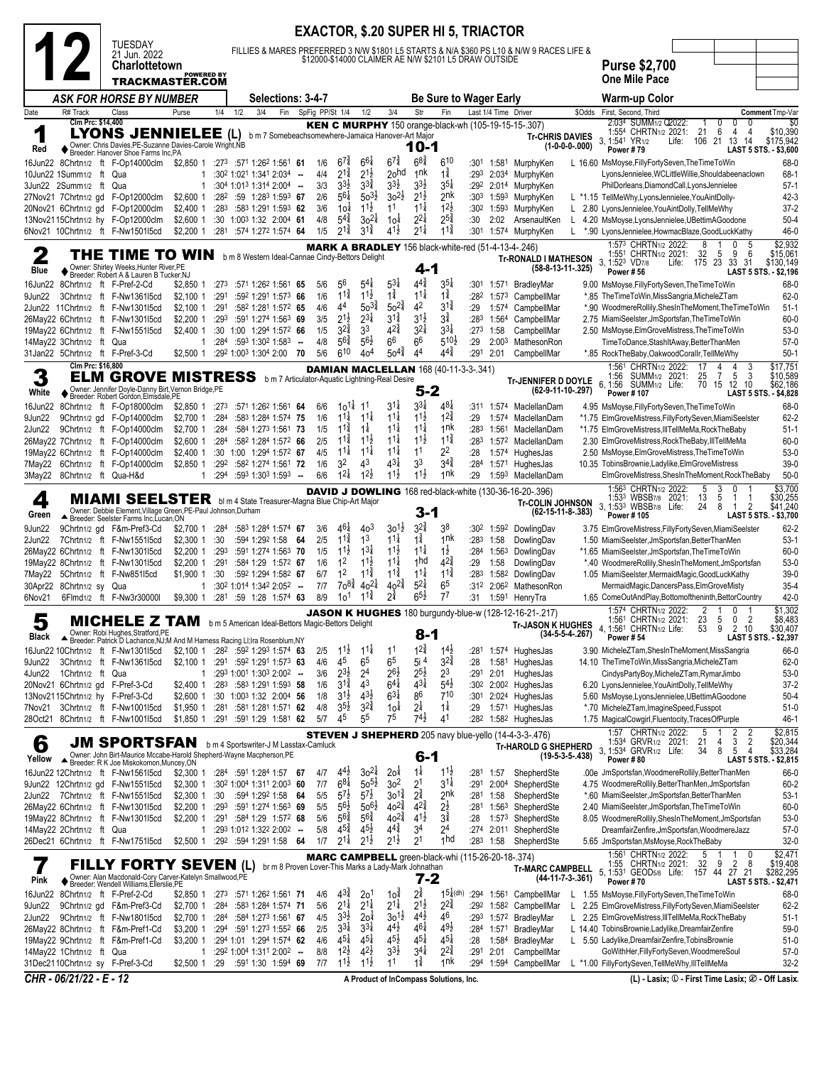# 12

TUESDAY 21 Jun. 2022 **Charlottetown**

TRACKMASTER.COM (POWERED BY)

**EXACTOR, $.20 SUPER HI 5, TRIACTOR**

FILLIES & MARES PREFERRED 3 N/W $1801 L5 STARTS & N/A $360 PS L10 & N/W 9 RACES LIFE & $12000-$14000 CLAIMER AE N/W $2101 L5 DRAW OUTSIDE

**Purse $2,700**
**One Mile Pace**

*ASK FOR HORSE BY NUMBER* — Selections: 3-4-7 — Be Sure to Wager Early — Warm-up Color

---

## 1 — Red — LYONS JENNIELEE (L)

Clm Prc: $14,400 — b m 7 Somebeachsomewhere-Jamaica Hanover-Art Major
Owner: Chris Davies,PE-Suzanne Davies-Carole Wright,NB
Breeder: Hanover Shoe Farms Inc,PA
**KEN C MURPHY** 150 orange-black-wh (105-19-15-15-.307) — **10-1**
Tr-CHRIS DAVIES (1-0-0-0-.000)
2:03⁴ SUMM1/2 Q2022: 1 0 0 0 $0; 1:55⁴ CHRTN1/2 2021: 21 6 4 4 $10,390; 3, 1:54¹ YR1/2 Life: 106 21 13 14 $175,942; Power #79; LAST 5 STS. - $3,600

| Date | Track | Class | Purse | 1/4 | 1/2 | 3/4 | Fin | SpFig | PP/St | 1/4 | 1/2 | 3/4 | Str | Fin | Last 1/4 | Time | Driver | $Odds | First, Second, Third | Comment |
|---|---|---|---|---|---|---|---|---|---|---|---|---|---|---|---|---|---|---|---|---|
| 16Jun22 | 8Chrtn1/2 ft | F-Op14000clm | $2,850 1 | :27³ | :57¹ | 1:26² | 1:56¹ | 61 | 1/6 | 6⁷¾ | 6⁶¼ | 6⁷¾ | 6⁸¾ | 6¹⁰ | :30¹ | 1:58¹ | MurphyKen | L 16.60 | MsMoyse,FillyFortySeven,TheTimeToWin | 68-0 |
| 10Jun22 | 1Summ1/2 ft | Qua | 1 | :30² | 1:02¹ | 1:34¹ | 2:03⁴ | -- | 4/4 | 2¹¾ | 2¹½ | 2ohd | 1nk | 1¾ | :29³ | 2:03⁴ | MurphyKen | | LyonsJennielee,WCLittleWillie,Shouldabeenaclown | 68-1 |
| 3Jun22 | 2Summ1/2 ft | Qua | 1 | :30⁴ | 1:01³ | 1:31⁴ | 2:00⁴ | -- | 3/3 | 3³½ | 3³¾ | 3³½ | 3³½ | 3⁵¼ | :29² | 2:01⁴ | MurphyKen | | PhilDorleans,DiamondCall,LyonsJennielee | 57-1 |
| 27Nov21 | 7Chrtn1/2 gd | F-Op12000clm | $2,600 1 | :28² | :59 | 1:28³ | 1:59³ | 67 | 2/6 | 5⁶¼ | 5o³½ | 3o²½ | 2¹½ | 2nk | :30³ | 1:59³ | MurphyKen | L *1.15 | TellMeWhy,LyonsJennielee,YouAintDolly- | 42-3 |
| 20Nov21 | 6Chrtn1/2 gd | F-Op12000clm | $2,400 1 | :28³ | :58³ | 1:29¹ | 1:59³ | 62 | 3/6 | 1o¼ | 1¹½ | 1¹ | 1¹¼ | 1²½ | :30² | 1:59³ | MurphyKen | L 2.80 | LyonsJennielee,YouAintDolly,TellMeWhy | 37-2 |
| 13Nov21 | 15Chrtn1/2 hy | F-Op12000clm | $2,600 1 | :30 | 1:00³ | 1:32 | 2:00⁴ | 61 | 4/8 | 5⁴¾ | 3o²¼ | 1o¼ | 2²¼ | 2⁵¾ | :30 | 2:02 | ArsenaultKen | L 4.20 | MsMoyse,LyonsJennielee,UBettimAGoodone | 50-4 |
| 6Nov21 | 10Chrtn1/2 ft | F-Nw1501l5cd | $2,200 1 | :28¹ | :57⁴ | 1:27² | 1:57⁴ | 64 | 1/5 | 2¹¾ | 3¹¾ | 4¹½ | 2¹¼ | 1¹¾ | :30¹ | 1:57⁴ | MurphyKen | L *.90 | LyonsJennielee,HowmacBlaze,GoodLuckKathy | 46-0 |

## 2 — Blue — THE TIME TO WIN

b m 8 Western Ideal-Cannae Cindy-Bettors Delight
Owner: Shirley Weeks,Hunter River,PE
Breeder: Robert A & Lauren B Tucker,NJ
**MARK A BRADLEY** 156 black-white-red (51-4-13-4-.246) — **4-1**
Tr-RONALD I MATHESON (58-8-13-11-.325)
1:57³ CHRTN1/2 2022: 8 1 0 5 $2,932; 1:55¹ CHRTN1/2 2021: 32 5 9 6 $15,061; 3, 1:52³ VD7/8 Life: 175 23 33 31 $130,149; Power #56; LAST 5 STS. - $2,196

| Date | Track | Class | Purse | 1/4 | 1/2 | 3/4 | Fin | SpFig | PP/St | 1/4 | 1/2 | 3/4 | Str | Fin | Last 1/4 | Time | Driver | $Odds | First, Second, Third | Comment |
|---|---|---|---|---|---|---|---|---|---|---|---|---|---|---|---|---|---|---|---|---|
| 16Jun22 | 8Chrtn1/2 ft | F-Pref-2-Cd | $2,850 1 | :27³ | :57¹ | 1:26² | 1:56¹ | 65 | 5/6 | 5⁶ | 5⁴¼ | 5³¼ | 4⁴¾ | 3⁵¼ | :30¹ | 1:57¹ | BradleyMar | 9.00 | MsMoyse,FillyFortySeven,TheTimeToWin | 68-0 |
| 9Jun22 | 3Chrtn1/2 ft | F-Nw1361l5cd | $2,100 1 | :29¹ | :59² | 1:29¹ | 1:57³ | 66 | 1/6 | 1¹¾ | 1¹½ | 1¾ | 1¹¼ | 1¾ | :28² | 1:57³ | CampbellMar | *.85 | TheTimeToWin,MissSangria,MicheleZTam | 62-0 |
| 2Jun22 | 11Chrtn1/2 ft | F-Nw1301l5cd | $2,100 1 | :29¹ | :58² | 1:28¹ | 1:57² | 65 | 4/6 | 4⁴ | 5o³¾ | 5o²¾ | 4² | 3¹¾ | :29 | 1:57⁴ | CampbellMar | *.90 | WoodmereRollily,ShesInTheMoment,TheTimeToWin | 51-1 |
| 26May22 | 6Chrtn1/2 ft | F-Nw1301l5cd | $2,200 1 | :29³ | :59¹ | 1:27⁴ | 1:56³ | 69 | 3/5 | 2¹½ | 2³¼ | 3¹¾ | 3¹½ | 3¾ | :28³ | 1:56⁴ | CampbellMar | 2.75 | MiamiSeelster,JmSportsfan,TheTimeToWin | 60-0 |
| 19May22 | 6Chrtn1/2 ft | F-Nw1551l5cd | $2,400 1 | :30 | 1:00 | 1:29⁴ | 1:57² | 66 | 1/5 | 3²¾ | 3³ | 4²¾ | 3²¼ | 3³¼ | :27³ | 1:58 | CampbellMar | 2.50 | MsMoyse,ElmGroveMistress,TheTimeToWin | 53-0 |
| 14May22 | 3Chrtn1/2 ft | Qua | 1 | :28⁴ | :59³ | 1:30² | 1:58³ | -- | 4/8 | 5⁶¾ | 5⁶½ | 6⁶ | 6⁶ | 5¹⁰½ | :29 | 2:00³ | MathesonRon | | TimeToDance,StashItAway,BetterThanMen | 57-0 |
| 31Jan22 | 5Chrtn1/2 ft | F-Pref-3-Cd | $2,500 1 | :29² | 1:00³ | 1:30⁴ | 2:00 | 70 | 5/6 | 6¹⁰ | 4o⁴ | 5o⁴¾ | 4⁴ | 4⁴¾ | :29¹ | 2:01 | CampbellMar | *.85 | RockTheBaby,OakwoodCorallr,TellMeWhy | 50-1 |

## 3 — White — ELM GROVE MISTRESS

Clm Prc: $16,800 — b m 7 Articulator-Aquatic Lightning-Real Desire
Owner: Jennifer Doyle-Danny Birt,Vernon Bridge,PE
Breeder: Robert Gordon,Elmsdale,PE
**DAMIAN MACLELLAN** 168 (40-11-3-3-.341) — **5-2**
Tr-JENNIFER D DOYLE (62-9-11-10-.297)
1:56¹ CHRTN1/2 2022: 17 4 4 3 $17,551; 1:56 SUMM1/2 2021: 25 7 5 3 $10,589; 6, 1:56 SUMM1/2 Life: 70 15 12 10 $62,186; Power #107; LAST 5 STS. - $4,828

| Date | Track | Class | Purse | 1/4 | 1/2 | 3/4 | Fin | SpFig | PP/St | 1/4 | 1/2 | 3/4 | Str | Fin | Last 1/4 | Time | Driver | $Odds | First, Second, Third | Comment |
|---|---|---|---|---|---|---|---|---|---|---|---|---|---|---|---|---|---|---|---|---|
| 16Jun22 | 8Chrtn1/2 ft | F-Op18000clm | $2,850 1 | :27³ | :57¹ | 1:26² | 1:56¹ | 64 | 6/6 | 1o¹¼ | 1¹ | 3¹¼ | 3³¼ | 4⁸¼ | :31¹ | 1:57⁴ | MaclellanDam | 4.95 | MsMoyse,FillyFortySeven,TheTimeToWin | 68-0 |
| 9Jun22 | 9Chrtn1/2 gd | F-Op14000clm | $2,700 1 | :28⁴ | :58³ | 1:28⁴ | 1:57⁴ | 75 | 1/6 | 1¹¾ | 1¹¼ | 1¹¼ | 1¹½ | 1²¾ | :29 | 1:57⁴ | MaclellanDam | *1.75 | ElmGroveMistress,FillyFortySeven,MiamiSeelster | 62-2 |
| 2Jun22 | 9Chrtn1/2 ft | F-Op14000clm | $2,700 1 | :28⁴ | :58⁴ | 1:27³ | 1:56¹ | 73 | 1/5 | 1¹¾ | 1¼ | 1¹¼ | 1¹¼ | 1nk | :28³ | 1:56¹ | MaclellanDam | *1.75 | ElmGroveMistress,IllTellMeMa,RockTheBaby | 51-1 |
| 26May22 | 7Chrtn1/2 ft | F-Op12000clm | $2,600 1 | :28⁴ | :58² | 1:28⁴ | 1:57² | 66 | 2/5 | 1¹¾ | 1¹½ | 1¹¼ | 1¹½ | 1¹¾ | :28³ | 1:57² | MaclellanDam | 2.30 | ElmGroveMistress,RockTheBaby,IllTellMeMa | 60-0 |
| 19May22 | 6Chrtn1/2 ft | F-Op10000clm | $2,400 1 | :30 | 1:00 | 1:29⁴ | 1:57² | 67 | 4/5 | 1¹¼ | 1¹¼ | 1¹¼ | 1¹ | 2² | :28 | 1:57⁴ | HughesJas | 2.50 | MsMoyse,ElmGroveMistress,TheTimeToWin | 53-0 |
| 7May22 | 6Chrtn1/2 ft | F-Op10000clm | $2,850 1 | :29² | :58² | 1:27⁴ | 1:56¹ | 72 | 1/6 | 3² | 4³ | 4³¼ | 3³ | 3⁴¾ | :28⁴ | 1:57¹ | HughesJas | 10.35 | TobinsBrownie,Ladylike,ElmGroveMistress | 39-0 |
| 3May22 | 8Chrtn1/2 ft | Qua-H&d | 1 | :29⁴ | :59³ | 1:30³ | 1:59³ | -- | 6/6 | 1²¼ | 1²½ | 1¹½ | 1¹½ | 1nk | :29 | 1:59³ | MaclellanDam | | ElmGroveMistress,ShesInTheMoment,RockTheBaby | 50-0 |

## 4 — Green — MIAMI SEELSTER

bl m 4 State Treasurer-Magna Blue Chip-Art Major
Owner: Debbie Element,Village Green,PE-Paul Johnson,Durham
Breeder: Seelster Farms Inc,Lucan,ON
**DAVID J DOWLING** 168 red-black-white (130-36-16-20-.396) — **3-1**
Tr-COLIN JOHNSON (62-15-11-8-.383)
1:56³ CHRTN1/2 2022: 5 3 0 1 $3,700; 1:53³ WBSB7/8 2021: 13 5 1 1 $30,255; 3, 1:53³ WBSB7/8 Life: 24 8 1 2 $41,240; Power #105; LAST 5 STS. - $3,700

| Date | Track | Class | Purse | 1/4 | 1/2 | 3/4 | Fin | SpFig | PP/St | 1/4 | 1/2 | 3/4 | Str | Fin | Last 1/4 | Time | Driver | $Odds | First, Second, Third | Comment |
|---|---|---|---|---|---|---|---|---|---|---|---|---|---|---|---|---|---|---|---|---|
| 9Jun22 | 9Chrtn1/2 gd | F&m-Pref3-Cd | $2,700 1 | :28⁴ | :58³ | 1:28⁴ | 1:57⁴ | 67 | 3/6 | 4⁶¼ | 4o³ | 3o¹½ | 3²¾ | 3⁸ | :30² | 1:59² | DowlingDav | 3.75 | ElmGroveMistress,FillyFortySeven,MiamiSeelster | 62-2 |
| 2Jun22 | 7Chrtn1/2 ft | F-Nw1551l5cd | $2,300 1 | :30 | :59⁴ | 1:29² | 1:58 | 64 | 2/5 | 1¹¾ | 1³ | 1¹¼ | 1¾ | 1nk | :28³ | 1:58 | DowlingDav | 1.50 | MiamiSeelster,JmSportsfan,BetterThanMen | 53-1 |
| 26May22 | 6Chrtn1/2 ft | F-Nw1301l5cd | $2,200 1 | :29³ | :59¹ | 1:27⁴ | 1:56³ | 70 | 1/5 | 1¹½ | 1³¼ | 1¹½ | 1¹¼ | 1½ | :28⁴ | 1:56³ | DowlingDav | *1.65 | MiamiSeelster,JmSportsfan,TheTimeToWin | 60-0 |
| 19May22 | 8Chrtn1/2 ft | F-Nw1301l5cd | $2,200 1 | :29¹ | :58⁴ | 1:29 | 1:57² | 67 | 1/6 | 1² | 1¹½ | 1¹¼ | 1hd | 4²¾ | :29 | 1:58 | DowlingDav | *.40 | WoodmereRollily,ShesInTheMoment,JmSportsfan | 53-0 |
| 7May22 | 5Chrtn1/2 ft | F-Nw851l5cd | $1,900 1 | :30 | :59² | 1:29⁴ | 1:58² | 67 | 6/7 | 1² | 1¹¾ | 1¹¾ | 1¹¼ | 1¹¾ | :28³ | 1:58² | DowlingDav | 1.05 | MiamiSeelster,MermaidMagic,GoodLuckKathy | 39-0 |
| 30Apr22 | 8Chrtn1/2 sy | Qua | 1 | :30² | 1:01⁴ | 1:34² | 2:05² | -- | 7/7 | 7o⁸¾ | 4o²¼ | 4o²¾ | 5²¼ | 6⁵ | :31² | 2:06² | MathesonRon | | MermaidMagic,DancersPass,ElmGroveMisty | 35-4 |
| 6Nov21 | 6Flmd1/2 ft | F-Nw3r30000l | $9,300 1 | :28¹ | :59 | 1:28 | 1:57⁴ | 63 | 8/9 | 1o¹ | 1¹¾ | 2¾ | 6⁵½ | 7⁷ | :31 | 1:59¹ | HenryTra | 1.65 | ComeOutAndPlay,Bottomoftheninth,BettorCountry | 42-0 |

## 5 — Black — MICHELE Z TAM

b m 5 American Ideal-Bettors Magic-Bettors Delight
Owner: Robi Hughes,Stratford,PE
Breeder: Patrick D Lachance,NJ;M And M Harness Racing Ll;Ira Rosenblum,NY
**JASON K HUGHES** 180 burgundy-blue-w (128-12-16-21-.217) — **8-1**
Tr-JASON K HUGHES (34-5-5-4-.267)
1:57⁴ CHRTN1/2 2022: 2 1 0 1 $1,302; 1:56¹ CHRTN1/2 2021: 23 5 0 2 $8,483; 4, 1:56¹ CHRTN1/2 Life: 53 9 2 10 $30,407; Power #54; LAST 5 STS. - $2,397

| Date | Track | Class | Purse | 1/4 | 1/2 | 3/4 | Fin | SpFig | PP/St | 1/4 | 1/2 | 3/4 | Str | Fin | Last 1/4 | Time | Driver | $Odds | First, Second, Third | Comment |
|---|---|---|---|---|---|---|---|---|---|---|---|---|---|---|---|---|---|---|---|---|
| 16Jun22 | 10Chrtn1/2 ft | F-Nw1301l5cd | $2,100 1 | :28² | :59² | 1:29³ | 1:57⁴ | 63 | 2/5 | 1¹½ | 1¹¼ | 1¹ | 1²¾ | 1⁴½ | :28¹ | 1:57⁴ | HughesJas | 3.90 | MicheleZTam,ShesInTheMoment,MissSangria | 66-0 |
| 9Jun22 | 3Chrtn1/2 ft | F-Nw1361l5cd | $2,100 1 | :29¹ | :59² | 1:29¹ | 1:57³ | 63 | 4/6 | 4⁵ | 6⁵ | 6⁵ | 5i ⁴ | 3²¾ | :28 | 1:58¹ | HughesJas | 14.10 | TheTimeToWin,MissSangria,MicheleZTam | 62-0 |
| 4Jun22 | 1Chrtn1/2 ft | Qua | 1 | :29³ | 1:00¹ | 1:30³ | 2:00² | -- | 3/6 | 2³½ | 2⁴ | 2⁶½ | 2⁵½ | 2³ | :29¹ | 2:01 | HughesJas | | CindysPartyBoy,MicheleZTam,RymarJimbo | 53-0 |
| 20Nov21 | 6Chrtn1/2 gd | F-Pref-3-Cd | $2,400 1 | :28³ | :58³ | 1:29¹ | 1:59³ | 58 | 1/6 | 3¹¾ | 4³ | 6⁴¼ | 4³¼ | 5⁴½ | :30² | 2:00² | HughesJas | 6.20 | LyonsJennielee,YouAintDolly,TellMeWhy | 37-2 |
| 13Nov21 | 15Chrtn1/2 hy | F-Pref-3-Cd | $2,600 1 | :30 | 1:00³ | 1:32 | 2:00⁴ | 56 | 1/8 | 3¹½ | 4³½ | 6³¼ | 8⁶ | 7¹⁰ | :30¹ | 2:02⁴ | HughesJas | 5.60 | MsMoyse,LyonsJennielee,UBettimAGoodone | 50-4 |
| 7Nov21 | 3Chrtn1/2 ft | F-Nw1001l5cd | $1,950 1 | :28¹ | :58¹ | 1:28¹ | 1:57¹ | 62 | 4/8 | 3⁵½ | 3²¾ | 1o¼ | 2¼ | 1¼ | :29 | 1:57¹ | HughesJas | *.70 | MicheleZTam,ImagineSpeed,Fusspot | 51-0 |
| 28Oct21 | 8Chrtn1/2 ft | F-Nw1001l5cd | $1,850 1 | :29¹ | :59¹ | 1:29 | 1:58¹ | 62 | 5/7 | 4⁵ | 5⁵ | 7⁵ | 7⁴½ | 4¹ | :28² | 1:58² | HughesJas | 1.75 | MagicalCowgirl,Fluentocity,TracesOfPurple | 46-1 |

## 6 — Yellow — JM SPORTSFAN

b m 4 Sportswriter-J M Lasstax-Camluck
Owner: John Birt-Maurice Mccabe-Harold Shepherd-Wayne Macpherson,PE
Breeder: R K Joe Miskokomon,Muncey,ON
**STEVEN J SHEPHERD** 205 navy blue-yello (14-4-3-3-.476) — **6-1**
Tr-HAROLD G SHEPHERD (19-5-3-5-.438)
1:57 CHRTN1/2 2022: 5 1 2 2 $2,815; 1:53⁴ GRVR1/2 2021: 21 4 3 2 $20,344; 3, 1:53⁴ GRVR1/2 Life: 34 8 5 4 $33,284; Power #80; LAST 5 STS. - $2,815

| Date | Track | Class | Purse | 1/4 | 1/2 | 3/4 | Fin | SpFig | PP/St | 1/4 | 1/2 | 3/4 | Str | Fin | Last 1/4 | Time | Driver | $Odds | First, Second, Third | Comment |
|---|---|---|---|---|---|---|---|---|---|---|---|---|---|---|---|---|---|---|---|---|
| 16Jun22 | 12Chrtn1/2 ft | F-Nw1561l5cd | $2,300 1 | :28⁴ | :59¹ | 1:28⁴ | 1:57 | 67 | 4/7 | 4⁴½ | 3o²¼ | 2o¼ | 1¼ | 1¹½ | :28¹ | 1:57 | ShepherdSte | .00e | JmSportsfan,WoodmereRollily,BetterThanMen | 66-0 |
| 9Jun22 | 12Chrtn1/2 gd | F-Nw1551l5cd | $2,300 1 | :30² | 1:00⁴ | 1:31¹ | 2:00³ | 60 | 7/7 | 6⁸¼ | 5o⁵½ | 3o² | 2¹ | 3¹¼ | :29¹ | 2:00⁴ | ShepherdSte | 4.75 | WoodmereRollily,BetterThanMen,JmSportsfan | 60-2 |
| 2Jun22 | 7Chrtn1/2 ft | F-Nw1551l5cd | $2,300 1 | :30 | :59⁴ | 1:29² | 1:58 | 64 | 5/5 | 5⁷½ | 5⁷½ | 3o¹¾ | 2¾ | 2nk | :28¹ | 1:58 | ShepherdSte | *.60 | MiamiSeelster,JmSportsfan,BetterThanMen | 53-1 |
| 26May22 | 6Chrtn1/2 ft | F-Nw1301l5cd | $2,200 1 | :29³ | :59¹ | 1:27⁴ | 1:56³ | 69 | 5/5 | 5⁶½ | 5o⁶¾ | 4o²¾ | 4²¾ | 2½ | :28¹ | 1:56³ | ShepherdSte | 2.40 | MiamiSeelster,JmSportsfan,TheTimeToWin | 60-0 |
| 19May22 | 8Chrtn1/2 ft | F-Nw1301l5cd | $2,200 1 | :29¹ | :58⁴ | 1:29 | 1:57² | 68 | 5/6 | 5⁶¾ | 5⁶¾ | 4o²¾ | 4¹½ | 3¾ | :28 | 1:57³ | ShepherdSte | 8.05 | WoodmereRollily,ShesInTheMoment,JmSportsfan | 53-0 |
| 14May22 | 2Chrtn1/2 ft | Qua | 1 | :29³ | 1:01² | 1:32² | 2:00² | -- | 5/8 | 4⁵¾ | 4⁵½ | 4⁴¾ | 3⁴ | 2⁴ | :27⁴ | 2:01¹ | ShepherdSte | | DreamfairZenfire,JmSportsfan,WoodmereJazz | 57-0 |
| 26Dec21 | 6Chrtn1/2 ft | F-Nw1751l5cd | $2,500 1 | :29² | :59⁴ | 1:29¹ | 1:58 | 64 | 1/7 | 2¹¼ | 2¹½ | 2¹½ | 2¹ | 1hd | :28³ | 1:58 | ShepherdSte | 5.65 | JmSportsfan,MsMoyse,RockTheBaby | 32-0 |

## 7 — Pink — FILLY FORTY SEVEN (L)

br m 8 Proven Lover-This Marks a Lady-Mark Johnathan
Owner: Alan Macdonald-Cory Carver-Katelyn Smallwood,PE
Breeder: Wendell Williams,Ellerslie,PE
**MARC CAMPBELL** green-black-whi (115-26-20-18-.374) — **7-2**
Tr-MARC CAMPBELL (44-11-7-3-.361)
1:56¹ CHRTN1/2 2022: 5 1 1 0 $2,471; 1:55 CHRTN1/2 2021: 32 9 2 8 $19,408; 5, 1:53¹ GEOD5/8 Life: 157 44 27 21 $282,295; Power #70; LAST 5 STS. - $2,471

| Date | Track | Class | Purse | 1/4 | 1/2 | 3/4 | Fin | SpFig | PP/St | 1/4 | 1/2 | 3/4 | Str | Fin | Last 1/4 | Time | Driver | $Odds | First, Second, Third | Comment |
|---|---|---|---|---|---|---|---|---|---|---|---|---|---|---|---|---|---|---|---|---|
| 16Jun22 | 8Chrtn1/2 ft | F-Pref-2-Cd | $2,850 1 | :27³ | :57¹ | 1:26² | 1:56¹ | 71 | 4/6 | 4³¾ | 2o¹ | 1o¾ | 2¾ | 1⁵¼(dh) | :29⁴ | 1:56¹ | CampbellMar | L 1.55 | MsMoyse,FillyFortySeven,TheTimeToWin | 68-0 |
| 9Jun22 | 9Chrtn1/2 gd | F&m-Pref3-Cd | $2,700 1 | :28⁴ | :58³ | 1:28⁴ | 1:57⁴ | 71 | 5/6 | 2¹¼ | 2¹¼ | 2¹¼ | 2¹½ | 2²¾ | :29² | 1:58² | CampbellMar | L 2.25 | ElmGroveMistress,FillyFortySeven,MiamiSeelster | 62-2 |
| 2Jun22 | 9Chrtn1/2 ft | F-Nw1801l5cd | $2,700 1 | :28⁴ | :58⁴ | 1:27³ | 1:56¹ | 67 | 4/5 | 3³½ | 2o¼ | 3o¹½ | 4⁴½ | 4⁶ | :29³ | 1:57² | BradleyMar | L 2.25 | ElmGroveMistress,IllTellMeMa,RockTheBaby | 51-1 |
| 26May22 | 8Chrtn1/2 ft | F&m-Pref1-Cd | $3,200 1 | :29⁴ | :59¹ | 1:27⁴ | 1:55² | 66 | 2/5 | 3³¼ | 3³¼ | 4⁴½ | 4⁶¼ | 4⁹½ | :28⁴ | 1:57¹ | BradleyMar | L 14.40 | TobinsBrownie,Ladylike,DreamfairZenfire | 59-0 |
| 19May22 | 9Chrtn1/2 ft | F&m-Pref1-Cd | $3,200 1 | :29⁴ | 1:01 | 1:29⁴ | 1:57⁴ | 62 | 4/6 | 4⁵¼ | 4⁵¼ | 4⁵½ | 4⁵¼ | 4⁵½ | :28 | 1:58⁴ | BradleyMar | L 5.50 | Ladylike,DreamfairZenfire,TobinsBrownie | 51-0 |
| 14May22 | 1Chrtn1/2 ft | Qua | 1 | :29² | 1:00⁴ | 1:31¹ | 2:00² | -- | 8/8 | 1²½ | 4²½ | 3³½ | 3⁴¼ | 2²¾ | :29¹ | 2:01 | CampbellMar | | GoWithHer,FillyFortySeven,WoodmereSoul | 57-0 |
| 31Dec21 | 10Chrtn1/2 sy | F-Pref-3-Cd | $2,500 1 | :29 | :59¹ | 1:30 | 1:59⁴ | 69 | 7/7 | 1¹½ | 1¹½ | 1¹ | 1¾ | 1nk | :29⁴ | 1:59⁴ | CampbellMar | L *1.00 | FillyFortySeven,TellMeWhy,IllTellMeMa | 32-2 |

CHR - 06/21/22 - E - 12 — A Product of InCompass Solutions, Inc. — (L) - Lasix; ① - First Time Lasix; ② - Off Lasix